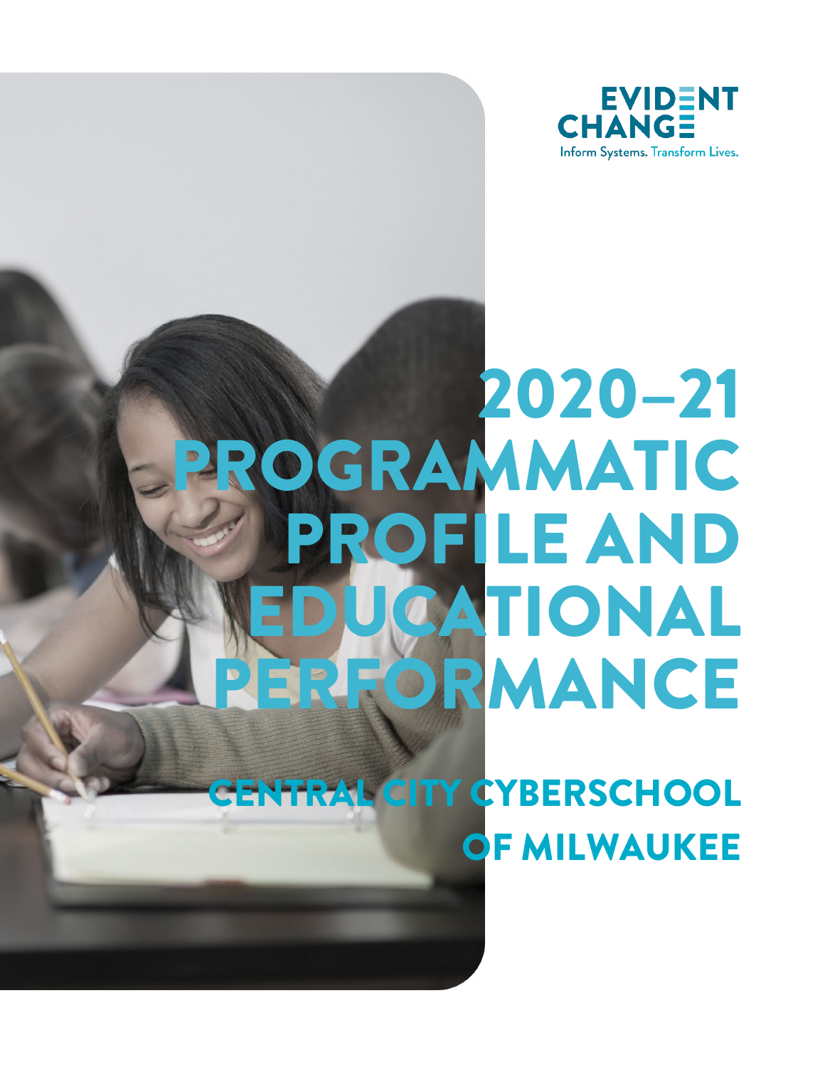EVIDENT CHANGE

Inform Systems. Transform Lives.

# 2020–21 PROGRAMMATIC PROFILE AND EDUCATIONAL PERFORMANCE

## CENTRAL CITY CYBERSCHOOL OF MILWAUKEE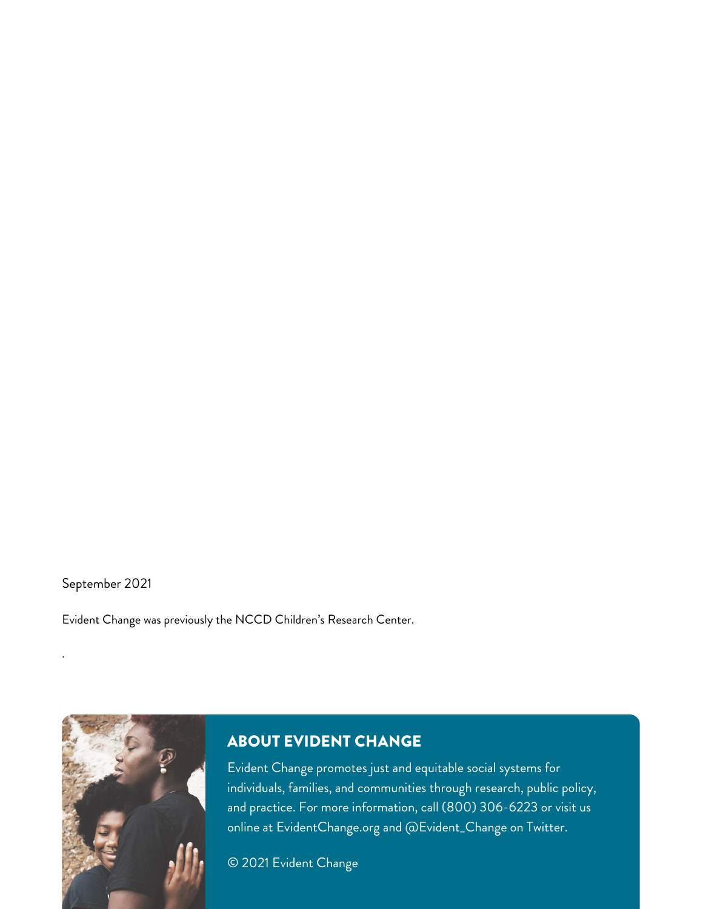September 2021

Evident Change was previously the NCCD Children's Research Center.

.

## ABOUT EVIDENT CHANGE

Evident Change promotes just and equitable social systems for individuals, families, and communities through research, public policy, and practice. For more information, call (800) 306-6223 or visit us online at EvidentChange.org and @Evident_Change on Twitter.

© 2021 Evident Change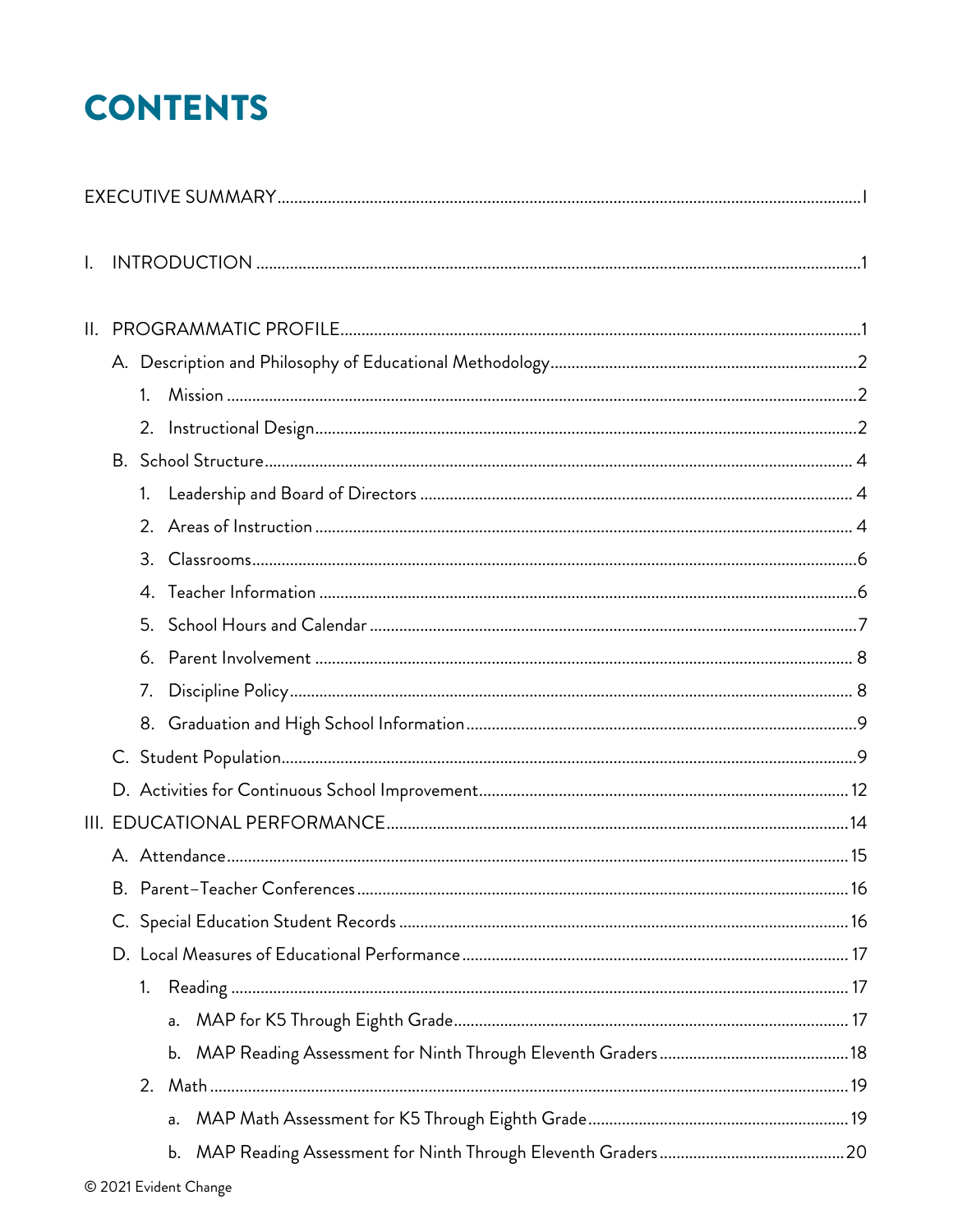# CONTENTS

EXECUTIVE SUMMARY........................................................................................................................I

I. INTRODUCTION ........................................................................................................................1

II. PROGRAMMATIC PROFILE........................................................................................................1

- A. Description and Philosophy of Educational Methodology........................................................2
  - 1. Mission ............................................................................................................................2
  - 2. Instructional Design..........................................................................................................2
- B. School Structure.................................................................................................................. 4
  - 1. Leadership and Board of Directors .................................................................................. 4
  - 2. Areas of Instruction ......................................................................................................... 4
  - 3. Classrooms.......................................................................................................................6
  - 4. Teacher Information .........................................................................................................6
  - 5. School Hours and Calendar ..............................................................................................7
  - 6. Parent Involvement ......................................................................................................... 8
  - 7. Discipline Policy............................................................................................................... 8
  - 8. Graduation and High School Information..........................................................................9
- C. Student Population..............................................................................................................9
- D. Activities for Continuous School Improvement.....................................................................12

III. EDUCATIONAL PERFORMANCE..............................................................................................14

- A. Attendance.........................................................................................................................15
- B. Parent–Teacher Conferences...............................................................................................16
- C. Special Education Student Records .....................................................................................16
- D. Local Measures of Educational Performance........................................................................ 17
  - 1. Reading .......................................................................................................................... 17
    - a. MAP for K5 Through Eighth Grade............................................................................. 17
    - b. MAP Reading Assessment for Ninth Through Eleventh Graders.....................................18
  - 2. Math ...............................................................................................................................19
    - a. MAP Math Assessment for K5 Through Eighth Grade......................................................19
    - b. MAP Reading Assessment for Ninth Through Eleventh Graders.....................................20

© 2021 Evident Change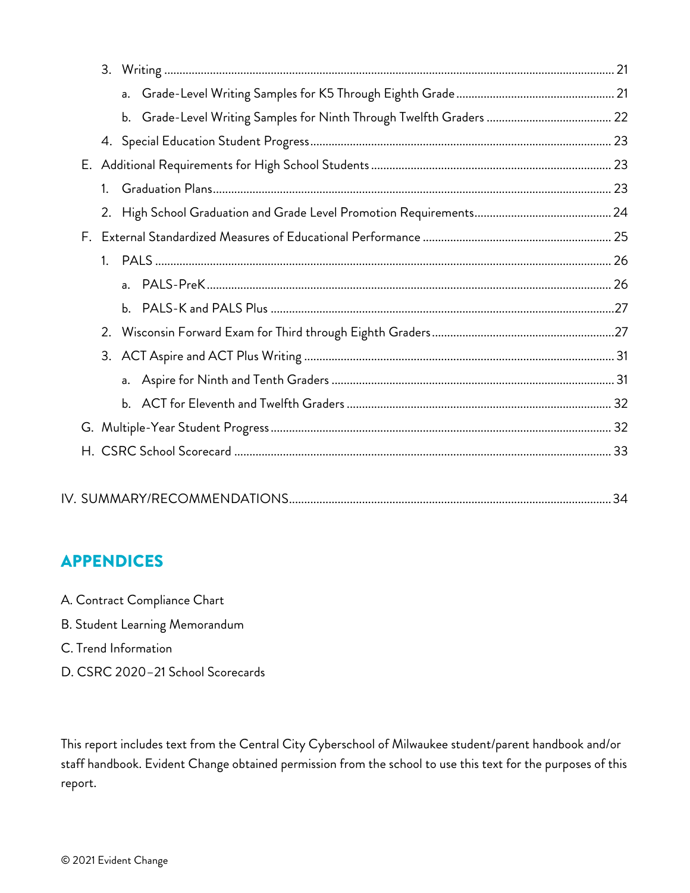- 3. Writing ........................................................................................................................................ 21
  - a. Grade-Level Writing Samples for K5 Through Eighth Grade .................................................. 21
  - b. Grade-Level Writing Samples for Ninth Through Twelfth Graders ........................................ 22
- 4. Special Education Student Progress ............................................................................................ 23

E. Additional Requirements for High School Students ......................................................................... 23

- 1. Graduation Plans .......................................................................................................................... 23
- 2. High School Graduation and Grade Level Promotion Requirements ........................................... 24

F. External Standardized Measures of Educational Performance ......................................................... 25

- 1. PALS .............................................................................................................................................. 26
  - a. PALS-PreK ................................................................................................................................ 26
  - b. PALS-K and PALS Plus ..............................................................................................................27
- 2. Wisconsin Forward Exam for Third through Eighth Graders ..........................................................27
- 3. ACT Aspire and ACT Plus Writing .................................................................................................. 31
  - a. Aspire for Ninth and Tenth Graders ......................................................................................... 31
  - b. ACT for Eleventh and Twelfth Graders .................................................................................... 32

G. Multiple-Year Student Progress ........................................................................................................ 32

H. CSRC School Scorecard .................................................................................................................... 33

IV. SUMMARY/RECOMMENDATIONS ........................................................................................................ 34

## APPENDICES

A. Contract Compliance Chart

B. Student Learning Memorandum

C. Trend Information

D. CSRC 2020–21 School Scorecards

This report includes text from the Central City Cyberschool of Milwaukee student/parent handbook and/or staff handbook. Evident Change obtained permission from the school to use this text for the purposes of this report.

© 2021 Evident Change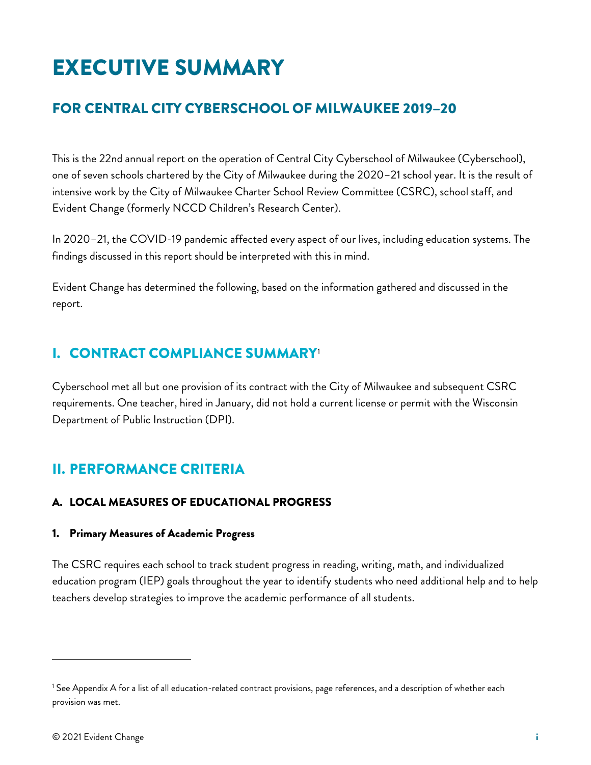# EXECUTIVE SUMMARY

## FOR CENTRAL CITY CYBERSCHOOL OF MILWAUKEE 2019–20

This is the 22nd annual report on the operation of Central City Cyberschool of Milwaukee (Cyberschool), one of seven schools chartered by the City of Milwaukee during the 2020–21 school year. It is the result of intensive work by the City of Milwaukee Charter School Review Committee (CSRC), school staff, and Evident Change (formerly NCCD Children's Research Center).

In 2020–21, the COVID-19 pandemic affected every aspect of our lives, including education systems. The findings discussed in this report should be interpreted with this in mind.

Evident Change has determined the following, based on the information gathered and discussed in the report.

## I. CONTRACT COMPLIANCE SUMMARY[1]

Cyberschool met all but one provision of its contract with the City of Milwaukee and subsequent CSRC requirements. One teacher, hired in January, did not hold a current license or permit with the Wisconsin Department of Public Instruction (DPI).

## II. PERFORMANCE CRITERIA

### A. LOCAL MEASURES OF EDUCATIONAL PROGRESS

#### 1. Primary Measures of Academic Progress

The CSRC requires each school to track student progress in reading, writing, math, and individualized education program (IEP) goals throughout the year to identify students who need additional help and to help teachers develop strategies to improve the academic performance of all students.

---

[1] See Appendix A for a list of all education-related contract provisions, page references, and a description of whether each provision was met.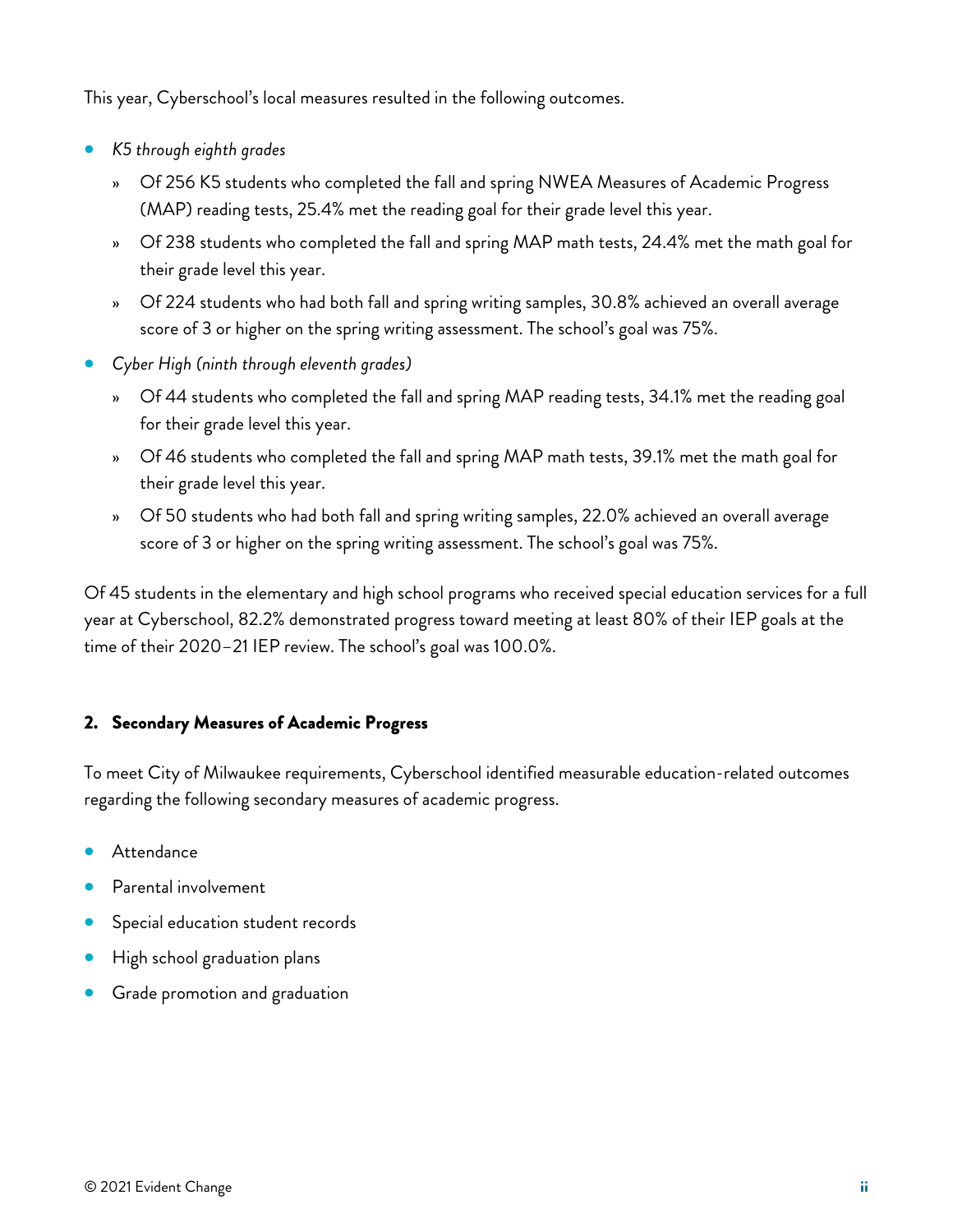This year, Cyberschool's local measures resulted in the following outcomes.

- *K5 through eighth grades*
  - Of 256 K5 students who completed the fall and spring NWEA Measures of Academic Progress (MAP) reading tests, 25.4% met the reading goal for their grade level this year.
  - Of 238 students who completed the fall and spring MAP math tests, 24.4% met the math goal for their grade level this year.
  - Of 224 students who had both fall and spring writing samples, 30.8% achieved an overall average score of 3 or higher on the spring writing assessment. The school's goal was 75%.
- *Cyber High (ninth through eleventh grades)*
  - Of 44 students who completed the fall and spring MAP reading tests, 34.1% met the reading goal for their grade level this year.
  - Of 46 students who completed the fall and spring MAP math tests, 39.1% met the math goal for their grade level this year.
  - Of 50 students who had both fall and spring writing samples, 22.0% achieved an overall average score of 3 or higher on the spring writing assessment. The school's goal was 75%.

Of 45 students in the elementary and high school programs who received special education services for a full year at Cyberschool, 82.2% demonstrated progress toward meeting at least 80% of their IEP goals at the time of their 2020–21 IEP review. The school's goal was 100.0%.

#### 2. Secondary Measures of Academic Progress

To meet City of Milwaukee requirements, Cyberschool identified measurable education-related outcomes regarding the following secondary measures of academic progress.

- Attendance
- Parental involvement
- Special education student records
- High school graduation plans
- Grade promotion and graduation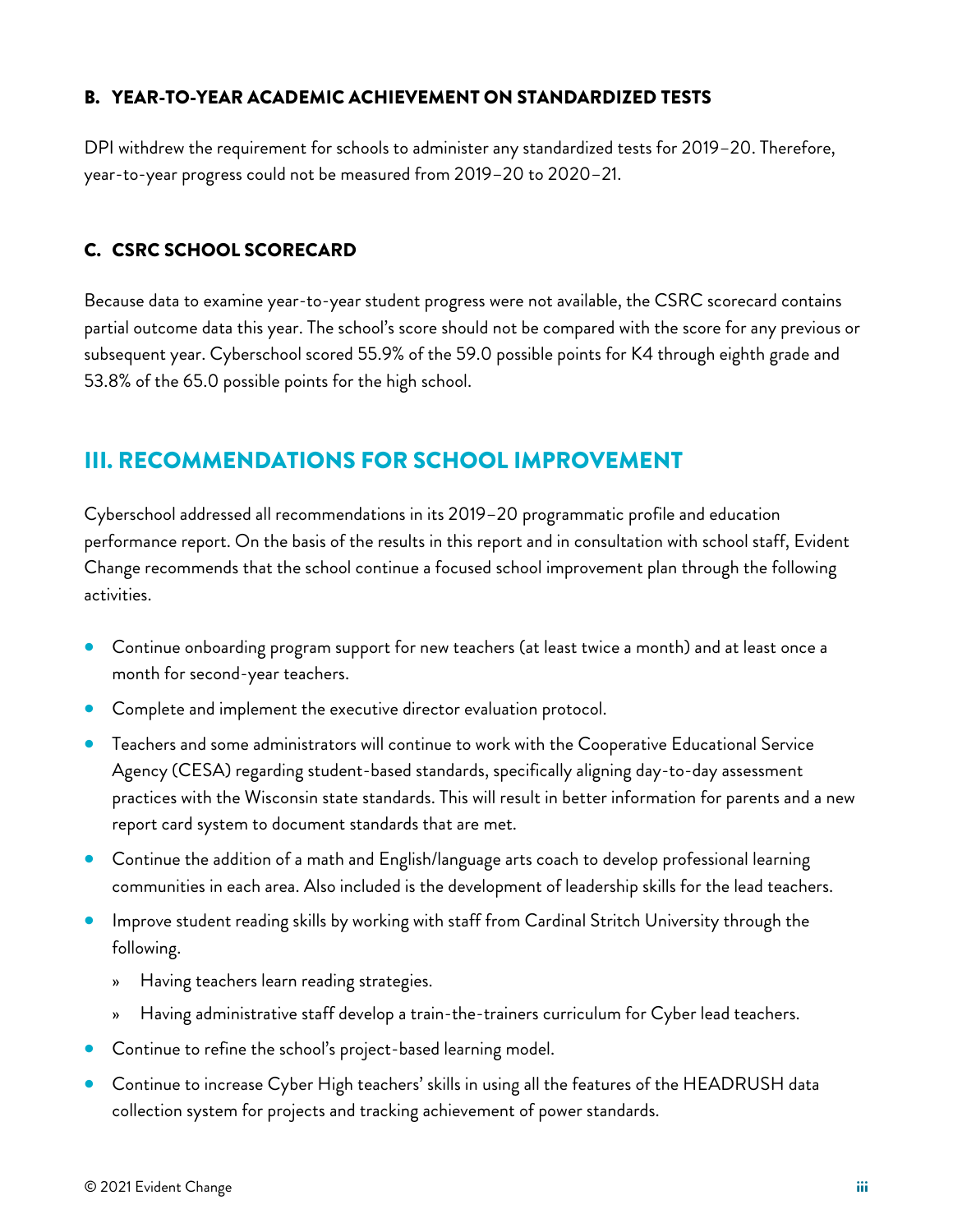### B. YEAR-TO-YEAR ACADEMIC ACHIEVEMENT ON STANDARDIZED TESTS

DPI withdrew the requirement for schools to administer any standardized tests for 2019–20. Therefore, year-to-year progress could not be measured from 2019–20 to 2020–21.

### C. CSRC SCHOOL SCORECARD

Because data to examine year-to-year student progress were not available, the CSRC scorecard contains partial outcome data this year. The school's score should not be compared with the score for any previous or subsequent year. Cyberschool scored 55.9% of the 59.0 possible points for K4 through eighth grade and 53.8% of the 65.0 possible points for the high school.

## III. RECOMMENDATIONS FOR SCHOOL IMPROVEMENT

Cyberschool addressed all recommendations in its 2019–20 programmatic profile and education performance report. On the basis of the results in this report and in consultation with school staff, Evident Change recommends that the school continue a focused school improvement plan through the following activities.

- Continue onboarding program support for new teachers (at least twice a month) and at least once a month for second-year teachers.
- Complete and implement the executive director evaluation protocol.
- Teachers and some administrators will continue to work with the Cooperative Educational Service Agency (CESA) regarding student-based standards, specifically aligning day-to-day assessment practices with the Wisconsin state standards. This will result in better information for parents and a new report card system to document standards that are met.
- Continue the addition of a math and English/language arts coach to develop professional learning communities in each area. Also included is the development of leadership skills for the lead teachers.
- Improve student reading skills by working with staff from Cardinal Stritch University through the following.
  - Having teachers learn reading strategies.
  - Having administrative staff develop a train-the-trainers curriculum for Cyber lead teachers.
- Continue to refine the school's project-based learning model.
- Continue to increase Cyber High teachers' skills in using all the features of the HEADRUSH data collection system for projects and tracking achievement of power standards.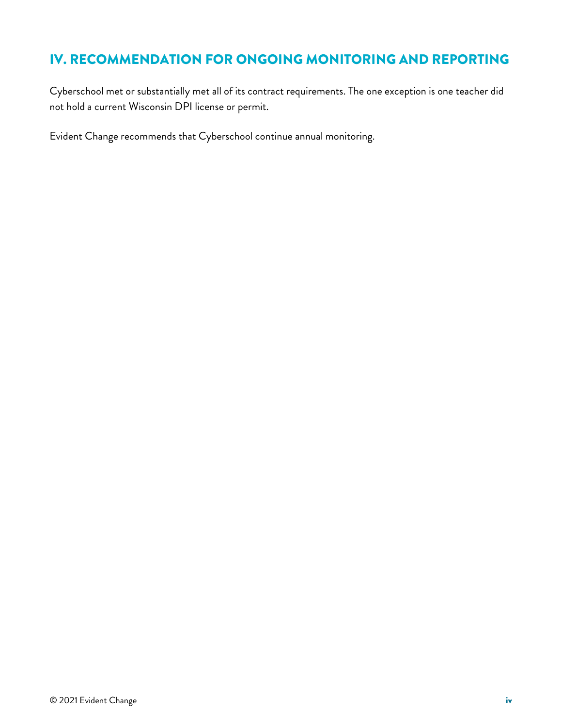## IV. RECOMMENDATION FOR ONGOING MONITORING AND REPORTING

Cyberschool met or substantially met all of its contract requirements. The one exception is one teacher did not hold a current Wisconsin DPI license or permit.

Evident Change recommends that Cyberschool continue annual monitoring.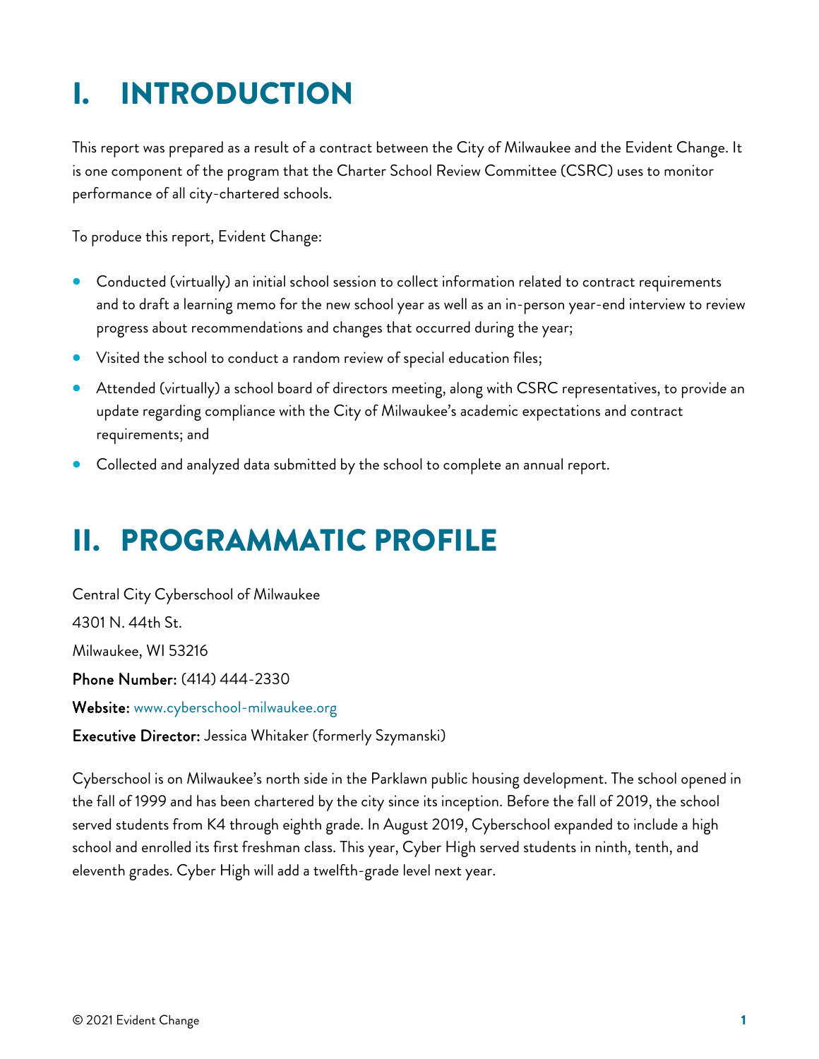# I. INTRODUCTION

This report was prepared as a result of a contract between the City of Milwaukee and the Evident Change. It is one component of the program that the Charter School Review Committee (CSRC) uses to monitor performance of all city-chartered schools.

To produce this report, Evident Change:

- Conducted (virtually) an initial school session to collect information related to contract requirements and to draft a learning memo for the new school year as well as an in-person year-end interview to review progress about recommendations and changes that occurred during the year;
- Visited the school to conduct a random review of special education files;
- Attended (virtually) a school board of directors meeting, along with CSRC representatives, to provide an update regarding compliance with the City of Milwaukee's academic expectations and contract requirements; and
- Collected and analyzed data submitted by the school to complete an annual report.

# II. PROGRAMMATIC PROFILE

Central City Cyberschool of Milwaukee

4301 N. 44th St.

Milwaukee, WI 53216

**Phone Number:** (414) 444-2330

**Website:** www.cyberschool-milwaukee.org

**Executive Director:** Jessica Whitaker (formerly Szymanski)

Cyberschool is on Milwaukee's north side in the Parklawn public housing development. The school opened in the fall of 1999 and has been chartered by the city since its inception. Before the fall of 2019, the school served students from K4 through eighth grade. In August 2019, Cyberschool expanded to include a high school and enrolled its first freshman class. This year, Cyber High served students in ninth, tenth, and eleventh grades. Cyber High will add a twelfth-grade level next year.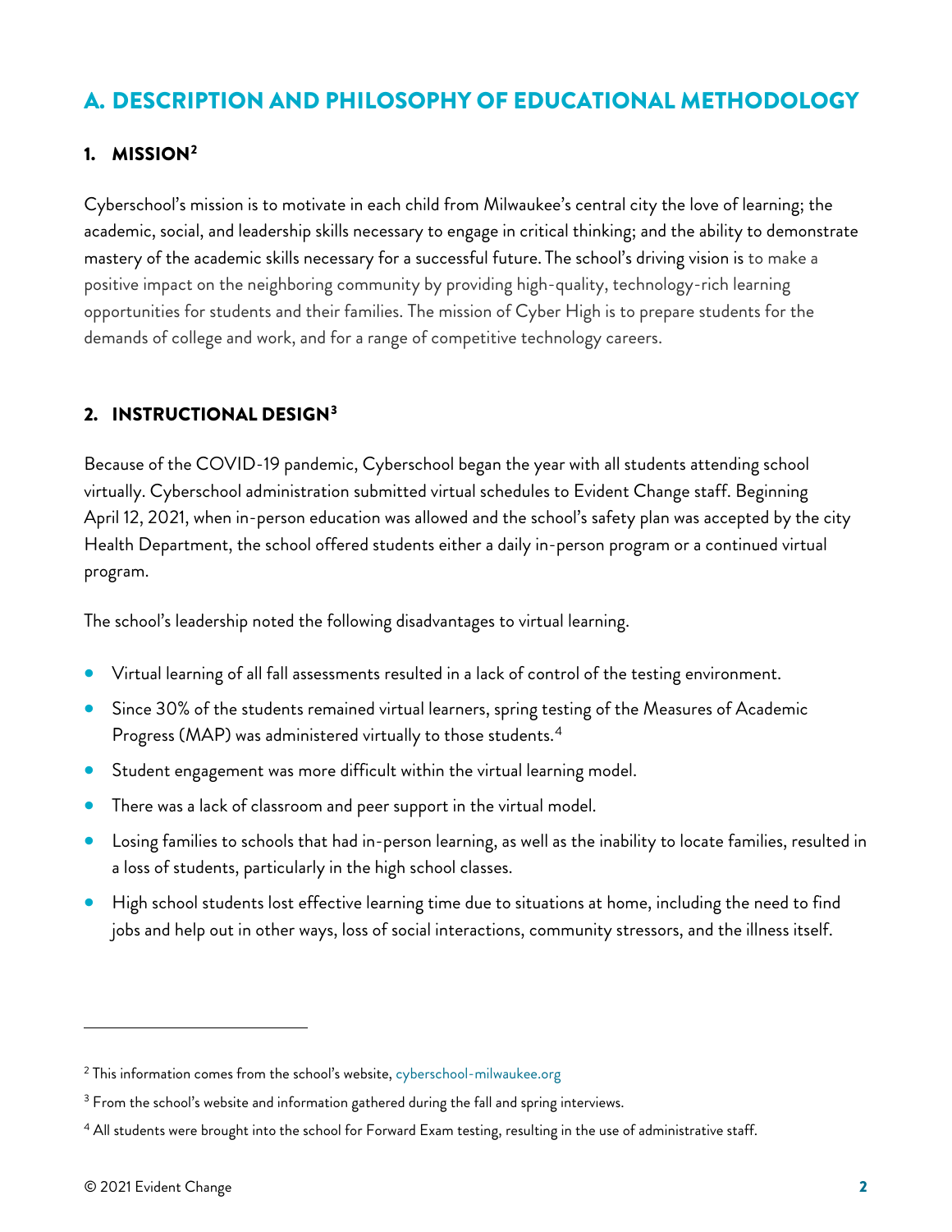# A. DESCRIPTION AND PHILOSOPHY OF EDUCATIONAL METHODOLOGY

## 1. MISSION[2]

Cyberschool's mission is to motivate in each child from Milwaukee's central city the love of learning; the academic, social, and leadership skills necessary to engage in critical thinking; and the ability to demonstrate mastery of the academic skills necessary for a successful future. The school's driving vision is to make a positive impact on the neighboring community by providing high-quality, technology-rich learning opportunities for students and their families. The mission of Cyber High is to prepare students for the demands of college and work, and for a range of competitive technology careers.

## 2. INSTRUCTIONAL DESIGN[3]

Because of the COVID-19 pandemic, Cyberschool began the year with all students attending school virtually. Cyberschool administration submitted virtual schedules to Evident Change staff. Beginning April 12, 2021, when in-person education was allowed and the school's safety plan was accepted by the city Health Department, the school offered students either a daily in-person program or a continued virtual program.

The school's leadership noted the following disadvantages to virtual learning.

- Virtual learning of all fall assessments resulted in a lack of control of the testing environment.
- Since 30% of the students remained virtual learners, spring testing of the Measures of Academic Progress (MAP) was administered virtually to those students.[4]
- Student engagement was more difficult within the virtual learning model.
- There was a lack of classroom and peer support in the virtual model.
- Losing families to schools that had in-person learning, as well as the inability to locate families, resulted in a loss of students, particularly in the high school classes.
- High school students lost effective learning time due to situations at home, including the need to find jobs and help out in other ways, loss of social interactions, community stressors, and the illness itself.

---

[2] This information comes from the school's website, cyberschool-milwaukee.org

[3] From the school's website and information gathered during the fall and spring interviews.

[4] All students were brought into the school for Forward Exam testing, resulting in the use of administrative staff.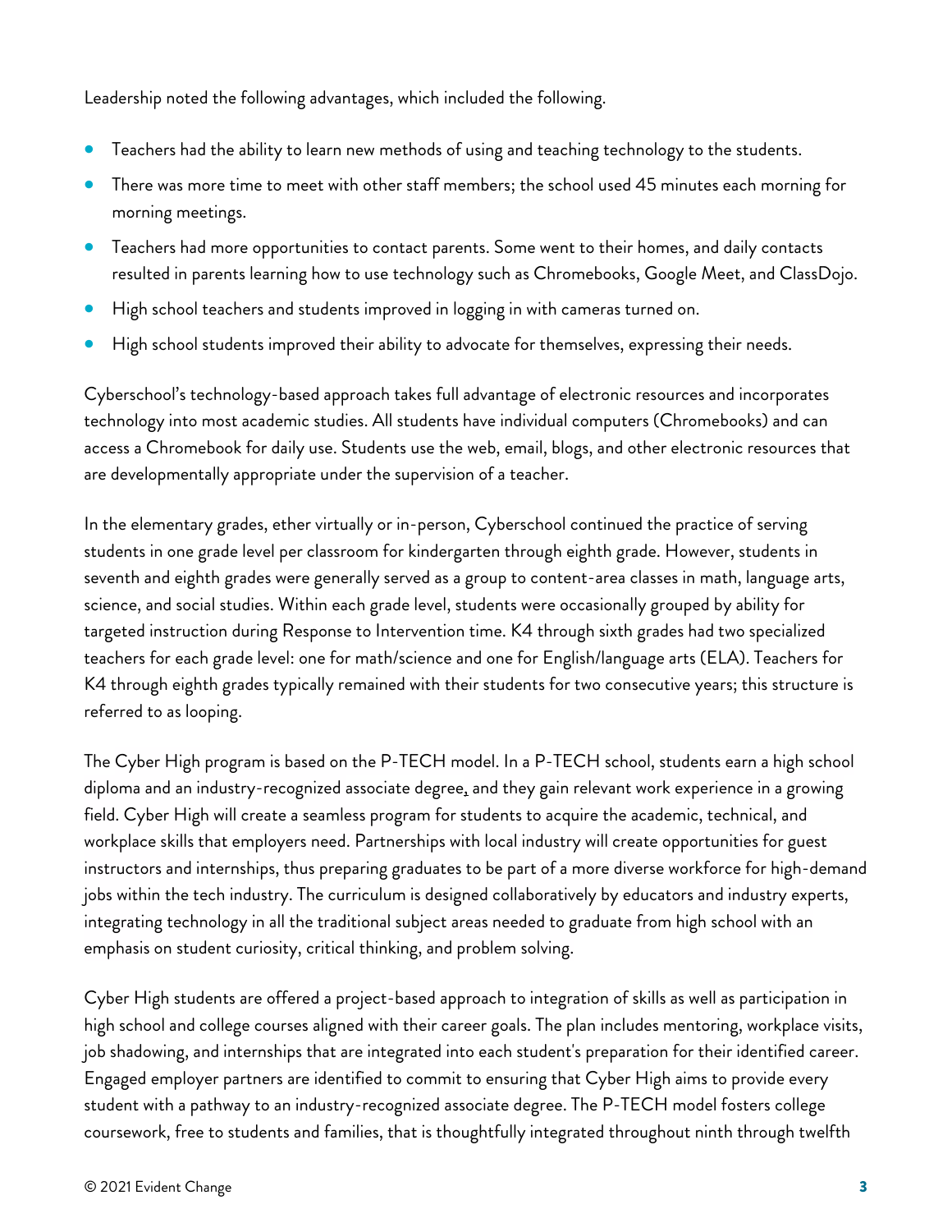Leadership noted the following advantages, which included the following.

- Teachers had the ability to learn new methods of using and teaching technology to the students.
- There was more time to meet with other staff members; the school used 45 minutes each morning for morning meetings.
- Teachers had more opportunities to contact parents. Some went to their homes, and daily contacts resulted in parents learning how to use technology such as Chromebooks, Google Meet, and ClassDojo.
- High school teachers and students improved in logging in with cameras turned on.
- High school students improved their ability to advocate for themselves, expressing their needs.

Cyberschool's technology-based approach takes full advantage of electronic resources and incorporates technology into most academic studies. All students have individual computers (Chromebooks) and can access a Chromebook for daily use. Students use the web, email, blogs, and other electronic resources that are developmentally appropriate under the supervision of a teacher.

In the elementary grades, ether virtually or in-person, Cyberschool continued the practice of serving students in one grade level per classroom for kindergarten through eighth grade. However, students in seventh and eighth grades were generally served as a group to content-area classes in math, language arts, science, and social studies. Within each grade level, students were occasionally grouped by ability for targeted instruction during Response to Intervention time. K4 through sixth grades had two specialized teachers for each grade level: one for math/science and one for English/language arts (ELA). Teachers for K4 through eighth grades typically remained with their students for two consecutive years; this structure is referred to as looping.

The Cyber High program is based on the P-TECH model. In a P-TECH school, students earn a high school diploma and an industry-recognized associate degree, and they gain relevant work experience in a growing field. Cyber High will create a seamless program for students to acquire the academic, technical, and workplace skills that employers need. Partnerships with local industry will create opportunities for guest instructors and internships, thus preparing graduates to be part of a more diverse workforce for high-demand jobs within the tech industry. The curriculum is designed collaboratively by educators and industry experts, integrating technology in all the traditional subject areas needed to graduate from high school with an emphasis on student curiosity, critical thinking, and problem solving.

Cyber High students are offered a project-based approach to integration of skills as well as participation in high school and college courses aligned with their career goals. The plan includes mentoring, workplace visits, job shadowing, and internships that are integrated into each student's preparation for their identified career. Engaged employer partners are identified to commit to ensuring that Cyber High aims to provide every student with a pathway to an industry-recognized associate degree. The P-TECH model fosters college coursework, free to students and families, that is thoughtfully integrated throughout ninth through twelfth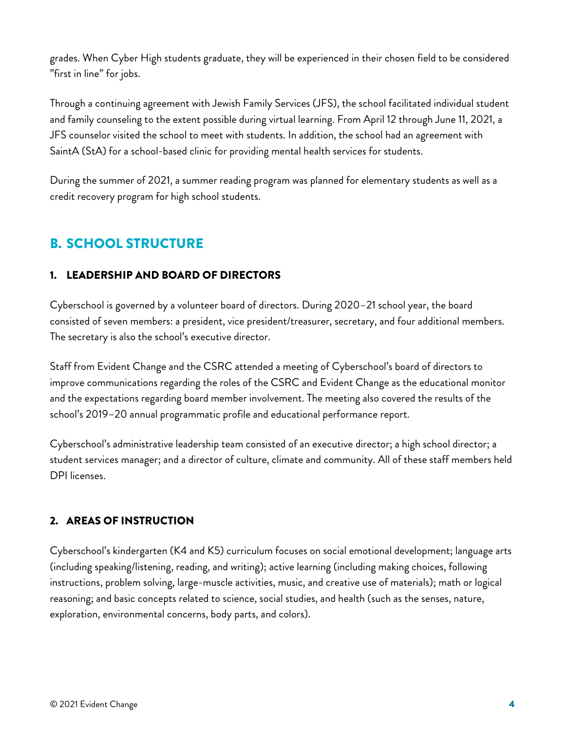grades. When Cyber High students graduate, they will be experienced in their chosen field to be considered "first in line" for jobs.

Through a continuing agreement with Jewish Family Services (JFS), the school facilitated individual student and family counseling to the extent possible during virtual learning. From April 12 through June 11, 2021, a JFS counselor visited the school to meet with students. In addition, the school had an agreement with SaintA (StA) for a school-based clinic for providing mental health services for students.

During the summer of 2021, a summer reading program was planned for elementary students as well as a credit recovery program for high school students.

## B. SCHOOL STRUCTURE

### 1. LEADERSHIP AND BOARD OF DIRECTORS

Cyberschool is governed by a volunteer board of directors. During 2020–21 school year, the board consisted of seven members: a president, vice president/treasurer, secretary, and four additional members. The secretary is also the school's executive director.

Staff from Evident Change and the CSRC attended a meeting of Cyberschool's board of directors to improve communications regarding the roles of the CSRC and Evident Change as the educational monitor and the expectations regarding board member involvement. The meeting also covered the results of the school's 2019–20 annual programmatic profile and educational performance report.

Cyberschool's administrative leadership team consisted of an executive director; a high school director; a student services manager; and a director of culture, climate and community. All of these staff members held DPI licenses.

### 2. AREAS OF INSTRUCTION

Cyberschool's kindergarten (K4 and K5) curriculum focuses on social emotional development; language arts (including speaking/listening, reading, and writing); active learning (including making choices, following instructions, problem solving, large-muscle activities, music, and creative use of materials); math or logical reasoning; and basic concepts related to science, social studies, and health (such as the senses, nature, exploration, environmental concerns, body parts, and colors).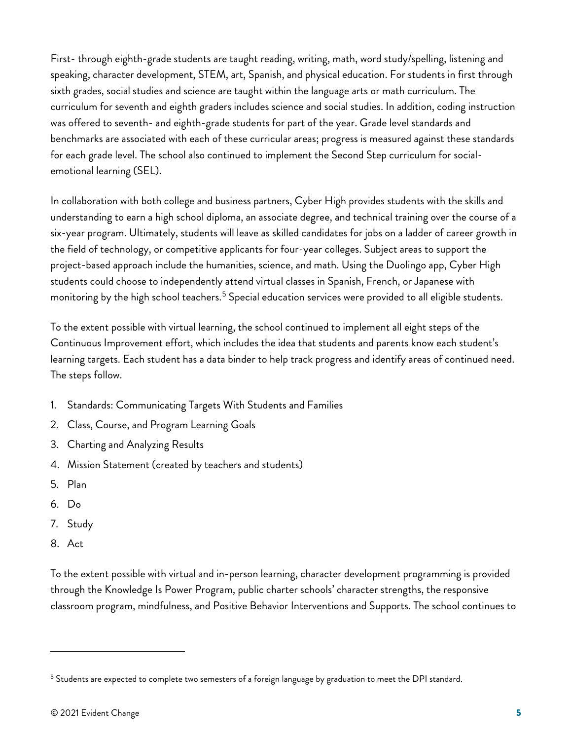First- through eighth-grade students are taught reading, writing, math, word study/spelling, listening and speaking, character development, STEM, art, Spanish, and physical education. For students in first through sixth grades, social studies and science are taught within the language arts or math curriculum. The curriculum for seventh and eighth graders includes science and social studies. In addition, coding instruction was offered to seventh- and eighth-grade students for part of the year. Grade level standards and benchmarks are associated with each of these curricular areas; progress is measured against these standards for each grade level. The school also continued to implement the Second Step curriculum for social-emotional learning (SEL).

In collaboration with both college and business partners, Cyber High provides students with the skills and understanding to earn a high school diploma, an associate degree, and technical training over the course of a six-year program. Ultimately, students will leave as skilled candidates for jobs on a ladder of career growth in the field of technology, or competitive applicants for four-year colleges. Subject areas to support the project-based approach include the humanities, science, and math. Using the Duolingo app, Cyber High students could choose to independently attend virtual classes in Spanish, French, or Japanese with monitoring by the high school teachers.[5] Special education services were provided to all eligible students.

To the extent possible with virtual learning, the school continued to implement all eight steps of the Continuous Improvement effort, which includes the idea that students and parents know each student's learning targets. Each student has a data binder to help track progress and identify areas of continued need. The steps follow.

1. Standards: Communicating Targets With Students and Families
2. Class, Course, and Program Learning Goals
3. Charting and Analyzing Results
4. Mission Statement (created by teachers and students)
5. Plan
6. Do
7. Study
8. Act

To the extent possible with virtual and in-person learning, character development programming is provided through the Knowledge Is Power Program, public charter schools' character strengths, the responsive classroom program, mindfulness, and Positive Behavior Interventions and Supports. The school continues to

[5] Students are expected to complete two semesters of a foreign language by graduation to meet the DPI standard.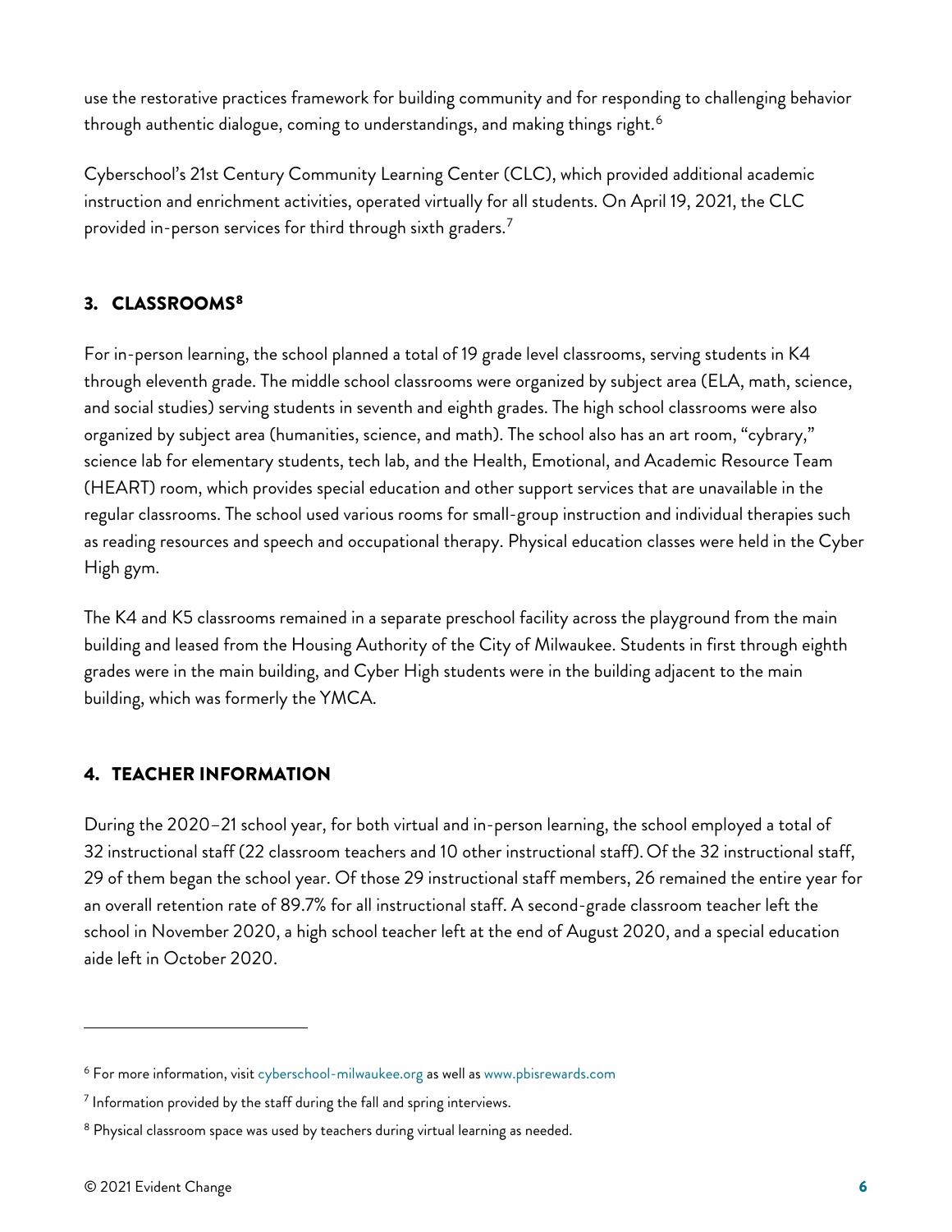use the restorative practices framework for building community and for responding to challenging behavior through authentic dialogue, coming to understandings, and making things right.[6]

Cyberschool's 21st Century Community Learning Center (CLC), which provided additional academic instruction and enrichment activities, operated virtually for all students. On April 19, 2021, the CLC provided in-person services for third through sixth graders.[7]

## 3. CLASSROOMS[8]

For in-person learning, the school planned a total of 19 grade level classrooms, serving students in K4 through eleventh grade. The middle school classrooms were organized by subject area (ELA, math, science, and social studies) serving students in seventh and eighth grades. The high school classrooms were also organized by subject area (humanities, science, and math). The school also has an art room, "cybrary," science lab for elementary students, tech lab, and the Health, Emotional, and Academic Resource Team (HEART) room, which provides special education and other support services that are unavailable in the regular classrooms. The school used various rooms for small-group instruction and individual therapies such as reading resources and speech and occupational therapy. Physical education classes were held in the Cyber High gym.

The K4 and K5 classrooms remained in a separate preschool facility across the playground from the main building and leased from the Housing Authority of the City of Milwaukee. Students in first through eighth grades were in the main building, and Cyber High students were in the building adjacent to the main building, which was formerly the YMCA.

## 4. TEACHER INFORMATION

During the 2020–21 school year, for both virtual and in-person learning, the school employed a total of 32 instructional staff (22 classroom teachers and 10 other instructional staff). Of the 32 instructional staff, 29 of them began the school year. Of those 29 instructional staff members, 26 remained the entire year for an overall retention rate of 89.7% for all instructional staff. A second-grade classroom teacher left the school in November 2020, a high school teacher left at the end of August 2020, and a special education aide left in October 2020.

---

[6] For more information, visit cyberschool-milwaukee.org as well as www.pbisrewards.com

[7] Information provided by the staff during the fall and spring interviews.

[8] Physical classroom space was used by teachers during virtual learning as needed.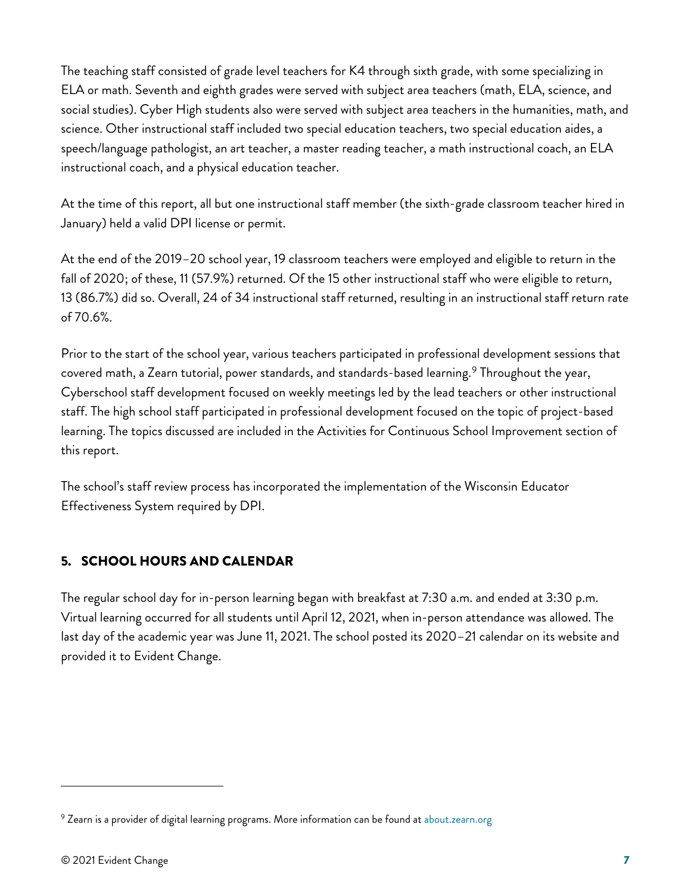The teaching staff consisted of grade level teachers for K4 through sixth grade, with some specializing in ELA or math. Seventh and eighth grades were served with subject area teachers (math, ELA, science, and social studies). Cyber High students also were served with subject area teachers in the humanities, math, and science. Other instructional staff included two special education teachers, two special education aides, a speech/language pathologist, an art teacher, a master reading teacher, a math instructional coach, an ELA instructional coach, and a physical education teacher.

At the time of this report, all but one instructional staff member (the sixth-grade classroom teacher hired in January) held a valid DPI license or permit.

At the end of the 2019–20 school year, 19 classroom teachers were employed and eligible to return in the fall of 2020; of these, 11 (57.9%) returned. Of the 15 other instructional staff who were eligible to return, 13 (86.7%) did so. Overall, 24 of 34 instructional staff returned, resulting in an instructional staff return rate of 70.6%.

Prior to the start of the school year, various teachers participated in professional development sessions that covered math, a Zearn tutorial, power standards, and standards-based learning.[9] Throughout the year, Cyberschool staff development focused on weekly meetings led by the lead teachers or other instructional staff. The high school staff participated in professional development focused on the topic of project-based learning. The topics discussed are included in the Activities for Continuous School Improvement section of this report.

The school's staff review process has incorporated the implementation of the Wisconsin Educator Effectiveness System required by DPI.

## 5. SCHOOL HOURS AND CALENDAR

The regular school day for in-person learning began with breakfast at 7:30 a.m. and ended at 3:30 p.m. Virtual learning occurred for all students until April 12, 2021, when in-person attendance was allowed. The last day of the academic year was June 11, 2021. The school posted its 2020–21 calendar on its website and provided it to Evident Change.

---

[9] Zearn is a provider of digital learning programs. More information can be found at about.zearn.org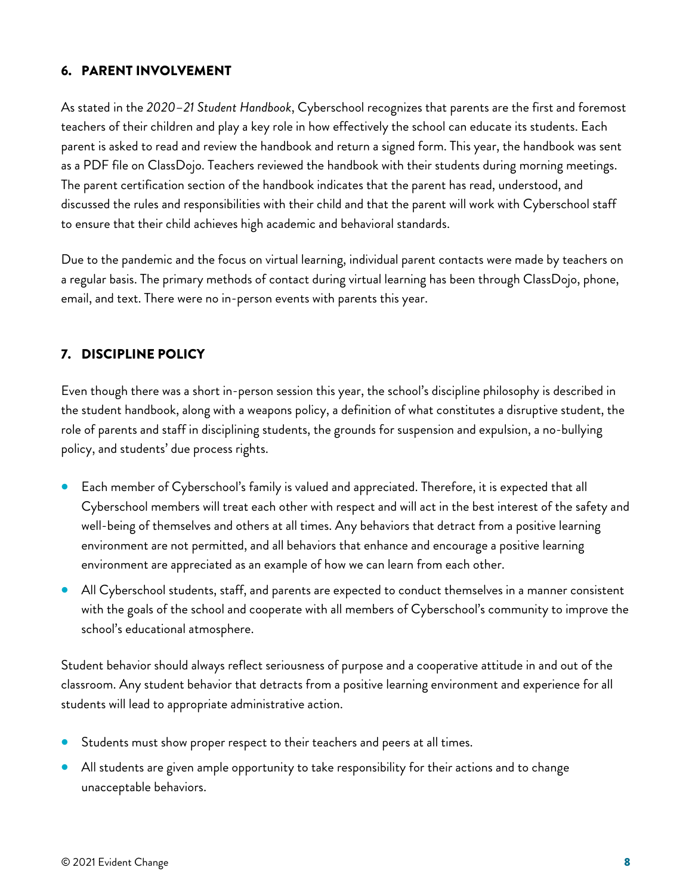## 6. PARENT INVOLVEMENT

As stated in the *2020–21 Student Handbook*, Cyberschool recognizes that parents are the first and foremost teachers of their children and play a key role in how effectively the school can educate its students. Each parent is asked to read and review the handbook and return a signed form. This year, the handbook was sent as a PDF file on ClassDojo. Teachers reviewed the handbook with their students during morning meetings. The parent certification section of the handbook indicates that the parent has read, understood, and discussed the rules and responsibilities with their child and that the parent will work with Cyberschool staff to ensure that their child achieves high academic and behavioral standards.

Due to the pandemic and the focus on virtual learning, individual parent contacts were made by teachers on a regular basis. The primary methods of contact during virtual learning has been through ClassDojo, phone, email, and text. There were no in-person events with parents this year.

## 7. DISCIPLINE POLICY

Even though there was a short in-person session this year, the school's discipline philosophy is described in the student handbook, along with a weapons policy, a definition of what constitutes a disruptive student, the role of parents and staff in disciplining students, the grounds for suspension and expulsion, a no-bullying policy, and students' due process rights.

- Each member of Cyberschool's family is valued and appreciated. Therefore, it is expected that all Cyberschool members will treat each other with respect and will act in the best interest of the safety and well-being of themselves and others at all times. Any behaviors that detract from a positive learning environment are not permitted, and all behaviors that enhance and encourage a positive learning environment are appreciated as an example of how we can learn from each other.
- All Cyberschool students, staff, and parents are expected to conduct themselves in a manner consistent with the goals of the school and cooperate with all members of Cyberschool's community to improve the school's educational atmosphere.

Student behavior should always reflect seriousness of purpose and a cooperative attitude in and out of the classroom. Any student behavior that detracts from a positive learning environment and experience for all students will lead to appropriate administrative action.

- Students must show proper respect to their teachers and peers at all times.
- All students are given ample opportunity to take responsibility for their actions and to change unacceptable behaviors.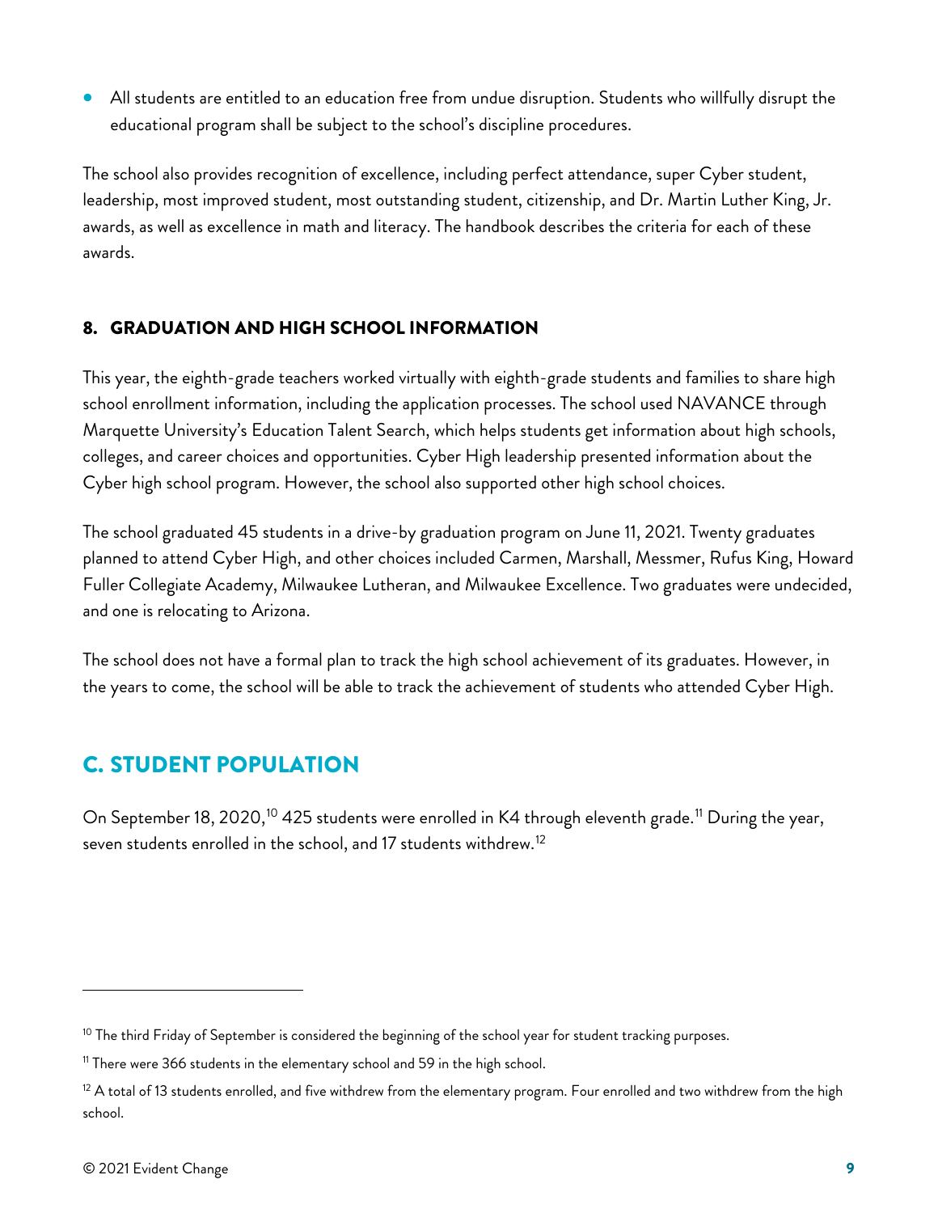- All students are entitled to an education free from undue disruption. Students who willfully disrupt the educational program shall be subject to the school's discipline procedures.

The school also provides recognition of excellence, including perfect attendance, super Cyber student, leadership, most improved student, most outstanding student, citizenship, and Dr. Martin Luther King, Jr. awards, as well as excellence in math and literacy. The handbook describes the criteria for each of these awards.

### 8. GRADUATION AND HIGH SCHOOL INFORMATION

This year, the eighth-grade teachers worked virtually with eighth-grade students and families to share high school enrollment information, including the application processes. The school used NAVANCE through Marquette University's Education Talent Search, which helps students get information about high schools, colleges, and career choices and opportunities. Cyber High leadership presented information about the Cyber high school program. However, the school also supported other high school choices.

The school graduated 45 students in a drive-by graduation program on June 11, 2021. Twenty graduates planned to attend Cyber High, and other choices included Carmen, Marshall, Messmer, Rufus King, Howard Fuller Collegiate Academy, Milwaukee Lutheran, and Milwaukee Excellence. Two graduates were undecided, and one is relocating to Arizona.

The school does not have a formal plan to track the high school achievement of its graduates. However, in the years to come, the school will be able to track the achievement of students who attended Cyber High.

## C. STUDENT POPULATION

On September 18, 2020,[10] 425 students were enrolled in K4 through eleventh grade.[11] During the year, seven students enrolled in the school, and 17 students withdrew.[12]

---

[10] The third Friday of September is considered the beginning of the school year for student tracking purposes.

[11] There were 366 students in the elementary school and 59 in the high school.

[12] A total of 13 students enrolled, and five withdrew from the elementary program. Four enrolled and two withdrew from the high school.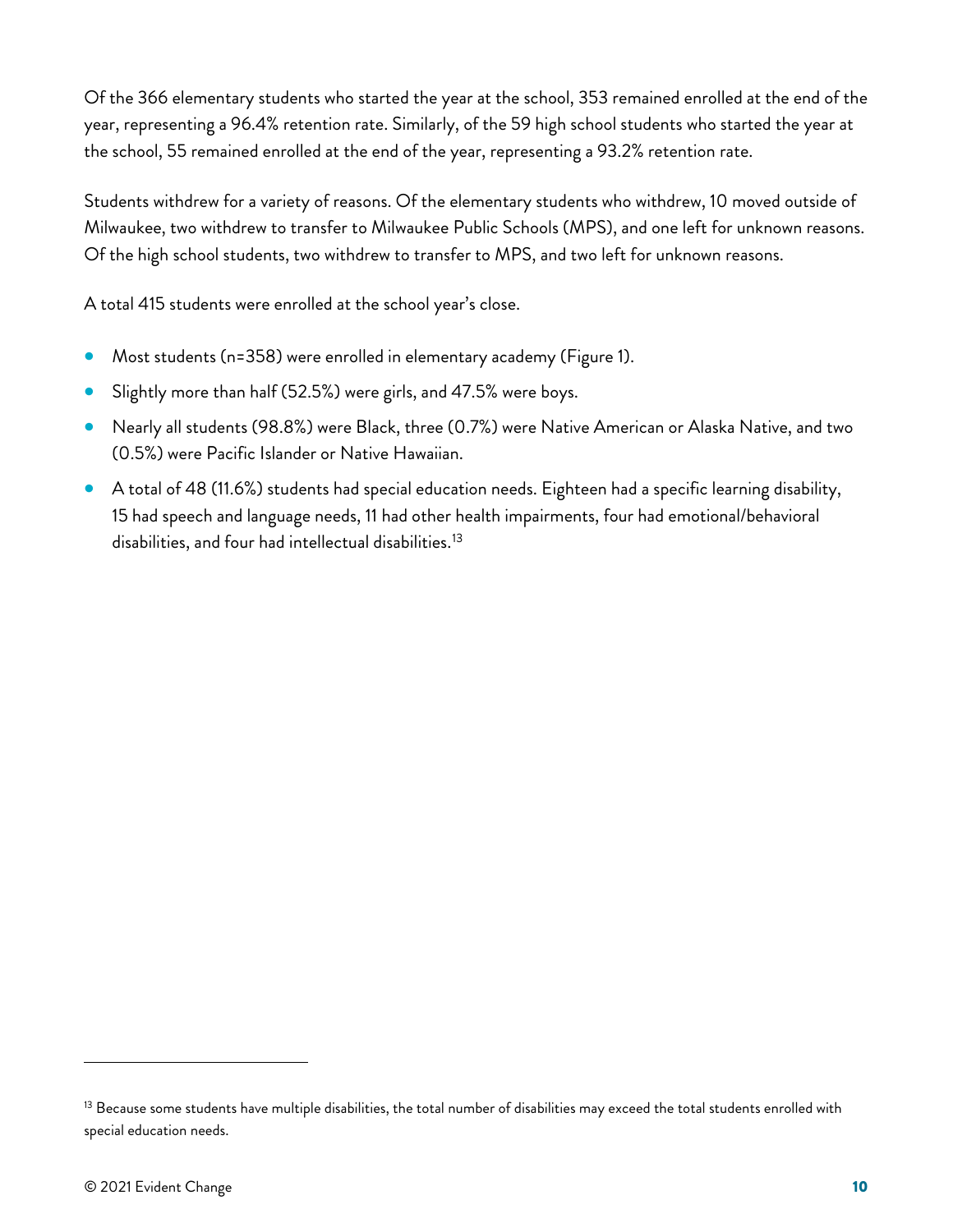Of the 366 elementary students who started the year at the school, 353 remained enrolled at the end of the year, representing a 96.4% retention rate. Similarly, of the 59 high school students who started the year at the school, 55 remained enrolled at the end of the year, representing a 93.2% retention rate.

Students withdrew for a variety of reasons. Of the elementary students who withdrew, 10 moved outside of Milwaukee, two withdrew to transfer to Milwaukee Public Schools (MPS), and one left for unknown reasons. Of the high school students, two withdrew to transfer to MPS, and two left for unknown reasons.

A total 415 students were enrolled at the school year's close.

- Most students (n=358) were enrolled in elementary academy (Figure 1).
- Slightly more than half (52.5%) were girls, and 47.5% were boys.
- Nearly all students (98.8%) were Black, three (0.7%) were Native American or Alaska Native, and two (0.5%) were Pacific Islander or Native Hawaiian.
- A total of 48 (11.6%) students had special education needs. Eighteen had a specific learning disability, 15 had speech and language needs, 11 had other health impairments, four had emotional/behavioral disabilities, and four had intellectual disabilities.[13]

---

[13] Because some students have multiple disabilities, the total number of disabilities may exceed the total students enrolled with special education needs.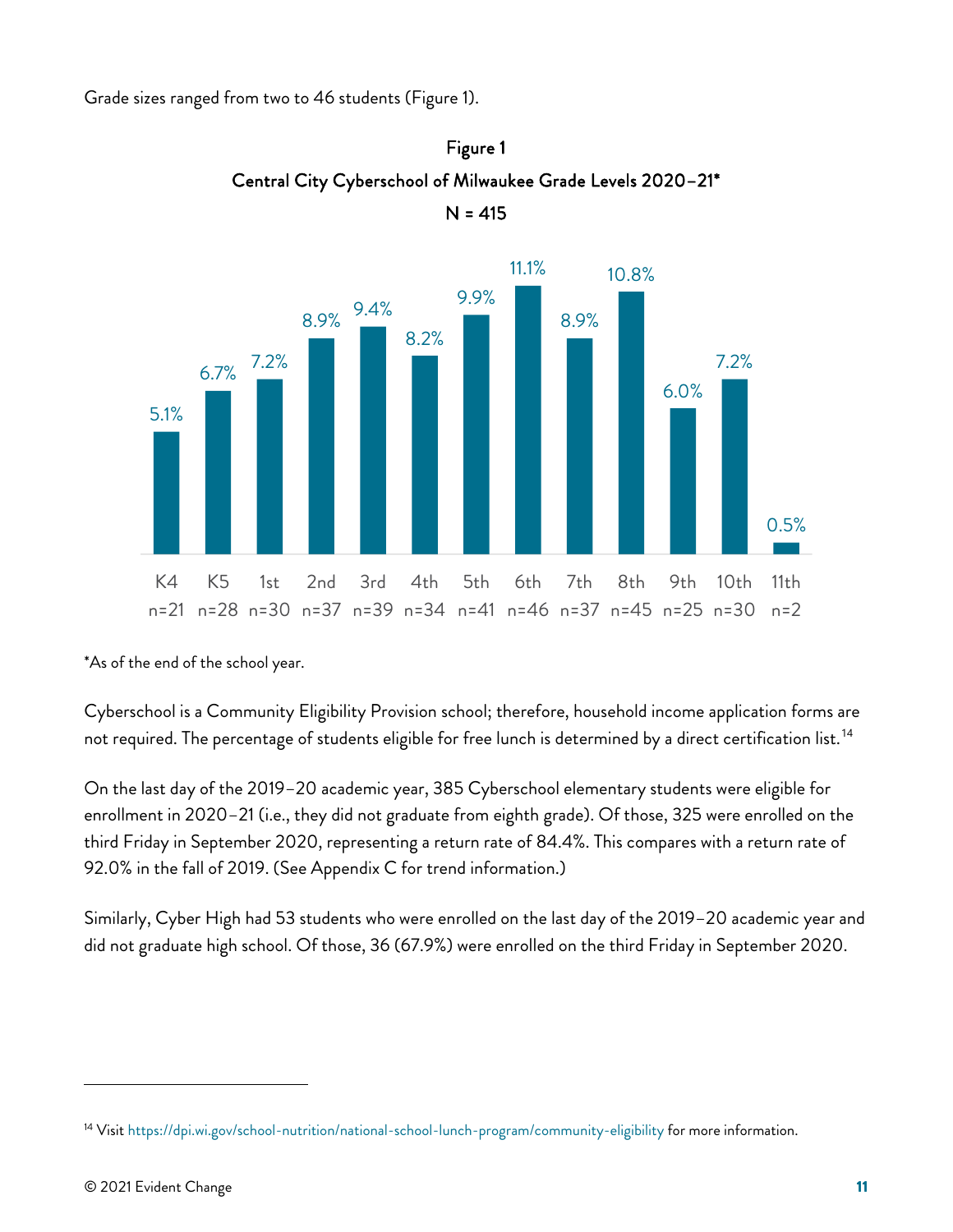Grade sizes ranged from two to 46 students (Figure 1).

**Figure 1**

**Central City Cyberschool of Milwaukee Grade Levels 2020–21***

**N = 415**

| Grade | K4 | K5 | 1st | 2nd | 3rd | 4th | 5th | 6th | 7th | 8th | 9th | 10th | 11th |
|---|---|---|---|---|---|---|---|---|---|---|---|---|---|
| n | 21 | 28 | 30 | 37 | 39 | 34 | 41 | 46 | 37 | 45 | 25 | 30 | 2 |
| % | 5.1% | 6.7% | 7.2% | 8.9% | 9.4% | 8.2% | 9.9% | 11.1% | 8.9% | 10.8% | 6.0% | 7.2% | 0.5% |

*As of the end of the school year.

Cyberschool is a Community Eligibility Provision school; therefore, household income application forms are not required. The percentage of students eligible for free lunch is determined by a direct certification list.[14]

On the last day of the 2019–20 academic year, 385 Cyberschool elementary students were eligible for enrollment in 2020–21 (i.e., they did not graduate from eighth grade). Of those, 325 were enrolled on the third Friday in September 2020, representing a return rate of 84.4%. This compares with a return rate of 92.0% in the fall of 2019. (See Appendix C for trend information.)

Similarly, Cyber High had 53 students who were enrolled on the last day of the 2019–20 academic year and did not graduate high school. Of those, 36 (67.9%) were enrolled on the third Friday in September 2020.

[14] Visit https://dpi.wi.gov/school-nutrition/national-school-lunch-program/community-eligibility for more information.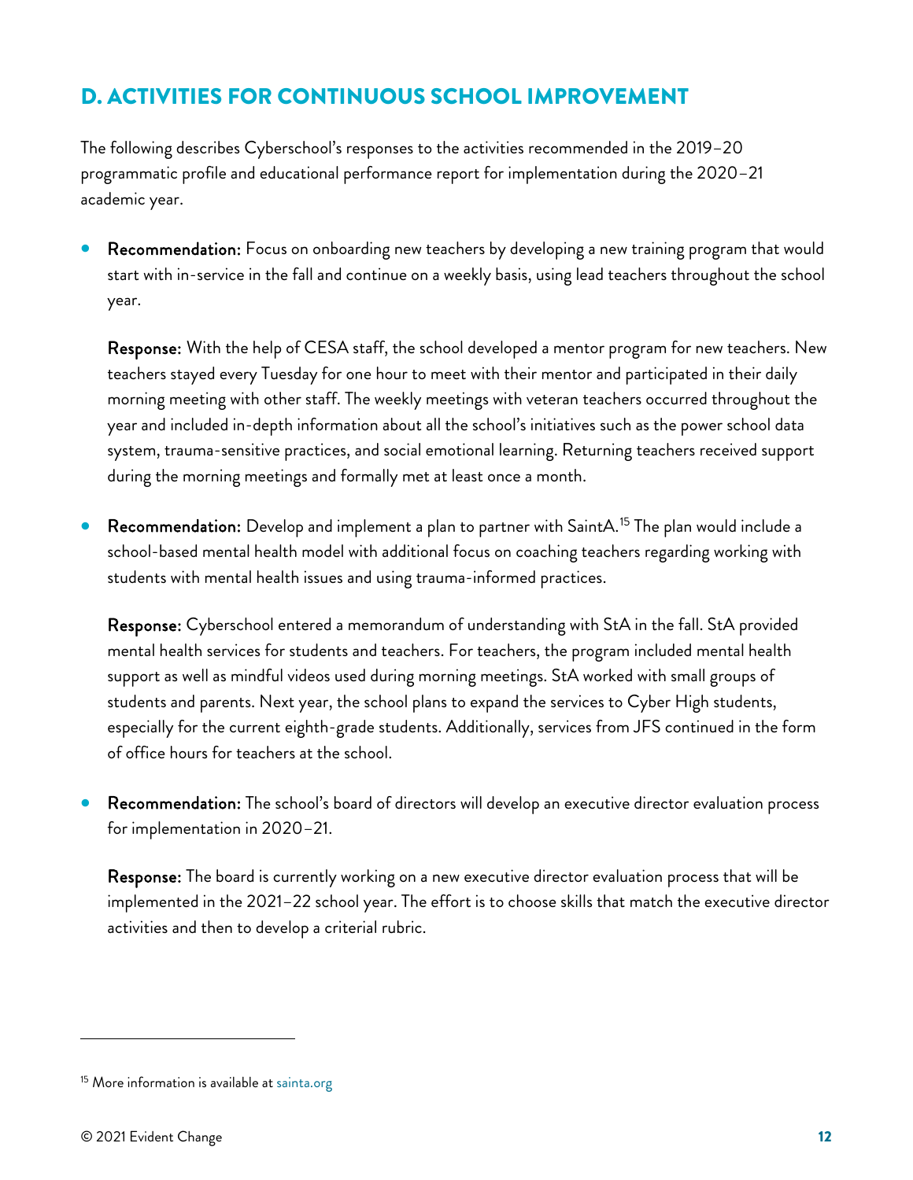## D. ACTIVITIES FOR CONTINUOUS SCHOOL IMPROVEMENT

The following describes Cyberschool's responses to the activities recommended in the 2019–20 programmatic profile and educational performance report for implementation during the 2020–21 academic year.

- **Recommendation:** Focus on onboarding new teachers by developing a new training program that would start with in-service in the fall and continue on a weekly basis, using lead teachers throughout the school year.

  **Response:** With the help of CESA staff, the school developed a mentor program for new teachers. New teachers stayed every Tuesday for one hour to meet with their mentor and participated in their daily morning meeting with other staff. The weekly meetings with veteran teachers occurred throughout the year and included in-depth information about all the school's initiatives such as the power school data system, trauma-sensitive practices, and social emotional learning. Returning teachers received support during the morning meetings and formally met at least once a month.

- **Recommendation:** Develop and implement a plan to partner with SaintA.[15] The plan would include a school-based mental health model with additional focus on coaching teachers regarding working with students with mental health issues and using trauma-informed practices.

  **Response:** Cyberschool entered a memorandum of understanding with StA in the fall. StA provided mental health services for students and teachers. For teachers, the program included mental health support as well as mindful videos used during morning meetings. StA worked with small groups of students and parents. Next year, the school plans to expand the services to Cyber High students, especially for the current eighth-grade students. Additionally, services from JFS continued in the form of office hours for teachers at the school.

- **Recommendation:** The school's board of directors will develop an executive director evaluation process for implementation in 2020–21.

  **Response:** The board is currently working on a new executive director evaluation process that will be implemented in the 2021–22 school year. The effort is to choose skills that match the executive director activities and then to develop a criterial rubric.

---

[15] More information is available at sainta.org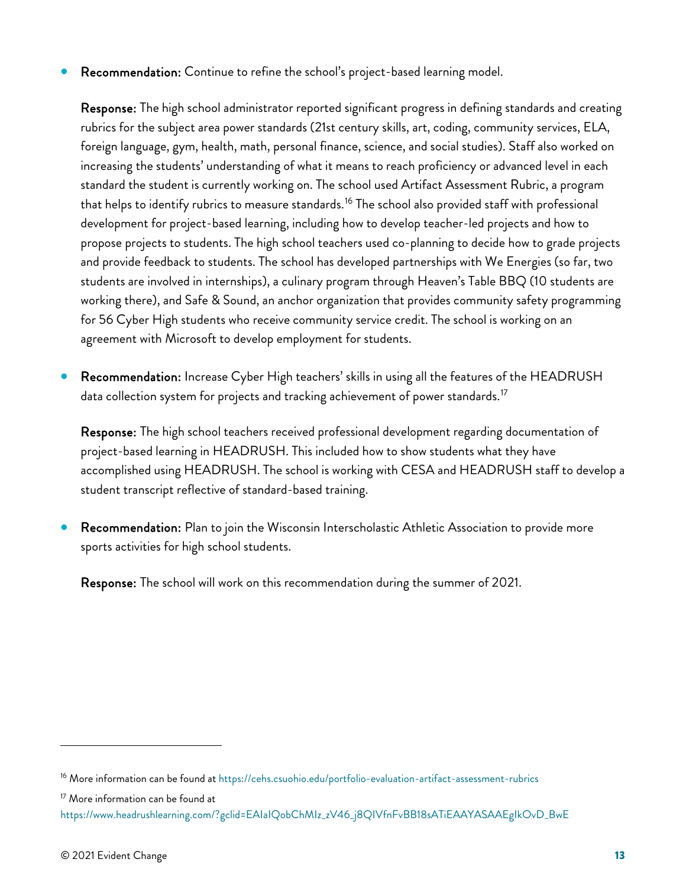- **Recommendation:** Continue to refine the school's project-based learning model.

  **Response:** The high school administrator reported significant progress in defining standards and creating rubrics for the subject area power standards (21st century skills, art, coding, community services, ELA, foreign language, gym, health, math, personal finance, science, and social studies). Staff also worked on increasing the students' understanding of what it means to reach proficiency or advanced level in each standard the student is currently working on. The school used Artifact Assessment Rubric, a program that helps to identify rubrics to measure standards.[16] The school also provided staff with professional development for project-based learning, including how to develop teacher-led projects and how to propose projects to students. The high school teachers used co-planning to decide how to grade projects and provide feedback to students. The school has developed partnerships with We Energies (so far, two students are involved in internships), a culinary program through Heaven's Table BBQ (10 students are working there), and Safe & Sound, an anchor organization that provides community safety programming for 56 Cyber High students who receive community service credit. The school is working on an agreement with Microsoft to develop employment for students.

- **Recommendation:** Increase Cyber High teachers' skills in using all the features of the HEADRUSH data collection system for projects and tracking achievement of power standards.[17]

  **Response:** The high school teachers received professional development regarding documentation of project-based learning in HEADRUSH. This included how to show students what they have accomplished using HEADRUSH. The school is working with CESA and HEADRUSH staff to develop a student transcript reflective of standard-based training.

- **Recommendation:** Plan to join the Wisconsin Interscholastic Athletic Association to provide more sports activities for high school students.

  **Response:** The school will work on this recommendation during the summer of 2021.

---

[16] More information can be found at https://cehs.csuohio.edu/portfolio-evaluation-artifact-assessment-rubrics

[17] More information can be found at https://www.headrushlearning.com/?gclid=EAIaIQobChMIz_zV46_j8QIVfnFvBB18sATiEAAYASAAEgIkOvD_BwE

© 2021 Evident Change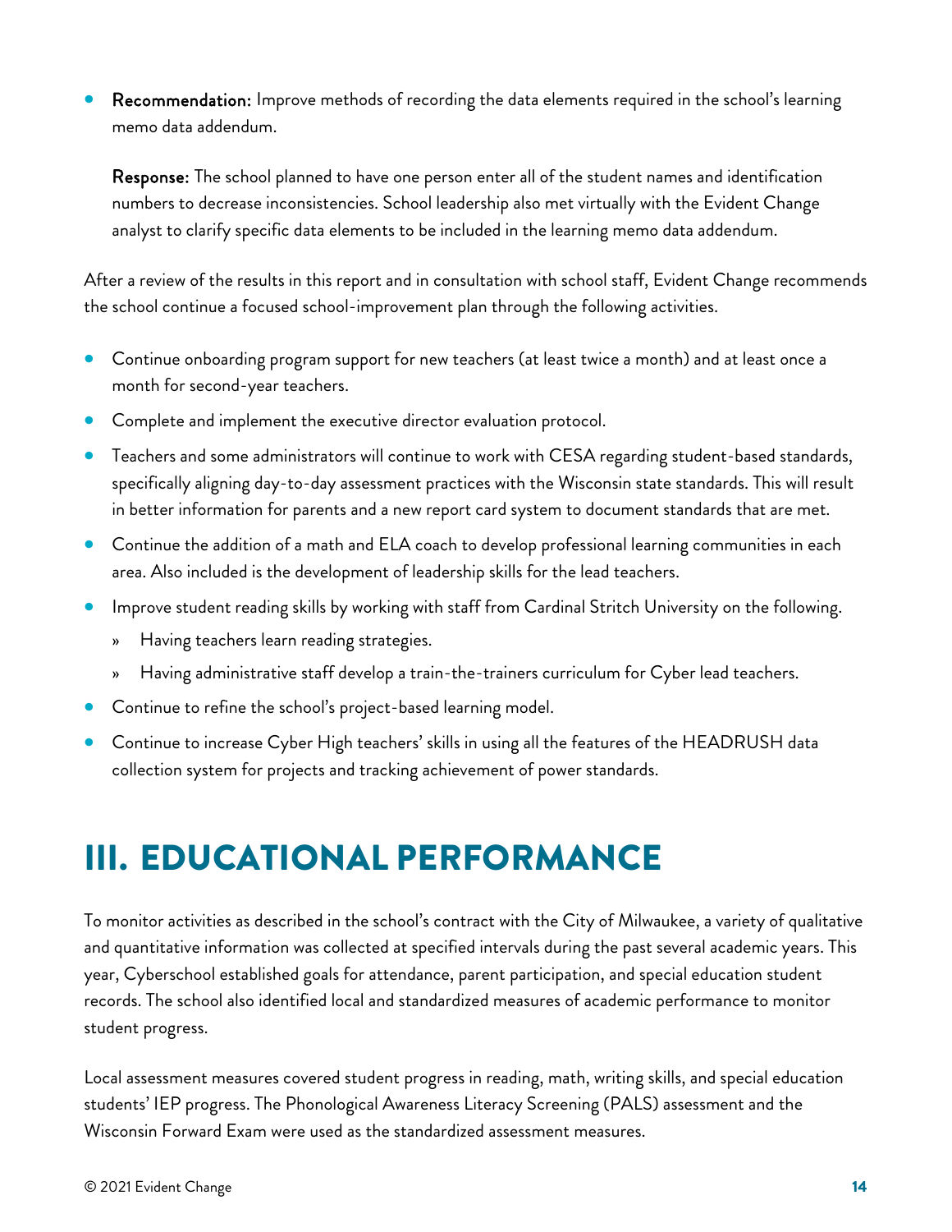- **Recommendation:** Improve methods of recording the data elements required in the school's learning memo data addendum.

  **Response:** The school planned to have one person enter all of the student names and identification numbers to decrease inconsistencies. School leadership also met virtually with the Evident Change analyst to clarify specific data elements to be included in the learning memo data addendum.

After a review of the results in this report and in consultation with school staff, Evident Change recommends the school continue a focused school-improvement plan through the following activities.

- Continue onboarding program support for new teachers (at least twice a month) and at least once a month for second-year teachers.
- Complete and implement the executive director evaluation protocol.
- Teachers and some administrators will continue to work with CESA regarding student-based standards, specifically aligning day-to-day assessment practices with the Wisconsin state standards. This will result in better information for parents and a new report card system to document standards that are met.
- Continue the addition of a math and ELA coach to develop professional learning communities in each area. Also included is the development of leadership skills for the lead teachers.
- Improve student reading skills by working with staff from Cardinal Stritch University on the following.
  - Having teachers learn reading strategies.
  - Having administrative staff develop a train-the-trainers curriculum for Cyber lead teachers.
- Continue to refine the school's project-based learning model.
- Continue to increase Cyber High teachers' skills in using all the features of the HEADRUSH data collection system for projects and tracking achievement of power standards.

# III. EDUCATIONAL PERFORMANCE

To monitor activities as described in the school's contract with the City of Milwaukee, a variety of qualitative and quantitative information was collected at specified intervals during the past several academic years. This year, Cyberschool established goals for attendance, parent participation, and special education student records. The school also identified local and standardized measures of academic performance to monitor student progress.

Local assessment measures covered student progress in reading, math, writing skills, and special education students' IEP progress. The Phonological Awareness Literacy Screening (PALS) assessment and the Wisconsin Forward Exam were used as the standardized assessment measures.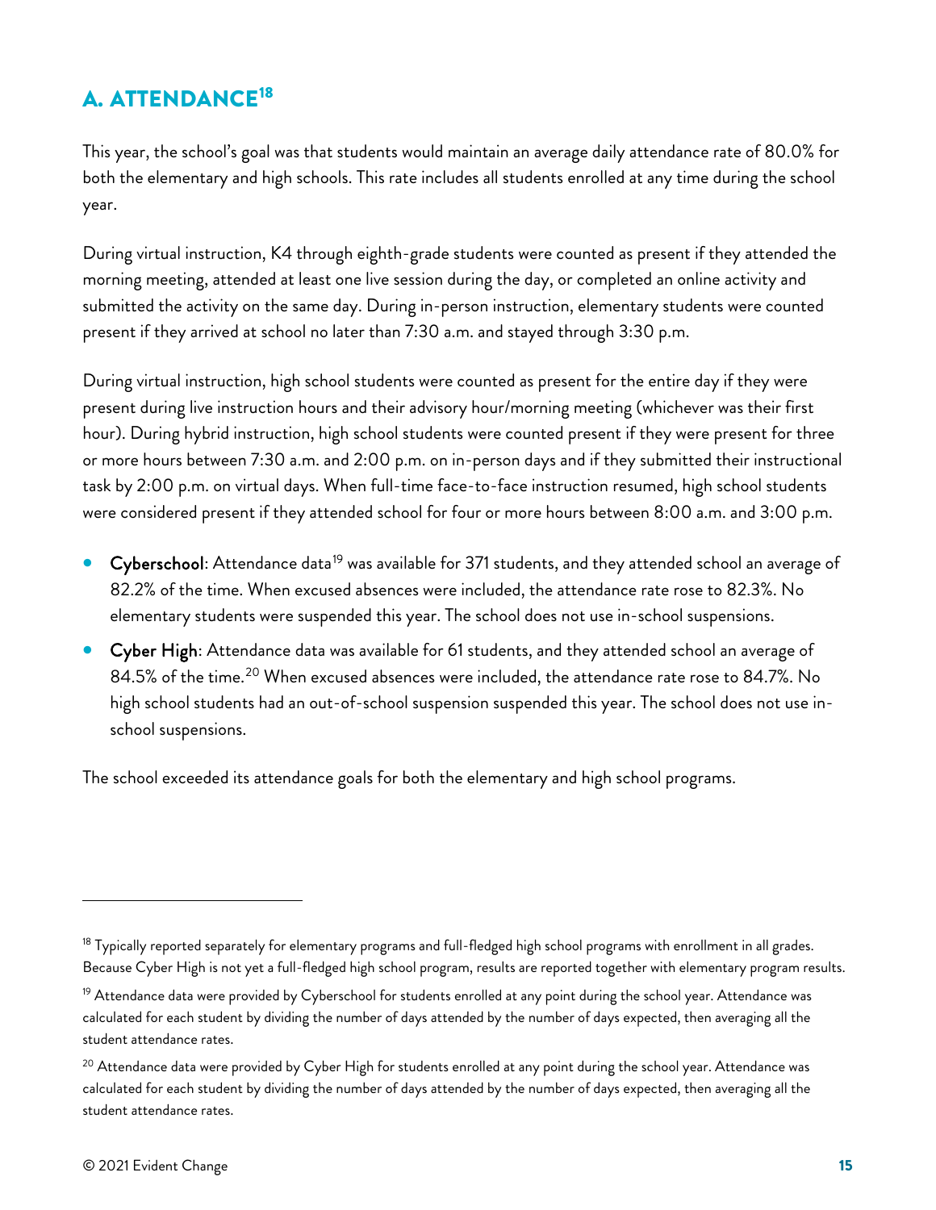## A. ATTENDANCE[18]

This year, the school's goal was that students would maintain an average daily attendance rate of 80.0% for both the elementary and high schools. This rate includes all students enrolled at any time during the school year.

During virtual instruction, K4 through eighth-grade students were counted as present if they attended the morning meeting, attended at least one live session during the day, or completed an online activity and submitted the activity on the same day. During in-person instruction, elementary students were counted present if they arrived at school no later than 7:30 a.m. and stayed through 3:30 p.m.

During virtual instruction, high school students were counted as present for the entire day if they were present during live instruction hours and their advisory hour/morning meeting (whichever was their first hour). During hybrid instruction, high school students were counted present if they were present for three or more hours between 7:30 a.m. and 2:00 p.m. on in-person days and if they submitted their instructional task by 2:00 p.m. on virtual days. When full-time face-to-face instruction resumed, high school students were considered present if they attended school for four or more hours between 8:00 a.m. and 3:00 p.m.

- **Cyberschool**: Attendance data[19] was available for 371 students, and they attended school an average of 82.2% of the time. When excused absences were included, the attendance rate rose to 82.3%. No elementary students were suspended this year. The school does not use in-school suspensions.
- **Cyber High**: Attendance data was available for 61 students, and they attended school an average of 84.5% of the time.[20] When excused absences were included, the attendance rate rose to 84.7%. No high school students had an out-of-school suspension suspended this year. The school does not use in-school suspensions.

The school exceeded its attendance goals for both the elementary and high school programs.

---

[18] Typically reported separately for elementary programs and full-fledged high school programs with enrollment in all grades. Because Cyber High is not yet a full-fledged high school program, results are reported together with elementary program results.

[19] Attendance data were provided by Cyberschool for students enrolled at any point during the school year. Attendance was calculated for each student by dividing the number of days attended by the number of days expected, then averaging all the student attendance rates.

[20] Attendance data were provided by Cyber High for students enrolled at any point during the school year. Attendance was calculated for each student by dividing the number of days attended by the number of days expected, then averaging all the student attendance rates.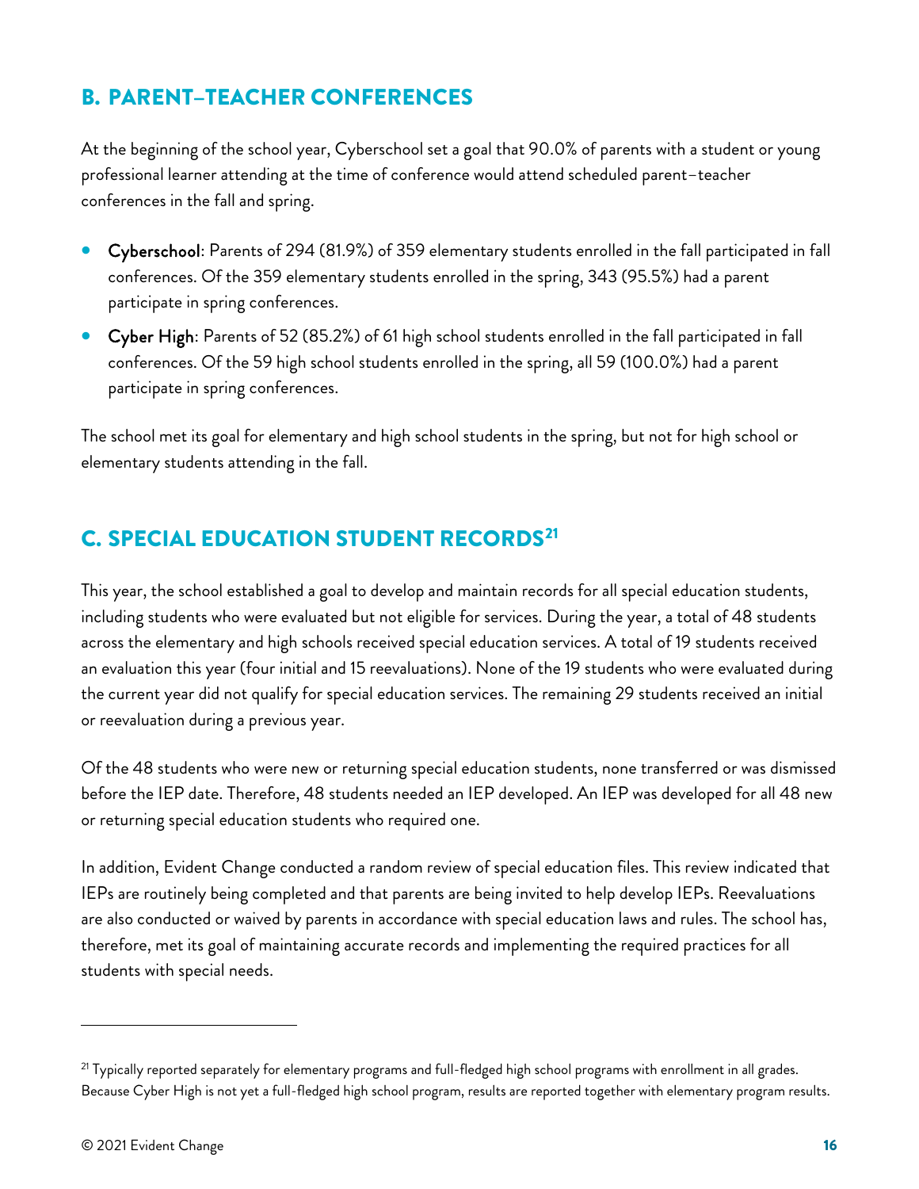## B. PARENT–TEACHER CONFERENCES

At the beginning of the school year, Cyberschool set a goal that 90.0% of parents with a student or young professional learner attending at the time of conference would attend scheduled parent–teacher conferences in the fall and spring.

- Cyberschool: Parents of 294 (81.9%) of 359 elementary students enrolled in the fall participated in fall conferences. Of the 359 elementary students enrolled in the spring, 343 (95.5%) had a parent participate in spring conferences.
- Cyber High: Parents of 52 (85.2%) of 61 high school students enrolled in the fall participated in fall conferences. Of the 59 high school students enrolled in the spring, all 59 (100.0%) had a parent participate in spring conferences.

The school met its goal for elementary and high school students in the spring, but not for high school or elementary students attending in the fall.

## C. SPECIAL EDUCATION STUDENT RECORDS[21]

This year, the school established a goal to develop and maintain records for all special education students, including students who were evaluated but not eligible for services. During the year, a total of 48 students across the elementary and high schools received special education services. A total of 19 students received an evaluation this year (four initial and 15 reevaluations). None of the 19 students who were evaluated during the current year did not qualify for special education services. The remaining 29 students received an initial or reevaluation during a previous year.

Of the 48 students who were new or returning special education students, none transferred or was dismissed before the IEP date. Therefore, 48 students needed an IEP developed. An IEP was developed for all 48 new or returning special education students who required one.

In addition, Evident Change conducted a random review of special education files. This review indicated that IEPs are routinely being completed and that parents are being invited to help develop IEPs. Reevaluations are also conducted or waived by parents in accordance with special education laws and rules. The school has, therefore, met its goal of maintaining accurate records and implementing the required practices for all students with special needs.

---

[21] Typically reported separately for elementary programs and full-fledged high school programs with enrollment in all grades. Because Cyber High is not yet a full-fledged high school program, results are reported together with elementary program results.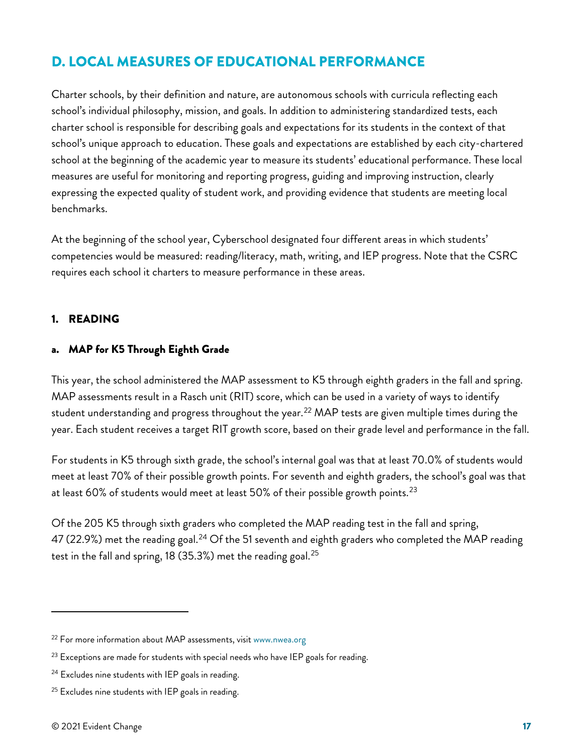## D. LOCAL MEASURES OF EDUCATIONAL PERFORMANCE

Charter schools, by their definition and nature, are autonomous schools with curricula reflecting each school's individual philosophy, mission, and goals. In addition to administering standardized tests, each charter school is responsible for describing goals and expectations for its students in the context of that school's unique approach to education. These goals and expectations are established by each city-chartered school at the beginning of the academic year to measure its students' educational performance. These local measures are useful for monitoring and reporting progress, guiding and improving instruction, clearly expressing the expected quality of student work, and providing evidence that students are meeting local benchmarks.

At the beginning of the school year, Cyberschool designated four different areas in which students' competencies would be measured: reading/literacy, math, writing, and IEP progress. Note that the CSRC requires each school it charters to measure performance in these areas.

### 1. READING

#### a. MAP for K5 Through Eighth Grade

This year, the school administered the MAP assessment to K5 through eighth graders in the fall and spring. MAP assessments result in a Rasch unit (RIT) score, which can be used in a variety of ways to identify student understanding and progress throughout the year.[22] MAP tests are given multiple times during the year. Each student receives a target RIT growth score, based on their grade level and performance in the fall.

For students in K5 through sixth grade, the school's internal goal was that at least 70.0% of students would meet at least 70% of their possible growth points. For seventh and eighth graders, the school's goal was that at least 60% of students would meet at least 50% of their possible growth points.[23]

Of the 205 K5 through sixth graders who completed the MAP reading test in the fall and spring, 47 (22.9%) met the reading goal.[24] Of the 51 seventh and eighth graders who completed the MAP reading test in the fall and spring, 18 (35.3%) met the reading goal.[25]

---

[22] For more information about MAP assessments, visit www.nwea.org

[23] Exceptions are made for students with special needs who have IEP goals for reading.

[24] Excludes nine students with IEP goals in reading.

[25] Excludes nine students with IEP goals in reading.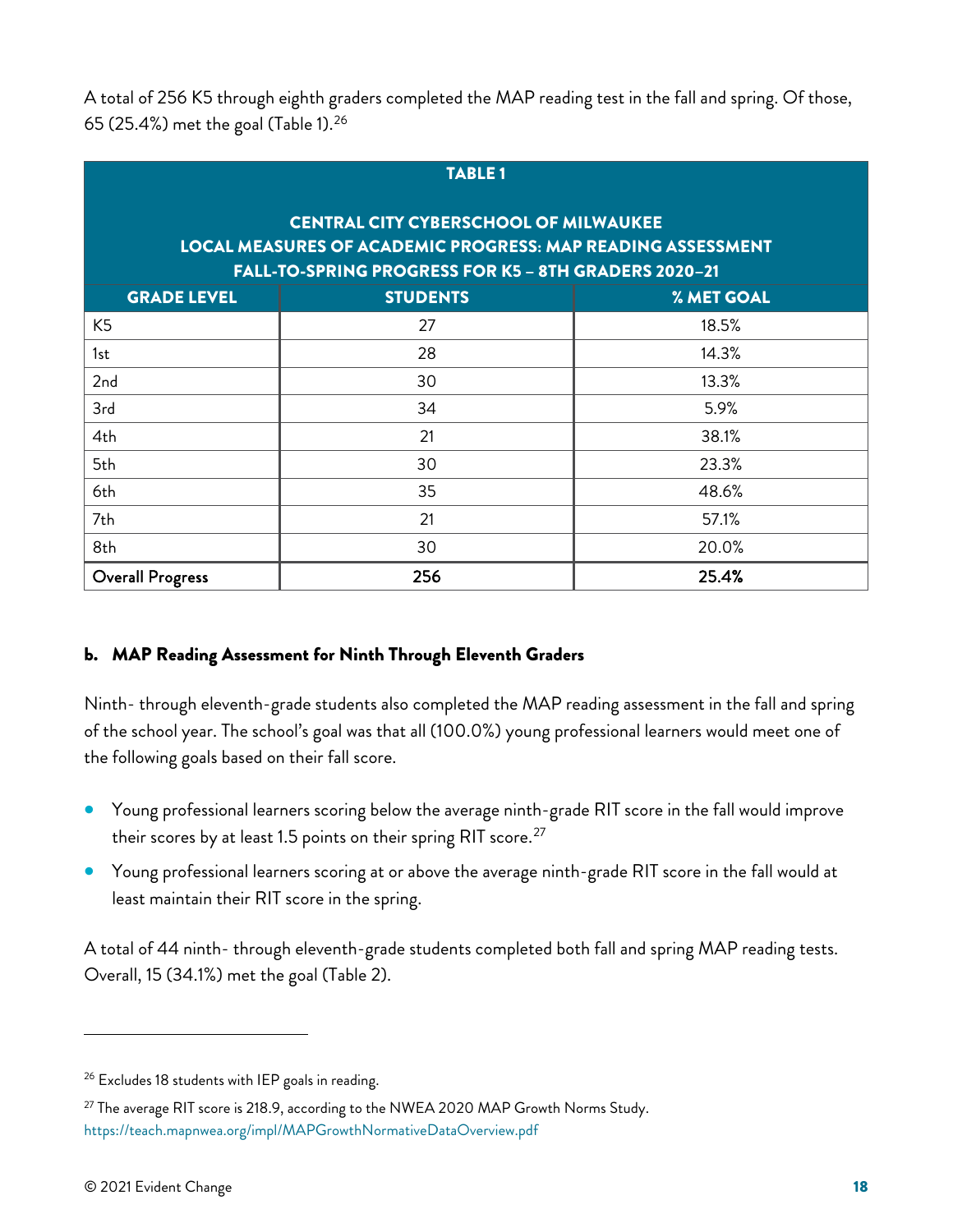A total of 256 K5 through eighth graders completed the MAP reading test in the fall and spring. Of those, 65 (25.4%) met the goal (Table 1).[26]

| TABLE 1<br><br>CENTRAL CITY CYBERSCHOOL OF MILWAUKEE<br>LOCAL MEASURES OF ACADEMIC PROGRESS: MAP READING ASSESSMENT<br>FALL-TO-SPRING PROGRESS FOR K5 – 8TH GRADERS 2020–21 | | |
|---|---|---|
| **GRADE LEVEL** | **STUDENTS** | **% MET GOAL** |
| K5 | 27 | 18.5% |
| 1st | 28 | 14.3% |
| 2nd | 30 | 13.3% |
| 3rd | 34 | 5.9% |
| 4th | 21 | 38.1% |
| 5th | 30 | 23.3% |
| 6th | 35 | 48.6% |
| 7th | 21 | 57.1% |
| 8th | 30 | 20.0% |
| **Overall Progress** | **256** | **25.4%** |

### b. MAP Reading Assessment for Ninth Through Eleventh Graders

Ninth- through eleventh-grade students also completed the MAP reading assessment in the fall and spring of the school year. The school's goal was that all (100.0%) young professional learners would meet one of the following goals based on their fall score.

- Young professional learners scoring below the average ninth-grade RIT score in the fall would improve their scores by at least 1.5 points on their spring RIT score.[27]
- Young professional learners scoring at or above the average ninth-grade RIT score in the fall would at least maintain their RIT score in the spring.

A total of 44 ninth- through eleventh-grade students completed both fall and spring MAP reading tests. Overall, 15 (34.1%) met the goal (Table 2).

---

[26] Excludes 18 students with IEP goals in reading.

[27] The average RIT score is 218.9, according to the NWEA 2020 MAP Growth Norms Study. https://teach.mapnwea.org/impl/MAPGrowthNormativeDataOverview.pdf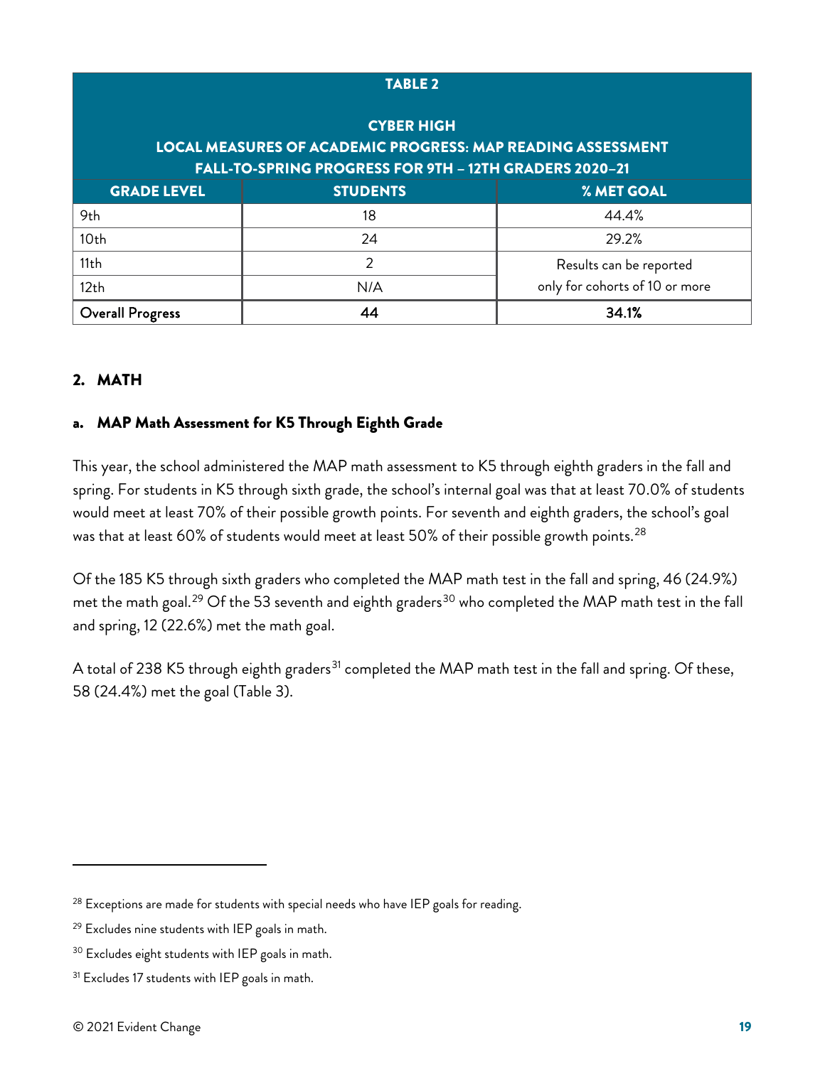| TABLE 2<br><br>CYBER HIGH<br>LOCAL MEASURES OF ACADEMIC PROGRESS: MAP READING ASSESSMENT<br>FALL-TO-SPRING PROGRESS FOR 9TH – 12TH GRADERS 2020–21 | | |
|---|---|---|
| **GRADE LEVEL** | **STUDENTS** | **% MET GOAL** |
| 9th | 18 | 44.4% |
| 10th | 24 | 29.2% |
| 11th | 2 | Results can be reported only for cohorts of 10 or more |
| 12th | N/A | |
| **Overall Progress** | **44** | **34.1%** |

## 2. MATH

### a. MAP Math Assessment for K5 Through Eighth Grade

This year, the school administered the MAP math assessment to K5 through eighth graders in the fall and spring. For students in K5 through sixth grade, the school's internal goal was that at least 70.0% of students would meet at least 70% of their possible growth points. For seventh and eighth graders, the school's goal was that at least 60% of students would meet at least 50% of their possible growth points.[28]

Of the 185 K5 through sixth graders who completed the MAP math test in the fall and spring, 46 (24.9%) met the math goal.[29] Of the 53 seventh and eighth graders[30] who completed the MAP math test in the fall and spring, 12 (22.6%) met the math goal.

A total of 238 K5 through eighth graders[31] completed the MAP math test in the fall and spring. Of these, 58 (24.4%) met the goal (Table 3).

---

[28] Exceptions are made for students with special needs who have IEP goals for reading.

[29] Excludes nine students with IEP goals in math.

[30] Excludes eight students with IEP goals in math.

[31] Excludes 17 students with IEP goals in math.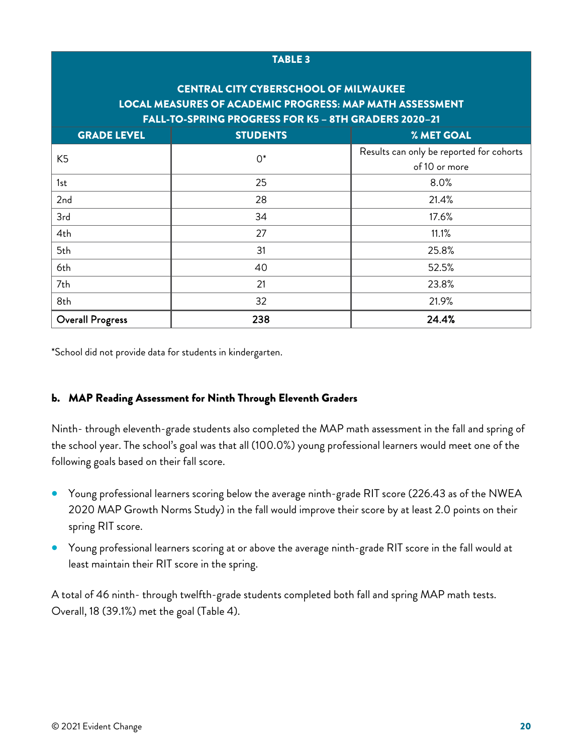| TABLE 3 | | |
|---|---|---|
| CENTRAL CITY CYBERSCHOOL OF MILWAUKEE<br>LOCAL MEASURES OF ACADEMIC PROGRESS: MAP MATH ASSESSMENT<br>FALL-TO-SPRING PROGRESS FOR K5 – 8TH GRADERS 2020–21 | | |
| **GRADE LEVEL** | **STUDENTS** | **% MET GOAL** |
| K5 | 0* | Results can only be reported for cohorts of 10 or more |
| 1st | 25 | 8.0% |
| 2nd | 28 | 21.4% |
| 3rd | 34 | 17.6% |
| 4th | 27 | 11.1% |
| 5th | 31 | 25.8% |
| 6th | 40 | 52.5% |
| 7th | 21 | 23.8% |
| 8th | 32 | 21.9% |
| **Overall Progress** | **238** | **24.4%** |

*School did not provide data for students in kindergarten.

#### b. MAP Reading Assessment for Ninth Through Eleventh Graders

Ninth- through eleventh-grade students also completed the MAP math assessment in the fall and spring of the school year. The school's goal was that all (100.0%) young professional learners would meet one of the following goals based on their fall score.

- Young professional learners scoring below the average ninth-grade RIT score (226.43 as of the NWEA 2020 MAP Growth Norms Study) in the fall would improve their score by at least 2.0 points on their spring RIT score.
- Young professional learners scoring at or above the average ninth-grade RIT score in the fall would at least maintain their RIT score in the spring.

A total of 46 ninth- through twelfth-grade students completed both fall and spring MAP math tests. Overall, 18 (39.1%) met the goal (Table 4).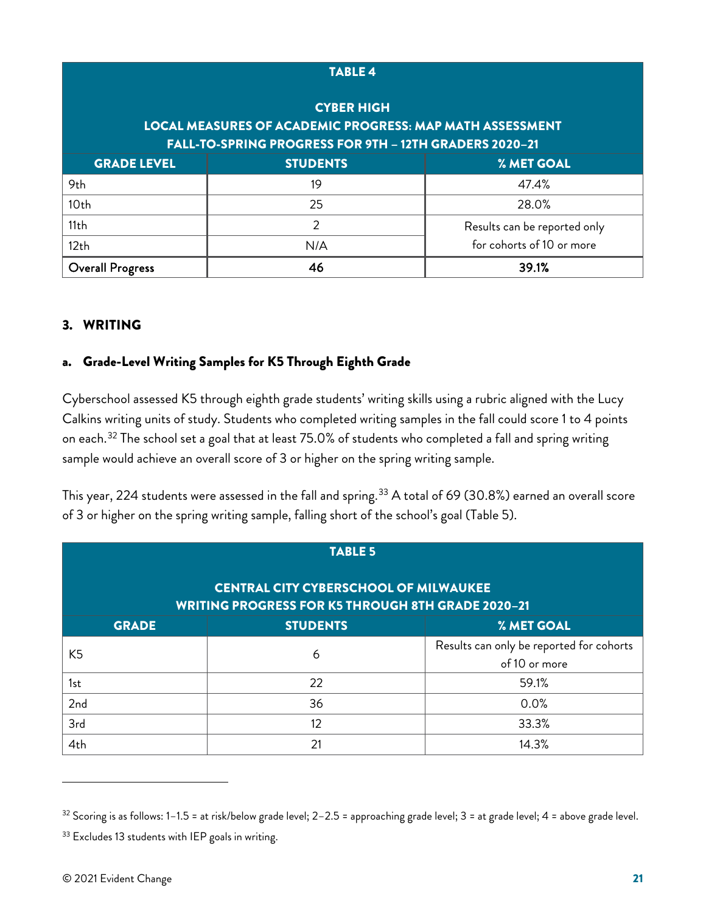| TABLE 4<br><br>CYBER HIGH<br>LOCAL MEASURES OF ACADEMIC PROGRESS: MAP MATH ASSESSMENT<br>FALL-TO-SPRING PROGRESS FOR 9TH – 12TH GRADERS 2020–21 | | |
|---|---|---|
| **GRADE LEVEL** | **STUDENTS** | **% MET GOAL** |
| 9th | 19 | 47.4% |
| 10th | 25 | 28.0% |
| 11th | 2 | Results can be reported only for cohorts of 10 or more |
| 12th | N/A | |
| **Overall Progress** | **46** | **39.1%** |

### 3. WRITING

#### a. Grade-Level Writing Samples for K5 Through Eighth Grade

Cyberschool assessed K5 through eighth grade students' writing skills using a rubric aligned with the Lucy Calkins writing units of study. Students who completed writing samples in the fall could score 1 to 4 points on each.[32] The school set a goal that at least 75.0% of students who completed a fall and spring writing sample would achieve an overall score of 3 or higher on the spring writing sample.

This year, 224 students were assessed in the fall and spring.[33] A total of 69 (30.8%) earned an overall score of 3 or higher on the spring writing sample, falling short of the school's goal (Table 5).

| TABLE 5<br><br>CENTRAL CITY CYBERSCHOOL OF MILWAUKEE<br>WRITING PROGRESS FOR K5 THROUGH 8TH GRADE 2020–21 | | |
|---|---|---|
| **GRADE** | **STUDENTS** | **% MET GOAL** |
| K5 | 6 | Results can only be reported for cohorts of 10 or more |
| 1st | 22 | 59.1% |
| 2nd | 36 | 0.0% |
| 3rd | 12 | 33.3% |
| 4th | 21 | 14.3% |

[32] Scoring is as follows: 1–1.5 = at risk/below grade level; 2–2.5 = approaching grade level; 3 = at grade level; 4 = above grade level.

[33] Excludes 13 students with IEP goals in writing.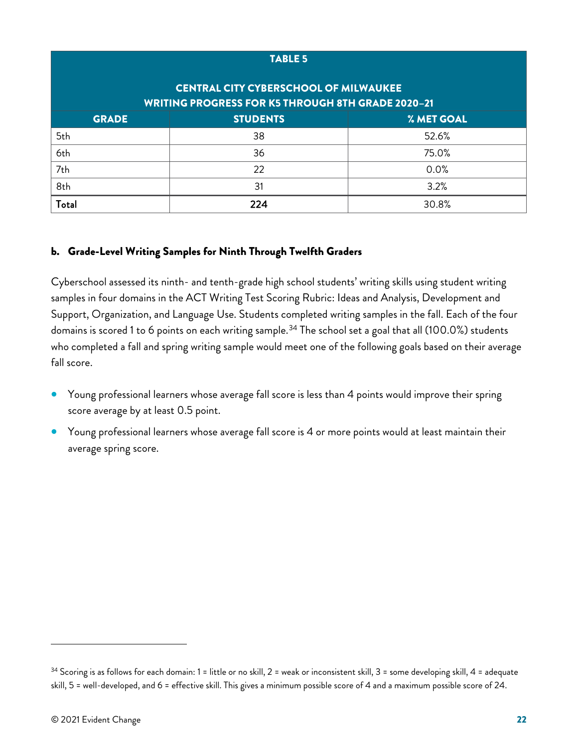| TABLE 5<br><br>CENTRAL CITY CYBERSCHOOL OF MILWAUKEE<br>WRITING PROGRESS FOR K5 THROUGH 8TH GRADE 2020–21 | | |
|---|---|---|
| **GRADE** | **STUDENTS** | **% MET GOAL** |
| 5th | 38 | 52.6% |
| 6th | 36 | 75.0% |
| 7th | 22 | 0.0% |
| 8th | 31 | 3.2% |
| **Total** | **224** | 30.8% |

### b. Grade-Level Writing Samples for Ninth Through Twelfth Graders

Cyberschool assessed its ninth- and tenth-grade high school students' writing skills using student writing samples in four domains in the ACT Writing Test Scoring Rubric: Ideas and Analysis, Development and Support, Organization, and Language Use. Students completed writing samples in the fall. Each of the four domains is scored 1 to 6 points on each writing sample.[34] The school set a goal that all (100.0%) students who completed a fall and spring writing sample would meet one of the following goals based on their average fall score.

- Young professional learners whose average fall score is less than 4 points would improve their spring score average by at least 0.5 point.
- Young professional learners whose average fall score is 4 or more points would at least maintain their average spring score.

---

[34] Scoring is as follows for each domain: 1 = little or no skill, 2 = weak or inconsistent skill, 3 = some developing skill, 4 = adequate skill, 5 = well-developed, and 6 = effective skill. This gives a minimum possible score of 4 and a maximum possible score of 24.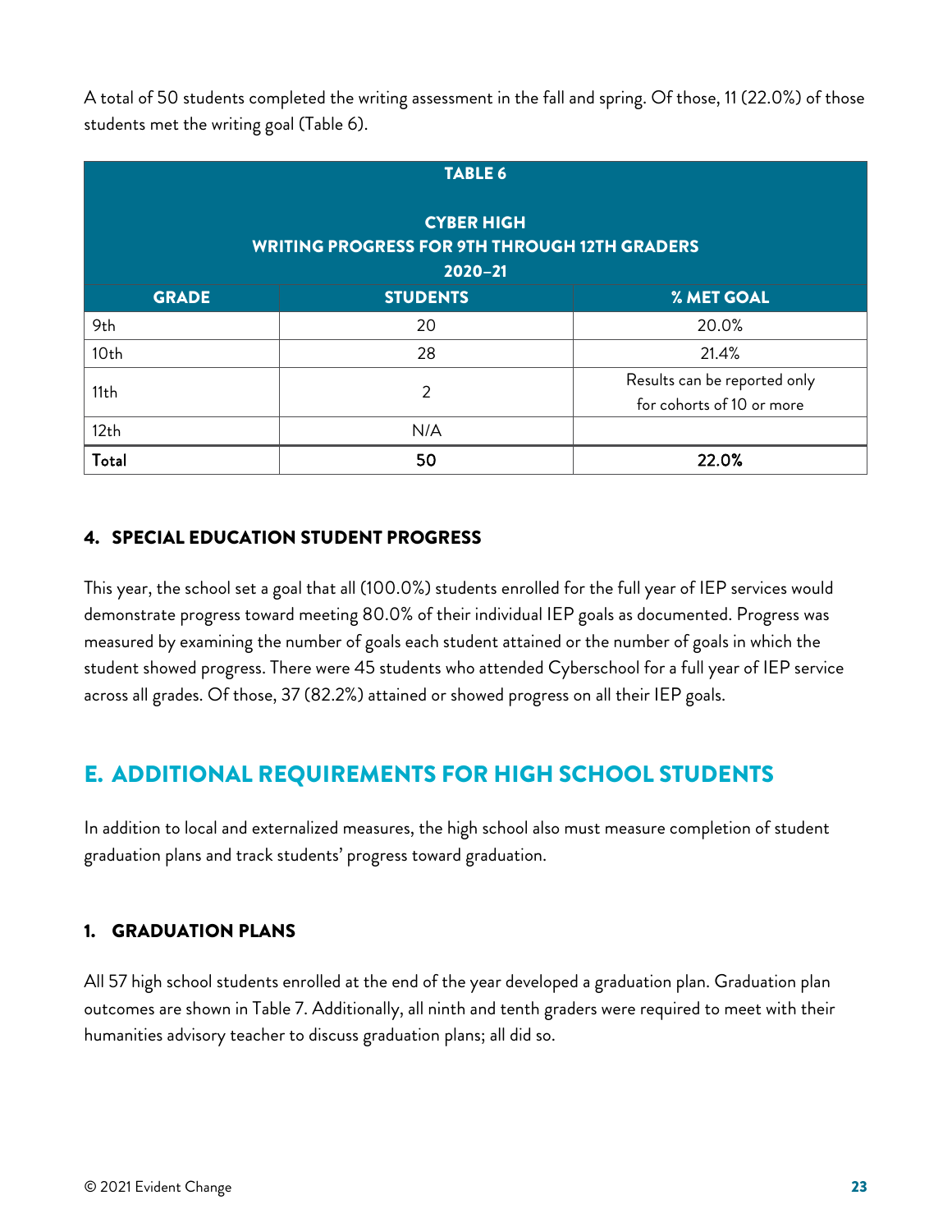A total of 50 students completed the writing assessment in the fall and spring. Of those, 11 (22.0%) of those students met the writing goal (Table 6).

| TABLE 6<br><br>CYBER HIGH<br>WRITING PROGRESS FOR 9TH THROUGH 12TH GRADERS<br>2020–21 | | |
|---|---|---|
| **GRADE** | **STUDENTS** | **% MET GOAL** |
| 9th | 20 | 20.0% |
| 10th | 28 | 21.4% |
| 11th | 2 | Results can be reported only for cohorts of 10 or more |
| 12th | N/A | |
| **Total** | **50** | **22.0%** |

### 4. SPECIAL EDUCATION STUDENT PROGRESS

This year, the school set a goal that all (100.0%) students enrolled for the full year of IEP services would demonstrate progress toward meeting 80.0% of their individual IEP goals as documented. Progress was measured by examining the number of goals each student attained or the number of goals in which the student showed progress. There were 45 students who attended Cyberschool for a full year of IEP service across all grades. Of those, 37 (82.2%) attained or showed progress on all their IEP goals.

## E. ADDITIONAL REQUIREMENTS FOR HIGH SCHOOL STUDENTS

In addition to local and externalized measures, the high school also must measure completion of student graduation plans and track students' progress toward graduation.

### 1. GRADUATION PLANS

All 57 high school students enrolled at the end of the year developed a graduation plan. Graduation plan outcomes are shown in Table 7. Additionally, all ninth and tenth graders were required to meet with their humanities advisory teacher to discuss graduation plans; all did so.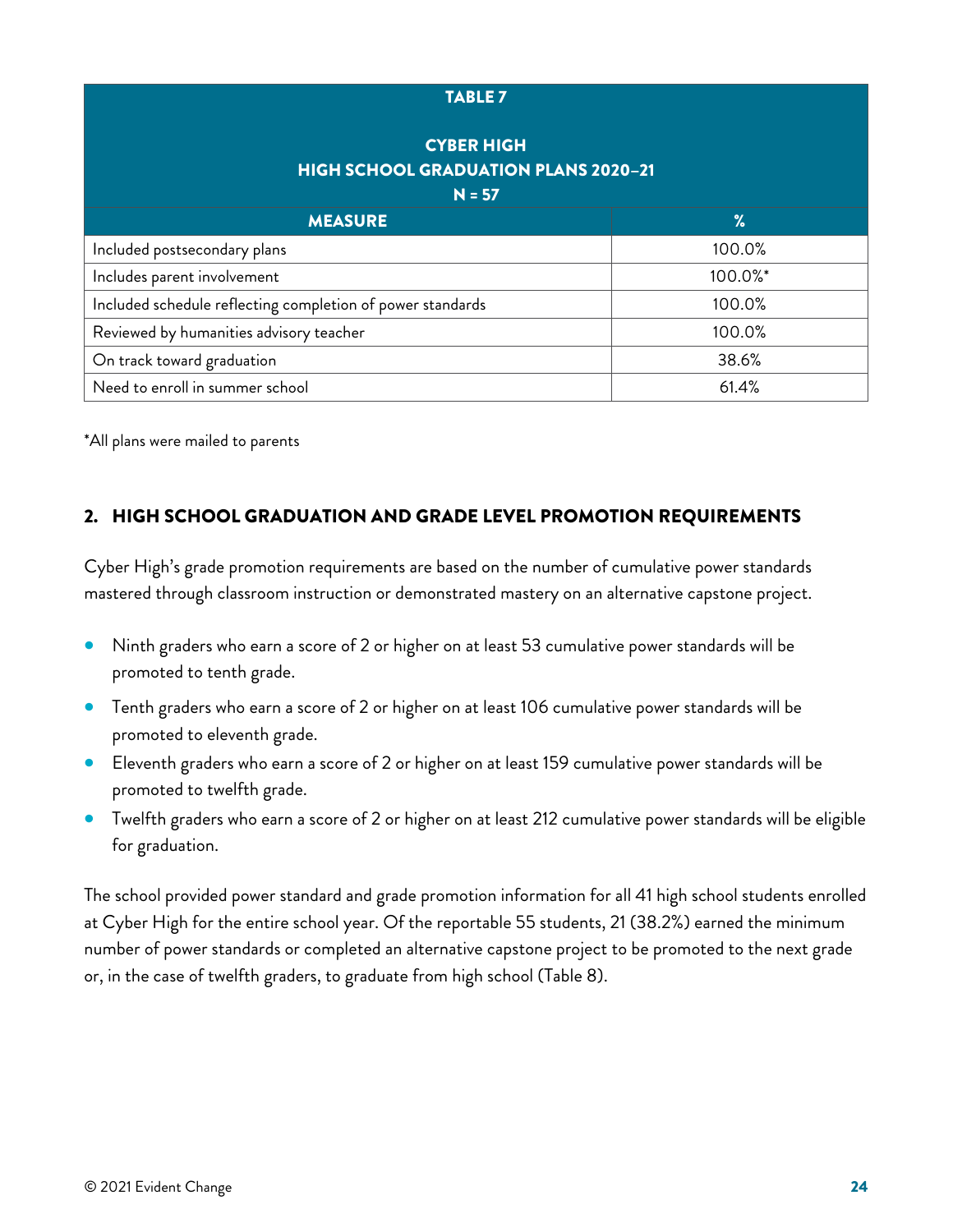| TABLE 7<br><br>CYBER HIGH<br>HIGH SCHOOL GRADUATION PLANS 2020–21<br>N = 57 | |
|---|---|
| **MEASURE** | **%** |
| Included postsecondary plans | 100.0% |
| Includes parent involvement | 100.0%* |
| Included schedule reflecting completion of power standards | 100.0% |
| Reviewed by humanities advisory teacher | 100.0% |
| On track toward graduation | 38.6% |
| Need to enroll in summer school | 61.4% |

*All plans were mailed to parents

## 2. HIGH SCHOOL GRADUATION AND GRADE LEVEL PROMOTION REQUIREMENTS

Cyber High's grade promotion requirements are based on the number of cumulative power standards mastered through classroom instruction or demonstrated mastery on an alternative capstone project.

- Ninth graders who earn a score of 2 or higher on at least 53 cumulative power standards will be promoted to tenth grade.
- Tenth graders who earn a score of 2 or higher on at least 106 cumulative power standards will be promoted to eleventh grade.
- Eleventh graders who earn a score of 2 or higher on at least 159 cumulative power standards will be promoted to twelfth grade.
- Twelfth graders who earn a score of 2 or higher on at least 212 cumulative power standards will be eligible for graduation.

The school provided power standard and grade promotion information for all 41 high school students enrolled at Cyber High for the entire school year. Of the reportable 55 students, 21 (38.2%) earned the minimum number of power standards or completed an alternative capstone project to be promoted to the next grade or, in the case of twelfth graders, to graduate from high school (Table 8).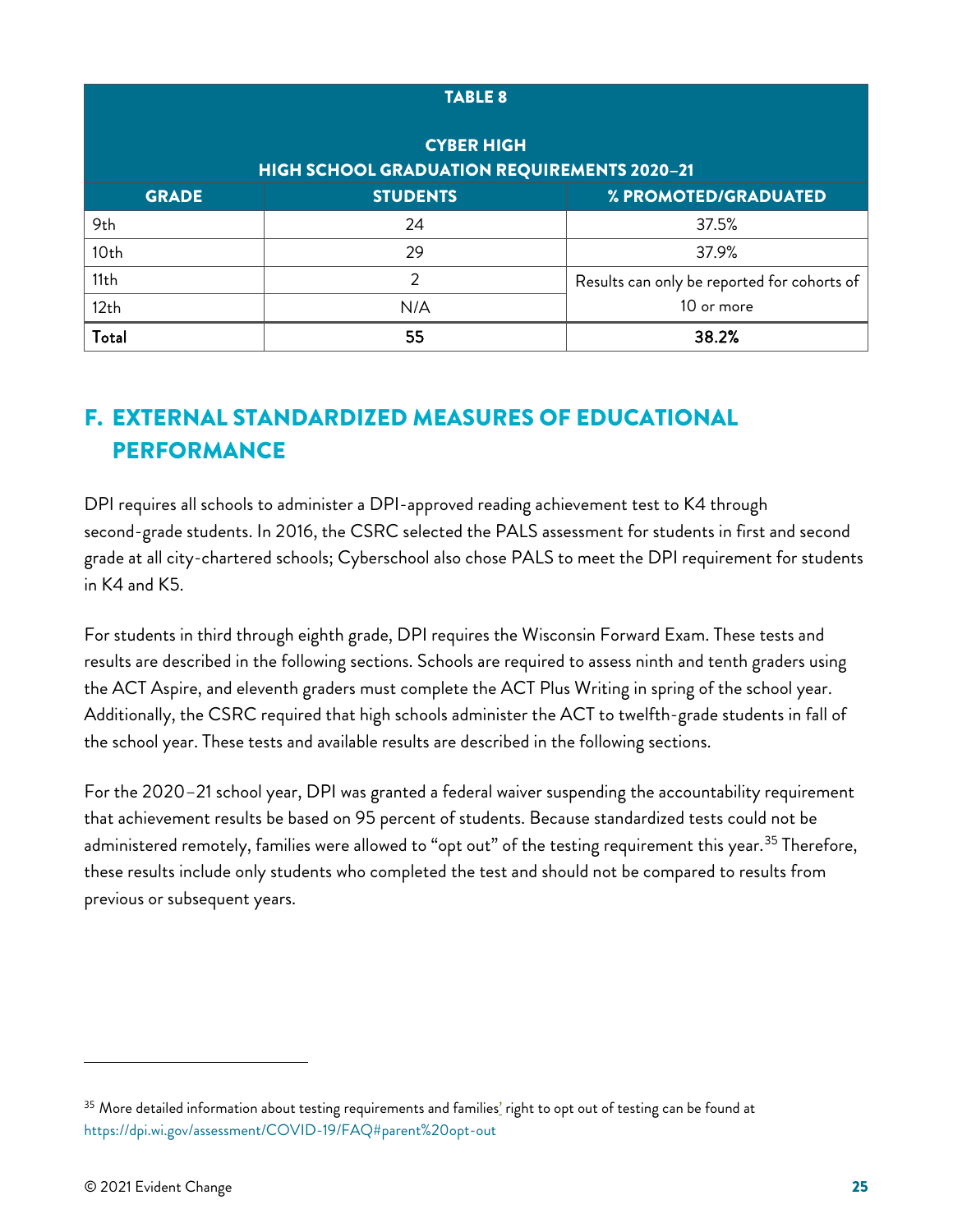**TABLE 8**

**CYBER HIGH**
**HIGH SCHOOL GRADUATION REQUIREMENTS 2020–21**

| GRADE | STUDENTS | % PROMOTED/GRADUATED |
|---|---|---|
| 9th | 24 | 37.5% |
| 10th | 29 | 37.9% |
| 11th | 2 | Results can only be reported for cohorts of 10 or more |
| 12th | N/A | |
| **Total** | **55** | **38.2%** |

## F. EXTERNAL STANDARDIZED MEASURES OF EDUCATIONAL PERFORMANCE

DPI requires all schools to administer a DPI-approved reading achievement test to K4 through second-grade students. In 2016, the CSRC selected the PALS assessment for students in first and second grade at all city-chartered schools; Cyberschool also chose PALS to meet the DPI requirement for students in K4 and K5.

For students in third through eighth grade, DPI requires the Wisconsin Forward Exam. These tests and results are described in the following sections. Schools are required to assess ninth and tenth graders using the ACT Aspire, and eleventh graders must complete the ACT Plus Writing in spring of the school year. Additionally, the CSRC required that high schools administer the ACT to twelfth-grade students in fall of the school year. These tests and available results are described in the following sections.

For the 2020–21 school year, DPI was granted a federal waiver suspending the accountability requirement that achievement results be based on 95 percent of students. Because standardized tests could not be administered remotely, families were allowed to "opt out" of the testing requirement this year.[35] Therefore, these results include only students who completed the test and should not be compared to results from previous or subsequent years.

[35] More detailed information about testing requirements and families' right to opt out of testing can be found at https://dpi.wi.gov/assessment/COVID-19/FAQ#parent%20opt-out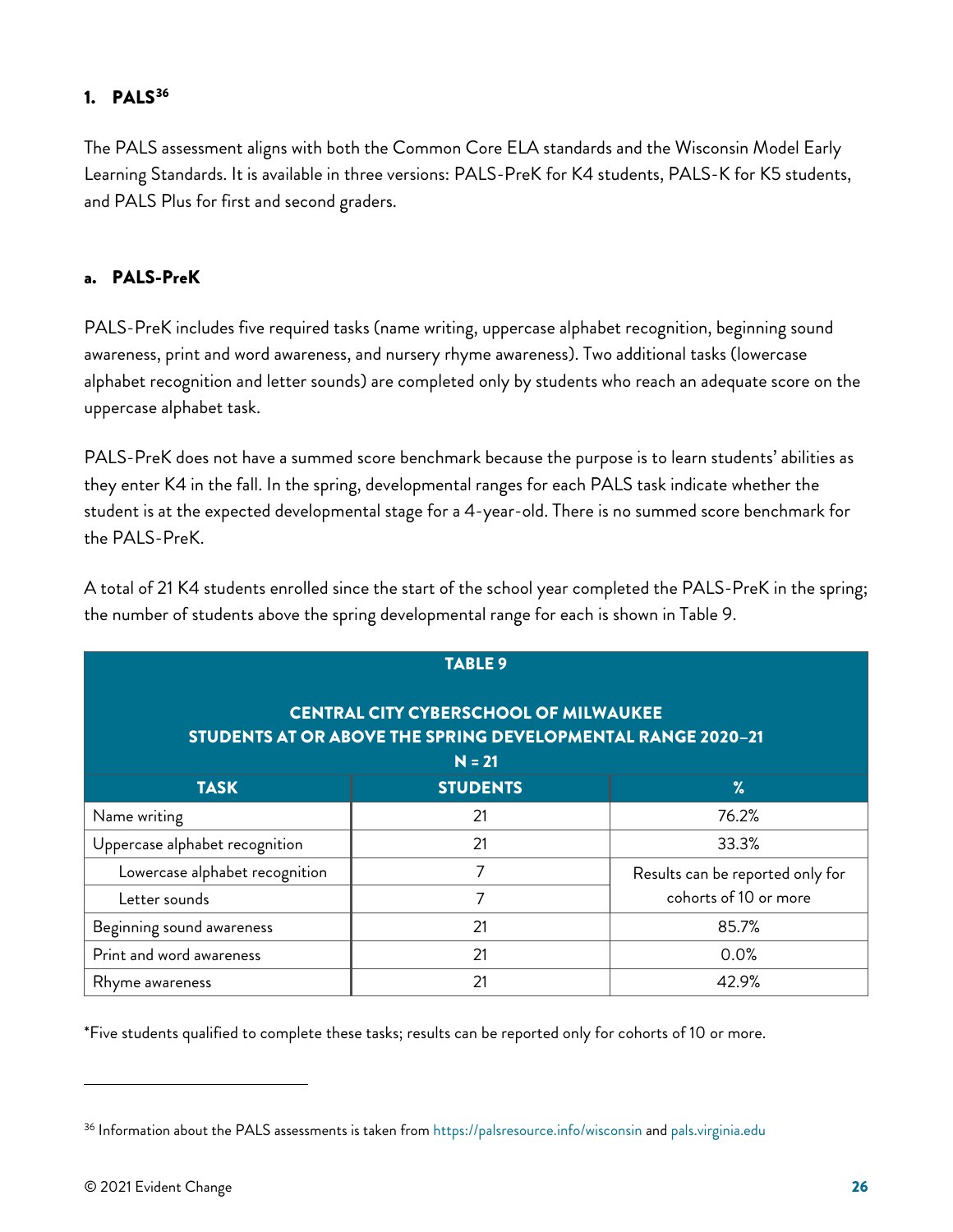## 1. PALS[36]

The PALS assessment aligns with both the Common Core ELA standards and the Wisconsin Model Early Learning Standards. It is available in three versions: PALS-PreK for K4 students, PALS-K for K5 students, and PALS Plus for first and second graders.

### a. PALS-PreK

PALS-PreK includes five required tasks (name writing, uppercase alphabet recognition, beginning sound awareness, print and word awareness, and nursery rhyme awareness). Two additional tasks (lowercase alphabet recognition and letter sounds) are completed only by students who reach an adequate score on the uppercase alphabet task.

PALS-PreK does not have a summed score benchmark because the purpose is to learn students' abilities as they enter K4 in the fall. In the spring, developmental ranges for each PALS task indicate whether the student is at the expected developmental stage for a 4-year-old. There is no summed score benchmark for the PALS-PreK.

A total of 21 K4 students enrolled since the start of the school year completed the PALS-PreK in the spring; the number of students above the spring developmental range for each is shown in Table 9.

**TABLE 9**

**CENTRAL CITY CYBERSCHOOL OF MILWAUKEE**
**STUDENTS AT OR ABOVE THE SPRING DEVELOPMENTAL RANGE 2020–21**
**N = 21**

| TASK | STUDENTS | % |
|---|---|---|
| Name writing | 21 | 76.2% |
| Uppercase alphabet recognition | 21 | 33.3% |
| Lowercase alphabet recognition | 7 | Results can be reported only for cohorts of 10 or more |
| Letter sounds | 7 | |
| Beginning sound awareness | 21 | 85.7% |
| Print and word awareness | 21 | 0.0% |
| Rhyme awareness | 21 | 42.9% |

*Five students qualified to complete these tasks; results can be reported only for cohorts of 10 or more.

[36] Information about the PALS assessments is taken from https://palsresource.info/wisconsin and pals.virginia.edu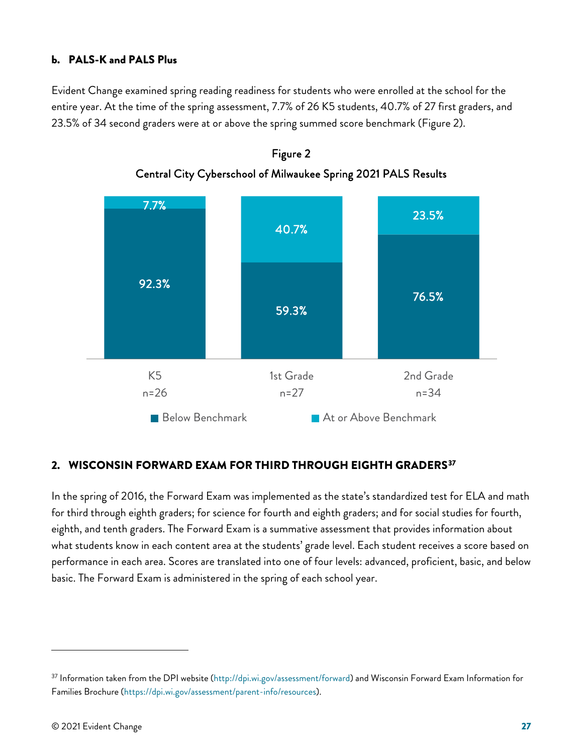**b. PALS-K and PALS Plus**

Evident Change examined spring reading readiness for students who were enrolled at the school for the entire year. At the time of the spring assessment, 7.7% of 26 K5 students, 40.7% of 27 first graders, and 23.5% of 34 second graders were at or above the spring summed score benchmark (Figure 2).

Figure 2

Central City Cyberschool of Milwaukee Spring 2021 PALS Results

| | K5 n=26 | 1st Grade n=27 | 2nd Grade n=34 |
|---|---|---|---|
| Below Benchmark | 92.3% | 59.3% | 76.5% |
| At or Above Benchmark | 7.7% | 40.7% | 23.5% |

## 2. WISCONSIN FORWARD EXAM FOR THIRD THROUGH EIGHTH GRADERS[37]

In the spring of 2016, the Forward Exam was implemented as the state's standardized test for ELA and math for third through eighth graders; for science for fourth and eighth graders; and for social studies for fourth, eighth, and tenth graders. The Forward Exam is a summative assessment that provides information about what students know in each content area at the students' grade level. Each student receives a score based on performance in each area. Scores are translated into one of four levels: advanced, proficient, basic, and below basic. The Forward Exam is administered in the spring of each school year.

---

[37] Information taken from the DPI website (http://dpi.wi.gov/assessment/forward) and Wisconsin Forward Exam Information for Families Brochure (https://dpi.wi.gov/assessment/parent-info/resources).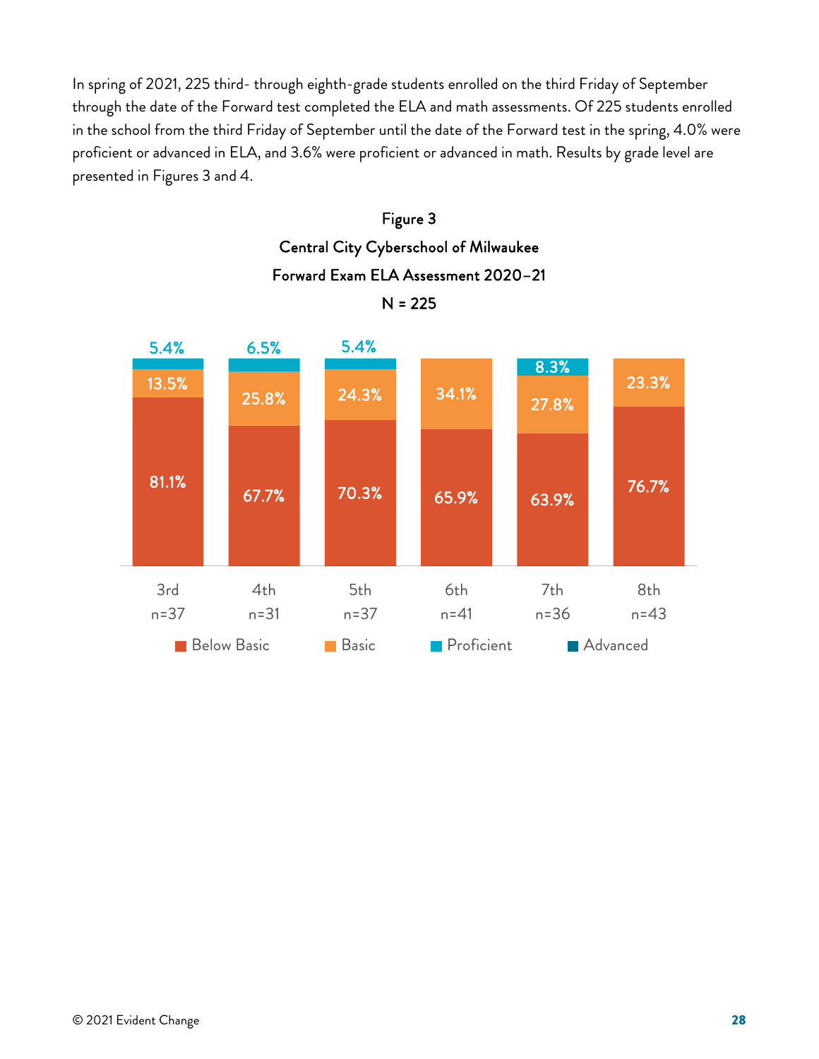In spring of 2021, 225 third- through eighth-grade students enrolled on the third Friday of September through the date of the Forward test completed the ELA and math assessments. Of 225 students enrolled in the school from the third Friday of September until the date of the Forward test in the spring, 4.0% were proficient or advanced in ELA, and 3.6% were proficient or advanced in math. Results by grade level are presented in Figures 3 and 4.

Figure 3
Central City Cyberschool of Milwaukee
Forward Exam ELA Assessment 2020–21
N = 225

| Grade | Below Basic | Basic | Proficient | Advanced |
|---|---|---|---|---|
| 3rd (n=37) | 81.1% | 13.5% | 5.4% | |
| 4th (n=31) | 67.7% | 25.8% | 6.5% | |
| 5th (n=37) | 70.3% | 24.3% | 5.4% | |
| 6th (n=41) | 65.9% | 34.1% | | |
| 7th (n=36) | 63.9% | 27.8% | 8.3% | |
| 8th (n=43) | 76.7% | 23.3% | | |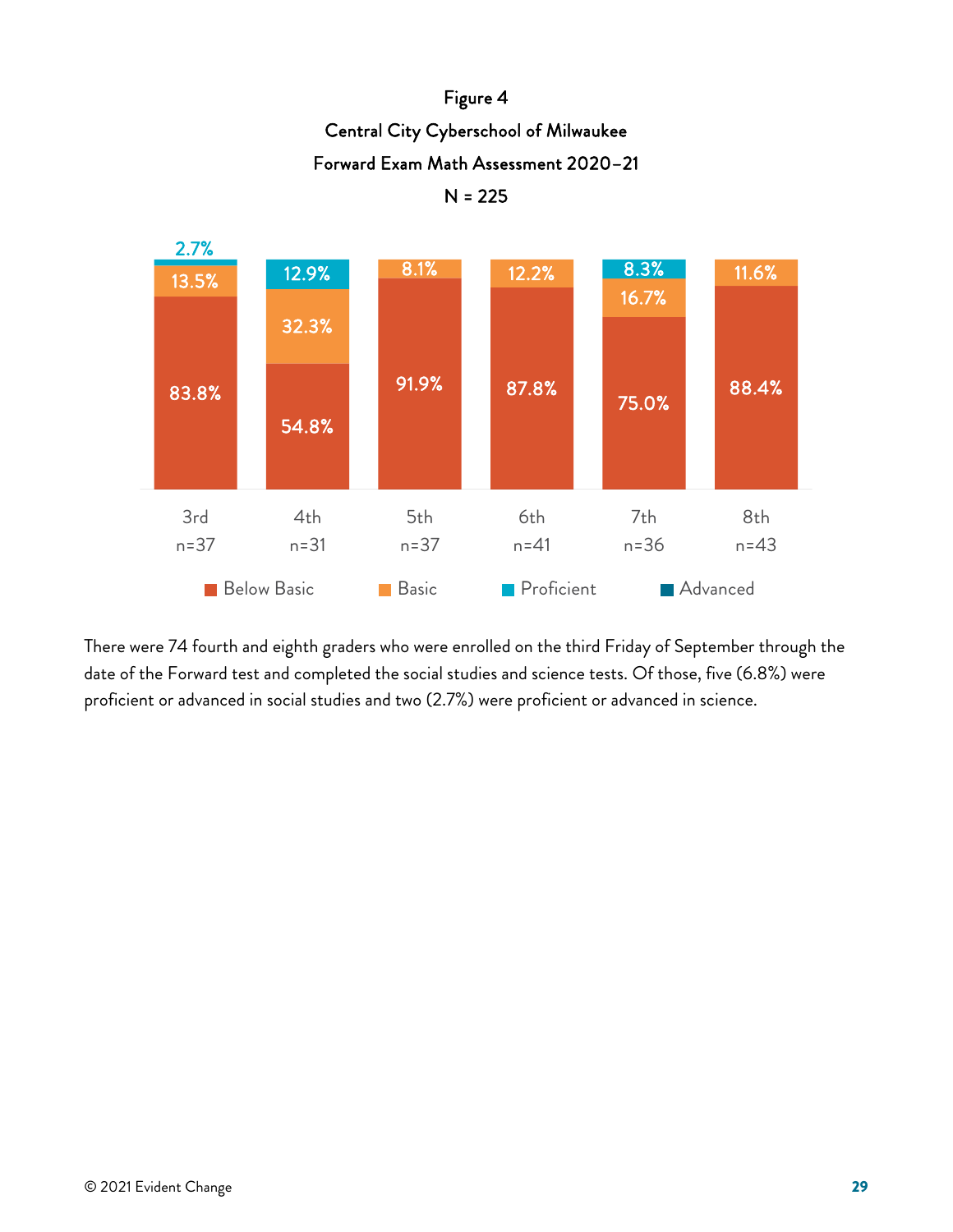Figure 4
Central City Cyberschool of Milwaukee
Forward Exam Math Assessment 2020–21
N = 225

| Grade | Below Basic | Basic | Proficient | Advanced |
| --- | --- | --- | --- | --- |
| 3rd (n=37) | 83.8% | 13.5% | 2.7% | |
| 4th (n=31) | 54.8% | 32.3% | 12.9% | |
| 5th (n=37) | 91.9% | 8.1% | | |
| 6th (n=41) | 87.8% | 12.2% | | |
| 7th (n=36) | 75.0% | 16.7% | 8.3% | |
| 8th (n=43) | 88.4% | 11.6% | | |

There were 74 fourth and eighth graders who were enrolled on the third Friday of September through the date of the Forward test and completed the social studies and science tests. Of those, five (6.8%) were proficient or advanced in social studies and two (2.7%) were proficient or advanced in science.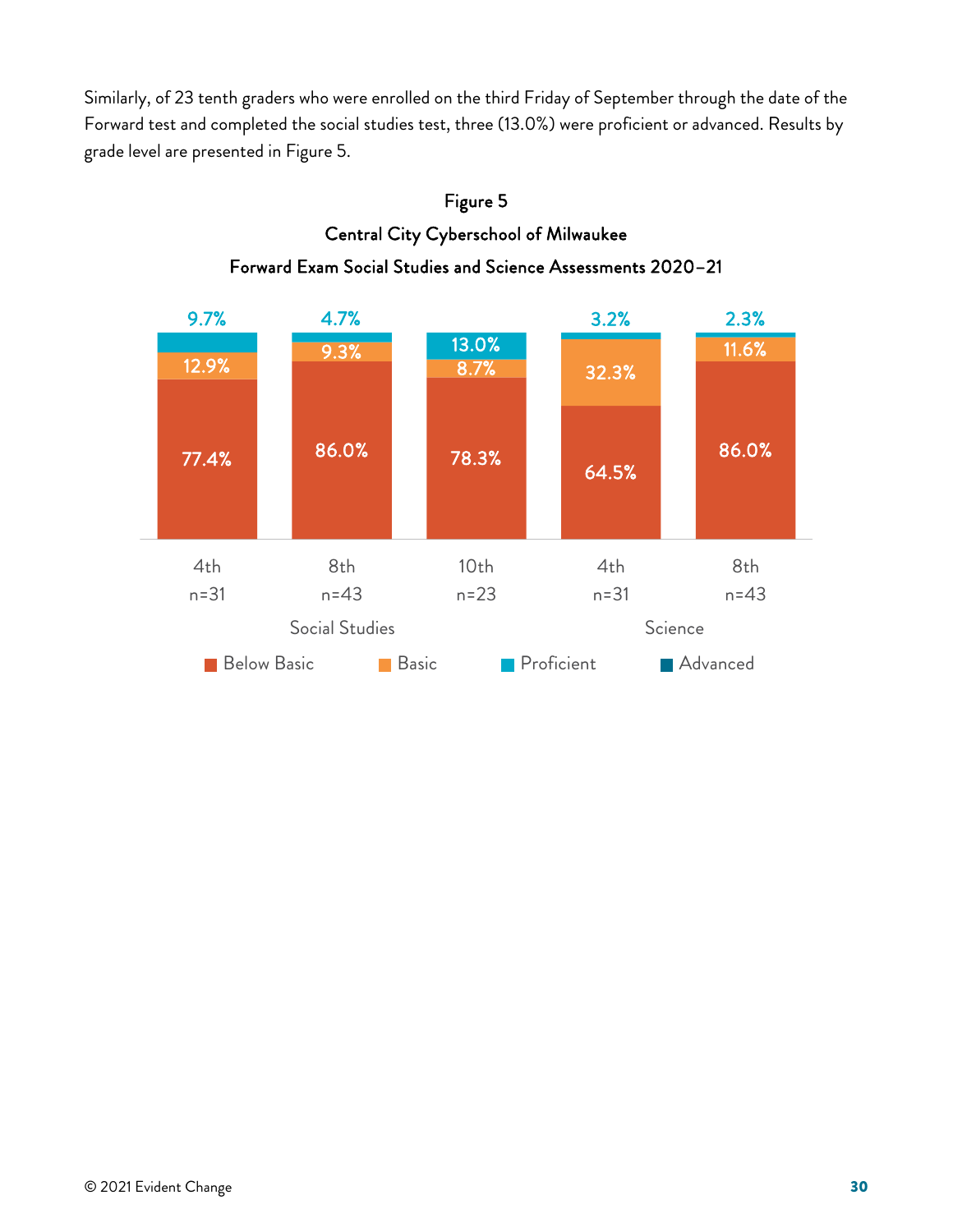Similarly, of 23 tenth graders who were enrolled on the third Friday of September through the date of the Forward test and completed the social studies test, three (13.0%) were proficient or advanced. Results by grade level are presented in Figure 5.

**Figure 5**
**Central City Cyberschool of Milwaukee**
**Forward Exam Social Studies and Science Assessments 2020–21**

| Subject | Grade | n | Below Basic | Basic | Proficient | Advanced |
|---|---|---|---|---|---|---|
| Social Studies | 4th | 31 | 77.4% | 12.9% | 9.7% | |
| Social Studies | 8th | 43 | 86.0% | 9.3% | 4.7% | |
| Social Studies | 10th | 23 | 78.3% | 8.7% | 13.0% | |
| Science | 4th | 31 | 64.5% | 32.3% | 3.2% | |
| Science | 8th | 43 | 86.0% | 11.6% | 2.3% | |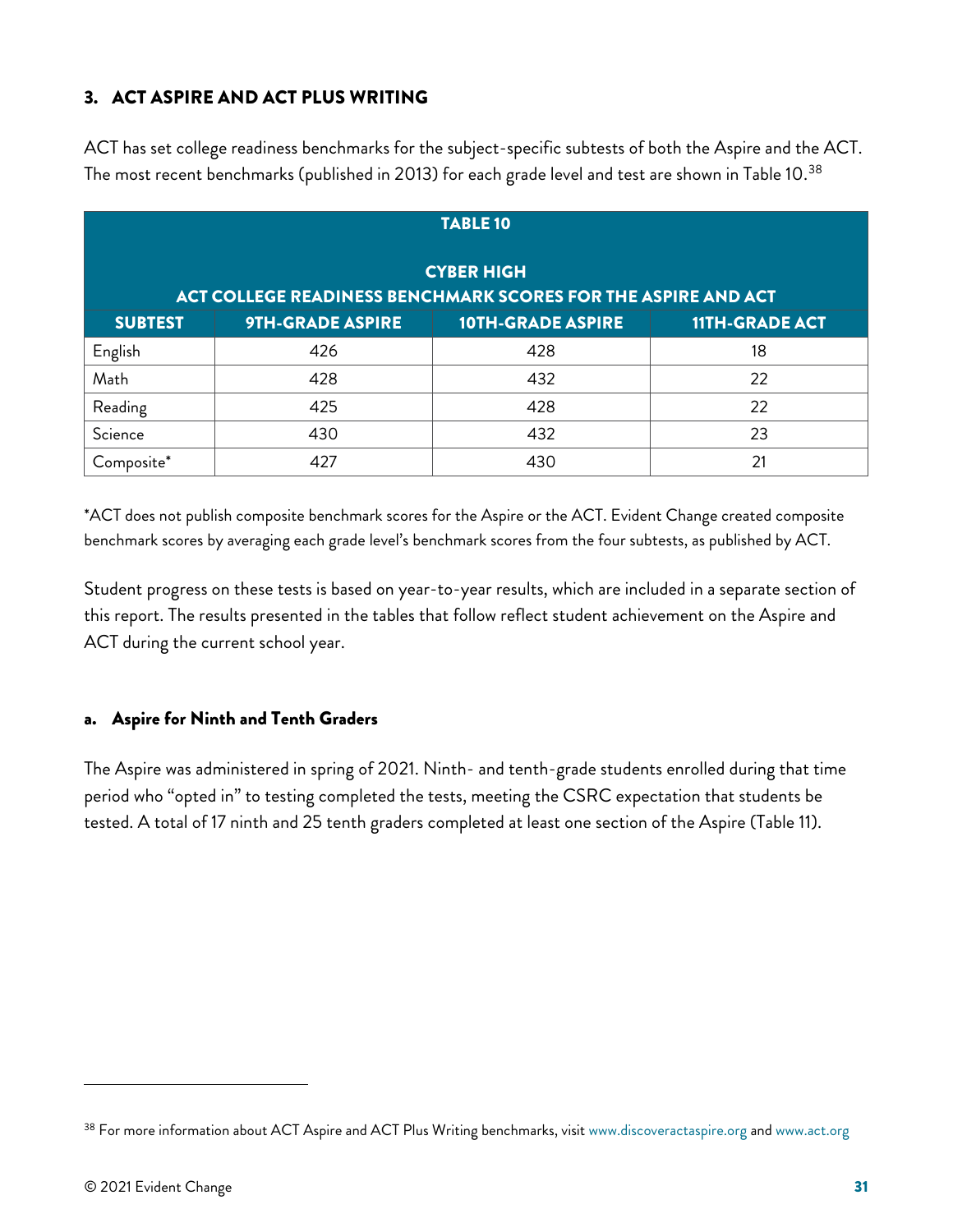## 3. ACT ASPIRE AND ACT PLUS WRITING

ACT has set college readiness benchmarks for the subject-specific subtests of both the Aspire and the ACT. The most recent benchmarks (published in 2013) for each grade level and test are shown in Table 10.[38]

**TABLE 10**

**CYBER HIGH**
**ACT COLLEGE READINESS BENCHMARK SCORES FOR THE ASPIRE AND ACT**

| SUBTEST | 9TH-GRADE ASPIRE | 10TH-GRADE ASPIRE | 11TH-GRADE ACT |
|---|---|---|---|
| English | 426 | 428 | 18 |
| Math | 428 | 432 | 22 |
| Reading | 425 | 428 | 22 |
| Science | 430 | 432 | 23 |
| Composite* | 427 | 430 | 21 |

*ACT does not publish composite benchmark scores for the Aspire or the ACT. Evident Change created composite benchmark scores by averaging each grade level's benchmark scores from the four subtests, as published by ACT.

Student progress on these tests is based on year-to-year results, which are included in a separate section of this report. The results presented in the tables that follow reflect student achievement on the Aspire and ACT during the current school year.

### a. Aspire for Ninth and Tenth Graders

The Aspire was administered in spring of 2021. Ninth- and tenth-grade students enrolled during that time period who "opted in" to testing completed the tests, meeting the CSRC expectation that students be tested. A total of 17 ninth and 25 tenth graders completed at least one section of the Aspire (Table 11).

[38] For more information about ACT Aspire and ACT Plus Writing benchmarks, visit www.discoveractaspire.org and www.act.org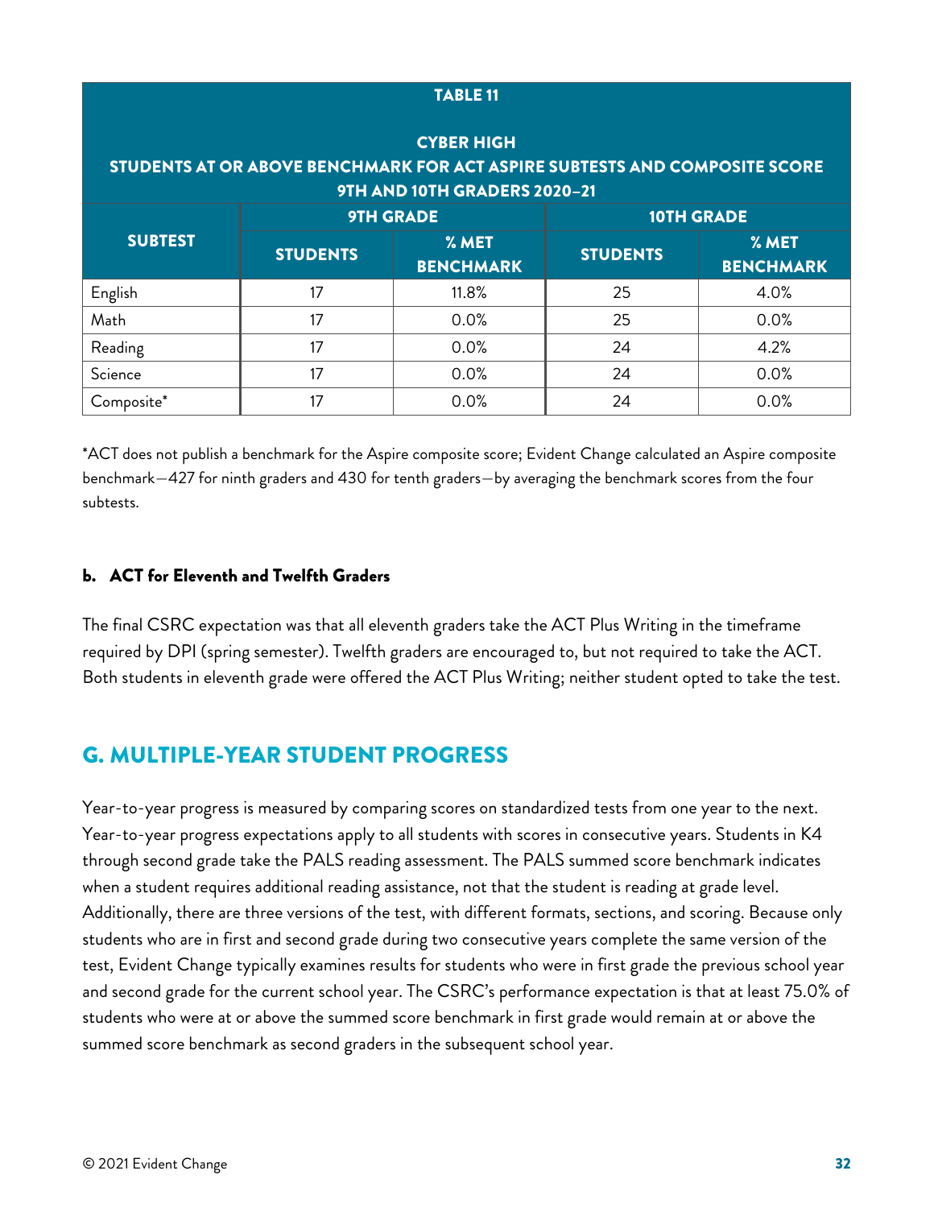| TABLE 11<br><br>CYBER HIGH<br>STUDENTS AT OR ABOVE BENCHMARK FOR ACT ASPIRE SUBTESTS AND COMPOSITE SCORE<br>9TH AND 10TH GRADERS 2020–21 | | | | |
|---|---|---|---|---|
| SUBTEST | 9TH GRADE | | 10TH GRADE | |
| | STUDENTS | % MET BENCHMARK | STUDENTS | % MET BENCHMARK |
| English | 17 | 11.8% | 25 | 4.0% |
| Math | 17 | 0.0% | 25 | 0.0% |
| Reading | 17 | 0.0% | 24 | 4.2% |
| Science | 17 | 0.0% | 24 | 0.0% |
| Composite* | 17 | 0.0% | 24 | 0.0% |

*ACT does not publish a benchmark for the Aspire composite score; Evident Change calculated an Aspire composite benchmark—427 for ninth graders and 430 for tenth graders—by averaging the benchmark scores from the four subtests.

#### b. ACT for Eleventh and Twelfth Graders

The final CSRC expectation was that all eleventh graders take the ACT Plus Writing in the timeframe required by DPI (spring semester). Twelfth graders are encouraged to, but not required to take the ACT. Both students in eleventh grade were offered the ACT Plus Writing; neither student opted to take the test.

## G. MULTIPLE-YEAR STUDENT PROGRESS

Year-to-year progress is measured by comparing scores on standardized tests from one year to the next. Year-to-year progress expectations apply to all students with scores in consecutive years. Students in K4 through second grade take the PALS reading assessment. The PALS summed score benchmark indicates when a student requires additional reading assistance, not that the student is reading at grade level. Additionally, there are three versions of the test, with different formats, sections, and scoring. Because only students who are in first and second grade during two consecutive years complete the same version of the test, Evident Change typically examines results for students who were in first grade the previous school year and second grade for the current school year. The CSRC's performance expectation is that at least 75.0% of students who were at or above the summed score benchmark in first grade would remain at or above the summed score benchmark as second graders in the subsequent school year.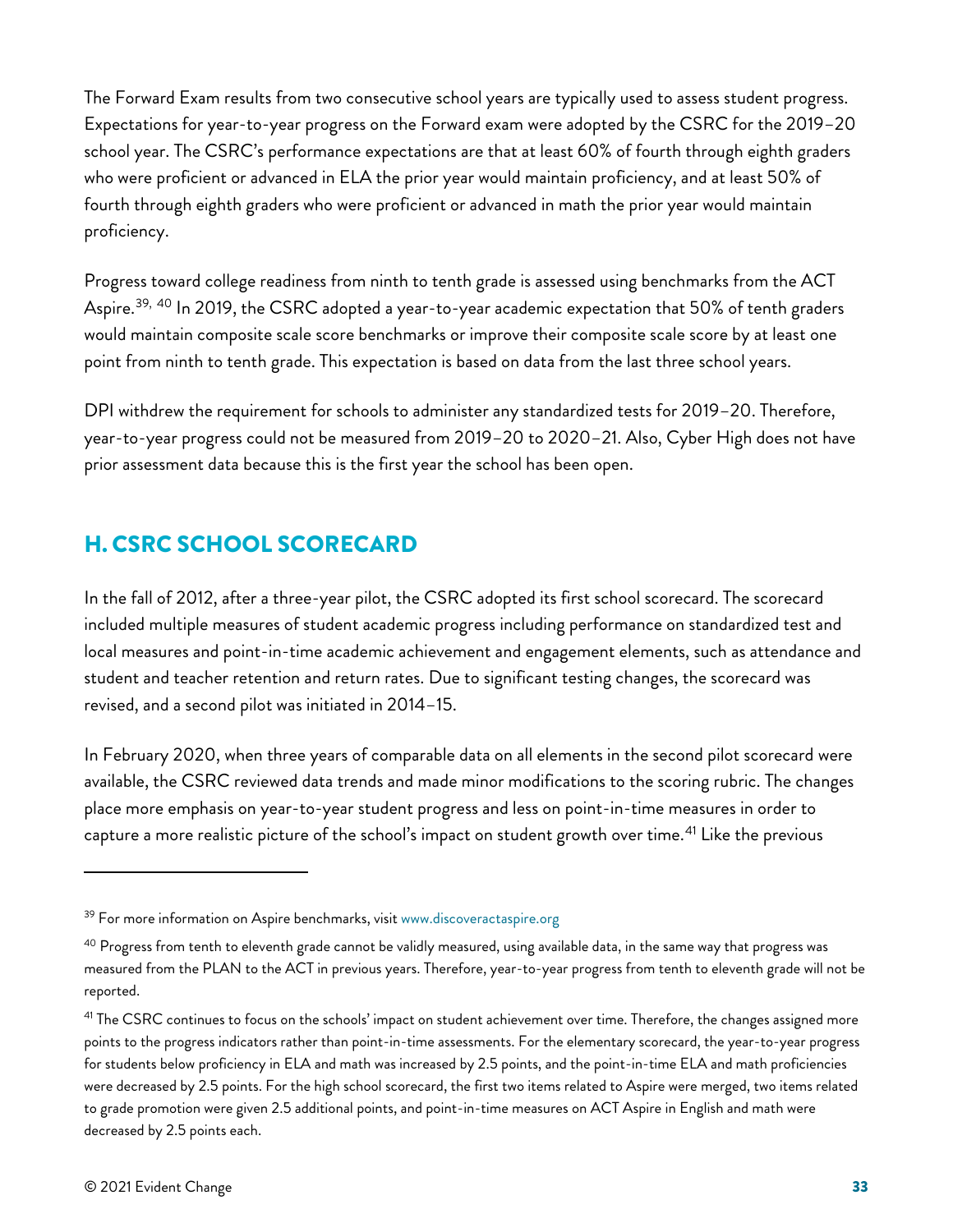The Forward Exam results from two consecutive school years are typically used to assess student progress. Expectations for year-to-year progress on the Forward exam were adopted by the CSRC for the 2019–20 school year. The CSRC's performance expectations are that at least 60% of fourth through eighth graders who were proficient or advanced in ELA the prior year would maintain proficiency, and at least 50% of fourth through eighth graders who were proficient or advanced in math the prior year would maintain proficiency.

Progress toward college readiness from ninth to tenth grade is assessed using benchmarks from the ACT Aspire.[39, 40] In 2019, the CSRC adopted a year-to-year academic expectation that 50% of tenth graders would maintain composite scale score benchmarks or improve their composite scale score by at least one point from ninth to tenth grade. This expectation is based on data from the last three school years.

DPI withdrew the requirement for schools to administer any standardized tests for 2019–20. Therefore, year-to-year progress could not be measured from 2019–20 to 2020–21. Also, Cyber High does not have prior assessment data because this is the first year the school has been open.

## H. CSRC SCHOOL SCORECARD

In the fall of 2012, after a three-year pilot, the CSRC adopted its first school scorecard. The scorecard included multiple measures of student academic progress including performance on standardized test and local measures and point-in-time academic achievement and engagement elements, such as attendance and student and teacher retention and return rates. Due to significant testing changes, the scorecard was revised, and a second pilot was initiated in 2014–15.

In February 2020, when three years of comparable data on all elements in the second pilot scorecard were available, the CSRC reviewed data trends and made minor modifications to the scoring rubric. The changes place more emphasis on year-to-year student progress and less on point-in-time measures in order to capture a more realistic picture of the school's impact on student growth over time.[41] Like the previous

---

[39] For more information on Aspire benchmarks, visit www.discoveractaspire.org

[40] Progress from tenth to eleventh grade cannot be validly measured, using available data, in the same way that progress was measured from the PLAN to the ACT in previous years. Therefore, year-to-year progress from tenth to eleventh grade will not be reported.

[41] The CSRC continues to focus on the schools' impact on student achievement over time. Therefore, the changes assigned more points to the progress indicators rather than point-in-time assessments. For the elementary scorecard, the year-to-year progress for students below proficiency in ELA and math was increased by 2.5 points, and the point-in-time ELA and math proficiencies were decreased by 2.5 points. For the high school scorecard, the first two items related to Aspire were merged, two items related to grade promotion were given 2.5 additional points, and point-in-time measures on ACT Aspire in English and math were decreased by 2.5 points each.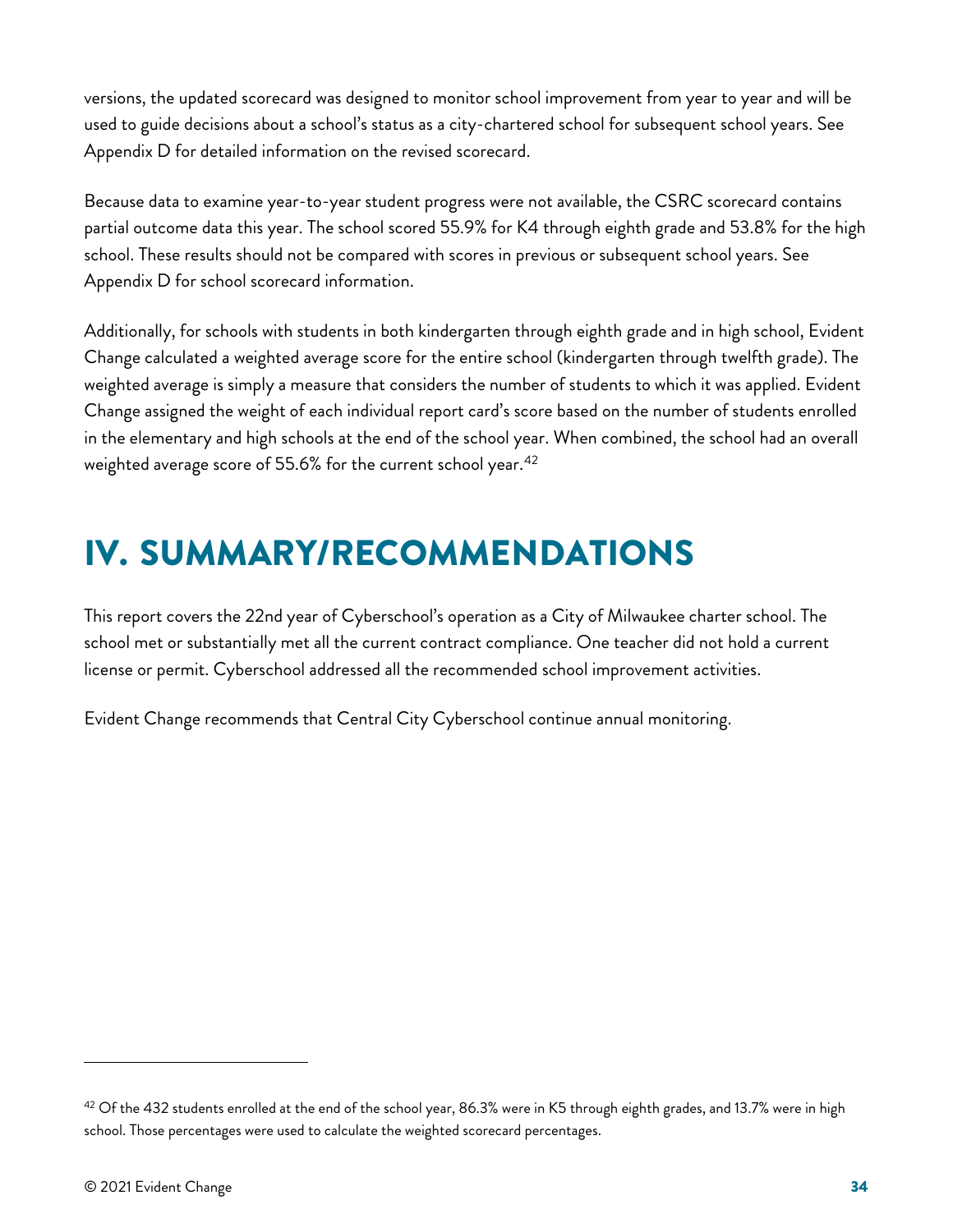versions, the updated scorecard was designed to monitor school improvement from year to year and will be used to guide decisions about a school's status as a city-chartered school for subsequent school years. See Appendix D for detailed information on the revised scorecard.

Because data to examine year-to-year student progress were not available, the CSRC scorecard contains partial outcome data this year. The school scored 55.9% for K4 through eighth grade and 53.8% for the high school. These results should not be compared with scores in previous or subsequent school years. See Appendix D for school scorecard information.

Additionally, for schools with students in both kindergarten through eighth grade and in high school, Evident Change calculated a weighted average score for the entire school (kindergarten through twelfth grade). The weighted average is simply a measure that considers the number of students to which it was applied. Evident Change assigned the weight of each individual report card's score based on the number of students enrolled in the elementary and high schools at the end of the school year. When combined, the school had an overall weighted average score of 55.6% for the current school year.[42]

# IV. SUMMARY/RECOMMENDATIONS

This report covers the 22nd year of Cyberschool's operation as a City of Milwaukee charter school. The school met or substantially met all the current contract compliance. One teacher did not hold a current license or permit. Cyberschool addressed all the recommended school improvement activities.

Evident Change recommends that Central City Cyberschool continue annual monitoring.

---

[42] Of the 432 students enrolled at the end of the school year, 86.3% were in K5 through eighth grades, and 13.7% were in high school. Those percentages were used to calculate the weighted scorecard percentages.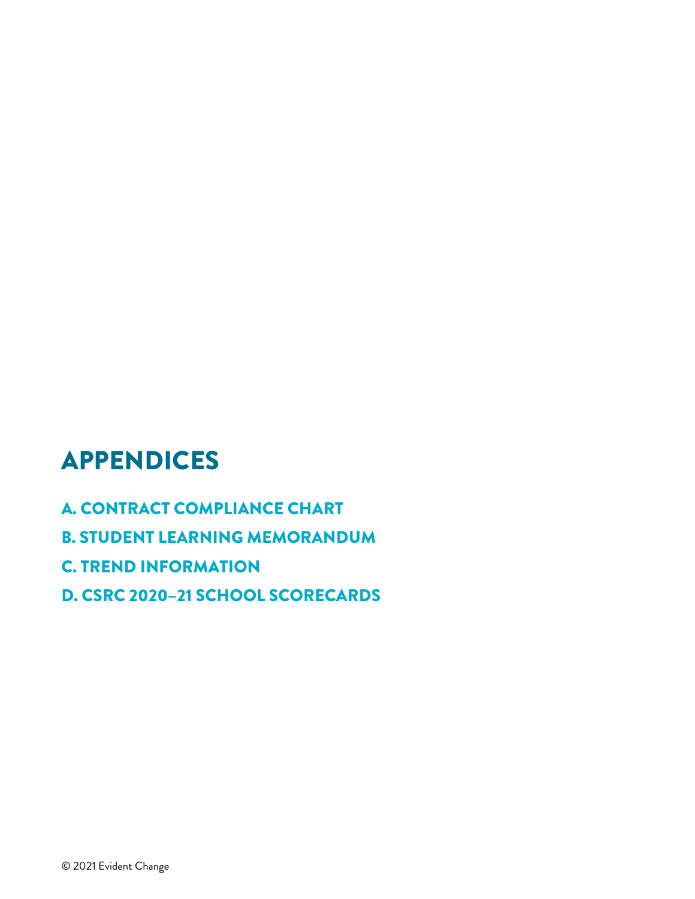# APPENDICES

## A. CONTRACT COMPLIANCE CHART

## B. STUDENT LEARNING MEMORANDUM

## C. TREND INFORMATION

## D. CSRC 2020–21 SCHOOL SCORECARDS

© 2021 Evident Change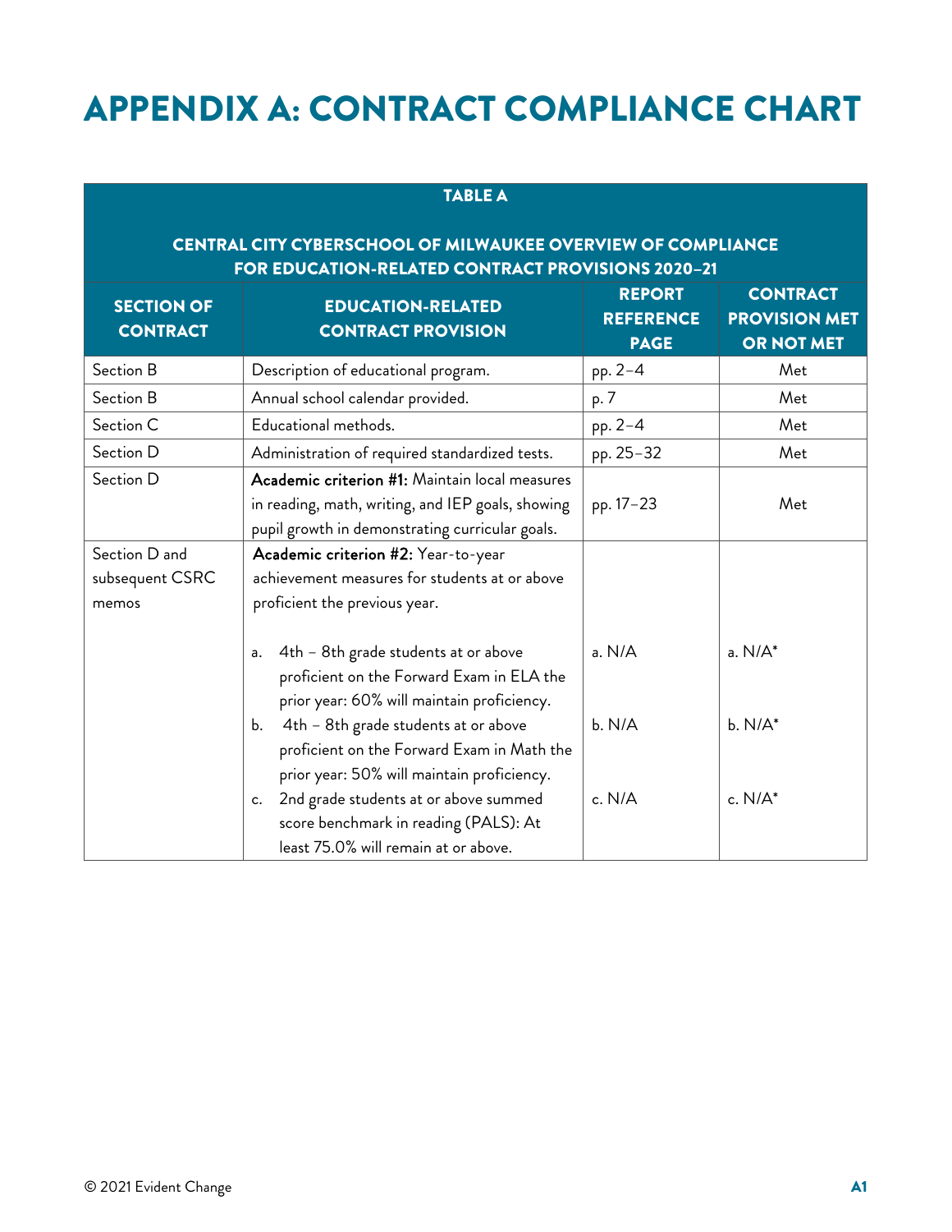# APPENDIX A: CONTRACT COMPLIANCE CHART

**TABLE A**

**CENTRAL CITY CYBERSCHOOL OF MILWAUKEE OVERVIEW OF COMPLIANCE FOR EDUCATION-RELATED CONTRACT PROVISIONS 2020–21**

| SECTION OF CONTRACT | EDUCATION-RELATED CONTRACT PROVISION | REPORT REFERENCE PAGE | CONTRACT PROVISION MET OR NOT MET |
|---|---|---|---|
| Section B | Description of educational program. | pp. 2–4 | Met |
| Section B | Annual school calendar provided. | p. 7 | Met |
| Section C | Educational methods. | pp. 2–4 | Met |
| Section D | Administration of required standardized tests. | pp. 25–32 | Met |
| Section D | **Academic criterion #1:** Maintain local measures in reading, math, writing, and IEP goals, showing pupil growth in demonstrating curricular goals. | pp. 17–23 | Met |
| Section D and subsequent CSRC memos | **Academic criterion #2:** Year-to-year achievement measures for students at or above proficient the previous year. | | |
| | a. 4th – 8th grade students at or above proficient on the Forward Exam in ELA the prior year: 60% will maintain proficiency. | a. N/A | a. N/A* |
| | b. 4th – 8th grade students at or above proficient on the Forward Exam in Math the prior year: 50% will maintain proficiency. | b. N/A | b. N/A* |
| | c. 2nd grade students at or above summed score benchmark in reading (PALS): At least 75.0% will remain at or above. | c. N/A | c. N/A* |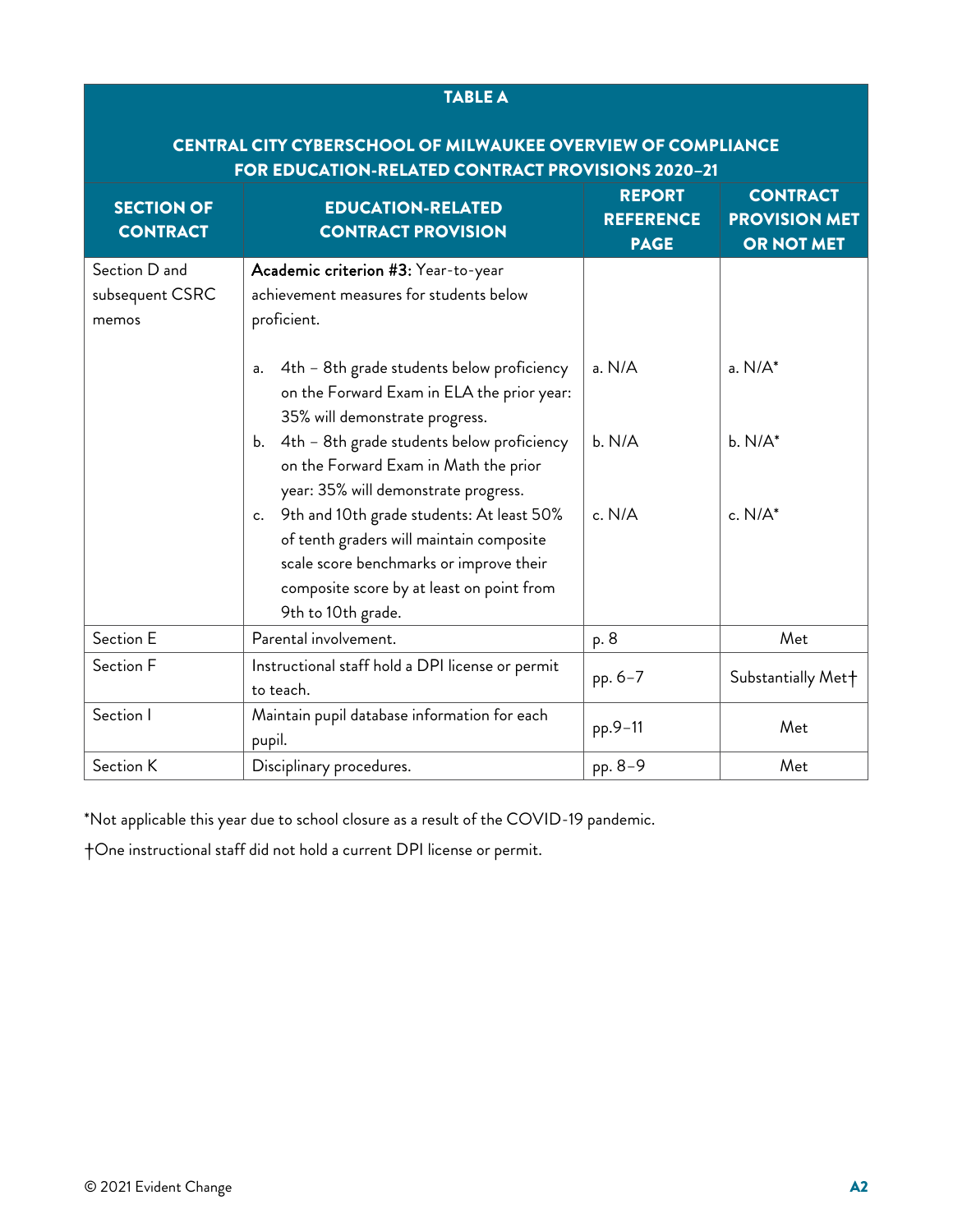**TABLE A**

**CENTRAL CITY CYBERSCHOOL OF MILWAUKEE OVERVIEW OF COMPLIANCE FOR EDUCATION-RELATED CONTRACT PROVISIONS 2020–21**

| SECTION OF CONTRACT | EDUCATION-RELATED CONTRACT PROVISION | REPORT REFERENCE PAGE | CONTRACT PROVISION MET OR NOT MET |
|---|---|---|---|
| Section D and subsequent CSRC memos | **Academic criterion #3:** Year-to-year achievement measures for students below proficient. | | |
| | a. 4th – 8th grade students below proficiency on the Forward Exam in ELA the prior year: 35% will demonstrate progress. | a. N/A | a. N/A* |
| | b. 4th – 8th grade students below proficiency on the Forward Exam in Math the prior year: 35% will demonstrate progress. | b. N/A | b. N/A* |
| | c. 9th and 10th grade students: At least 50% of tenth graders will maintain composite scale score benchmarks or improve their composite score by at least on point from 9th to 10th grade. | c. N/A | c. N/A* |
| Section E | Parental involvement. | p. 8 | Met |
| Section F | Instructional staff hold a DPI license or permit to teach. | pp. 6–7 | Substantially Met† |
| Section I | Maintain pupil database information for each pupil. | pp.9–11 | Met |
| Section K | Disciplinary procedures. | pp. 8–9 | Met |

*Not applicable this year due to school closure as a result of the COVID-19 pandemic.

†One instructional staff did not hold a current DPI license or permit.

© 2021 Evident Change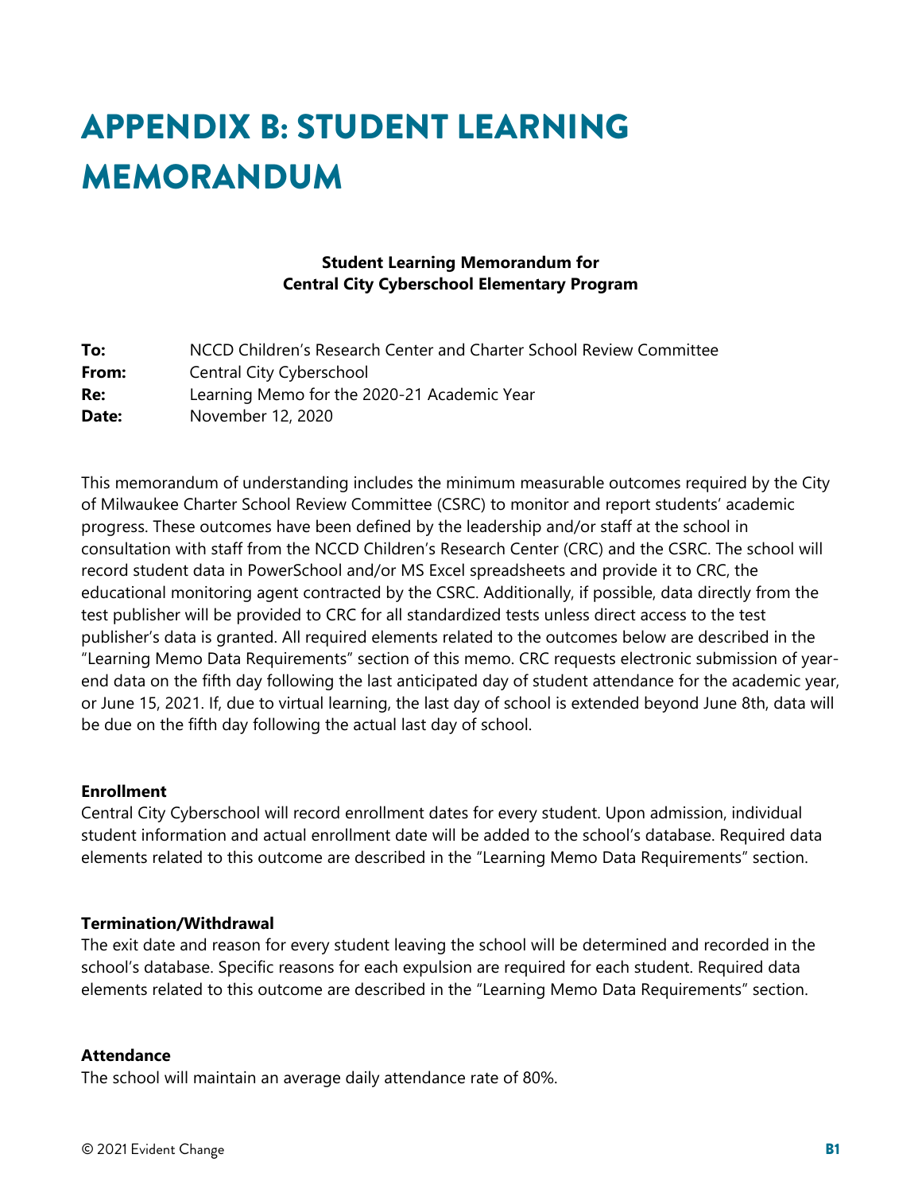# APPENDIX B: STUDENT LEARNING MEMORANDUM

**Student Learning Memorandum for**
**Central City Cyberschool Elementary Program**

**To:** NCCD Children's Research Center and Charter School Review Committee
**From:** Central City Cyberschool
**Re:** Learning Memo for the 2020-21 Academic Year
**Date:** November 12, 2020

This memorandum of understanding includes the minimum measurable outcomes required by the City of Milwaukee Charter School Review Committee (CSRC) to monitor and report students' academic progress. These outcomes have been defined by the leadership and/or staff at the school in consultation with staff from the NCCD Children's Research Center (CRC) and the CSRC. The school will record student data in PowerSchool and/or MS Excel spreadsheets and provide it to CRC, the educational monitoring agent contracted by the CSRC. Additionally, if possible, data directly from the test publisher will be provided to CRC for all standardized tests unless direct access to the test publisher's data is granted. All required elements related to the outcomes below are described in the "Learning Memo Data Requirements" section of this memo. CRC requests electronic submission of year-end data on the fifth day following the last anticipated day of student attendance for the academic year, or June 15, 2021. If, due to virtual learning, the last day of school is extended beyond June 8th, data will be due on the fifth day following the actual last day of school.

**Enrollment**

Central City Cyberschool will record enrollment dates for every student. Upon admission, individual student information and actual enrollment date will be added to the school's database. Required data elements related to this outcome are described in the "Learning Memo Data Requirements" section.

**Termination/Withdrawal**

The exit date and reason for every student leaving the school will be determined and recorded in the school's database. Specific reasons for each expulsion are required for each student. Required data elements related to this outcome are described in the "Learning Memo Data Requirements" section.

**Attendance**

The school will maintain an average daily attendance rate of 80%.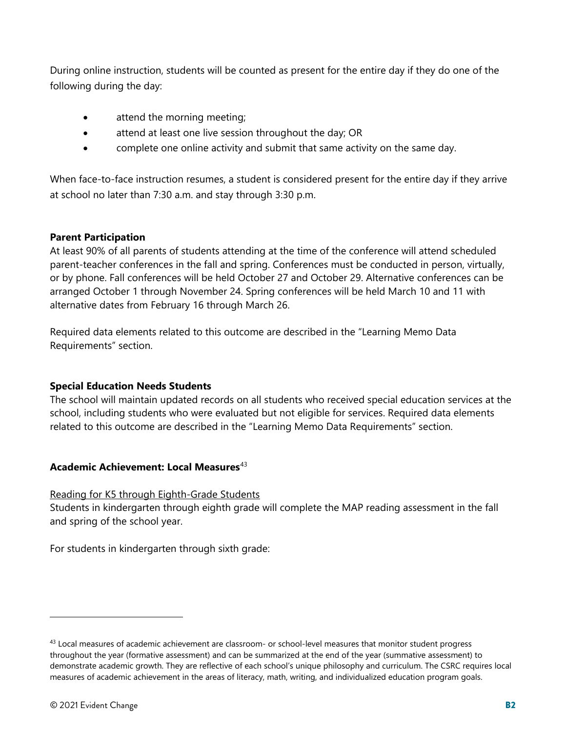During online instruction, students will be counted as present for the entire day if they do one of the following during the day:

- attend the morning meeting;
- attend at least one live session throughout the day; OR
- complete one online activity and submit that same activity on the same day.

When face-to-face instruction resumes, a student is considered present for the entire day if they arrive at school no later than 7:30 a.m. and stay through 3:30 p.m.

**Parent Participation**

At least 90% of all parents of students attending at the time of the conference will attend scheduled parent-teacher conferences in the fall and spring. Conferences must be conducted in person, virtually, or by phone. Fall conferences will be held October 27 and October 29. Alternative conferences can be arranged October 1 through November 24. Spring conferences will be held March 10 and 11 with alternative dates from February 16 through March 26.

Required data elements related to this outcome are described in the "Learning Memo Data Requirements" section.

**Special Education Needs Students**

The school will maintain updated records on all students who received special education services at the school, including students who were evaluated but not eligible for services. Required data elements related to this outcome are described in the "Learning Memo Data Requirements" section.

**Academic Achievement: Local Measures**[43]

Reading for K5 through Eighth-Grade Students

Students in kindergarten through eighth grade will complete the MAP reading assessment in the fall and spring of the school year.

For students in kindergarten through sixth grade:

[43] Local measures of academic achievement are classroom- or school-level measures that monitor student progress throughout the year (formative assessment) and can be summarized at the end of the year (summative assessment) to demonstrate academic growth. They are reflective of each school's unique philosophy and curriculum. The CSRC requires local measures of academic achievement in the areas of literacy, math, writing, and individualized education program goals.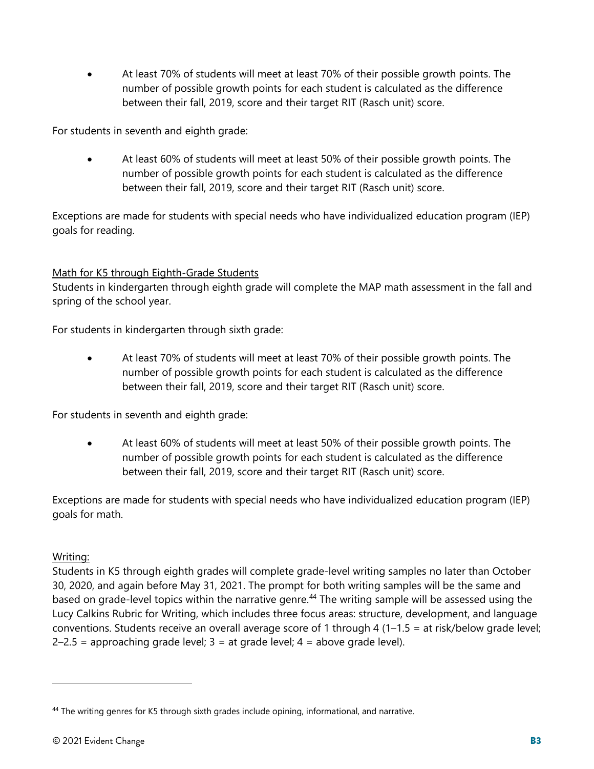- At least 70% of students will meet at least 70% of their possible growth points. The number of possible growth points for each student is calculated as the difference between their fall, 2019, score and their target RIT (Rasch unit) score.

For students in seventh and eighth grade:

- At least 60% of students will meet at least 50% of their possible growth points. The number of possible growth points for each student is calculated as the difference between their fall, 2019, score and their target RIT (Rasch unit) score.

Exceptions are made for students with special needs who have individualized education program (IEP) goals for reading.

Math for K5 through Eighth-Grade Students

Students in kindergarten through eighth grade will complete the MAP math assessment in the fall and spring of the school year.

For students in kindergarten through sixth grade:

- At least 70% of students will meet at least 70% of their possible growth points. The number of possible growth points for each student is calculated as the difference between their fall, 2019, score and their target RIT (Rasch unit) score.

For students in seventh and eighth grade:

- At least 60% of students will meet at least 50% of their possible growth points. The number of possible growth points for each student is calculated as the difference between their fall, 2019, score and their target RIT (Rasch unit) score.

Exceptions are made for students with special needs who have individualized education program (IEP) goals for math.

Writing:

Students in K5 through eighth grades will complete grade-level writing samples no later than October 30, 2020, and again before May 31, 2021. The prompt for both writing samples will be the same and based on grade-level topics within the narrative genre.[44] The writing sample will be assessed using the Lucy Calkins Rubric for Writing, which includes three focus areas: structure, development, and language conventions. Students receive an overall average score of 1 through 4 (1–1.5 = at risk/below grade level; 2–2.5 = approaching grade level; 3 = at grade level; 4 = above grade level).

[44] The writing genres for K5 through sixth grades include opining, informational, and narrative.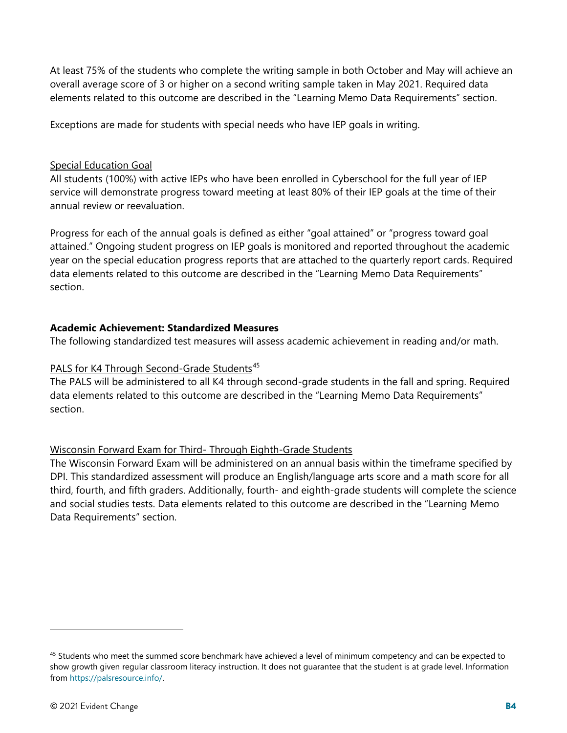At least 75% of the students who complete the writing sample in both October and May will achieve an overall average score of 3 or higher on a second writing sample taken in May 2021. Required data elements related to this outcome are described in the "Learning Memo Data Requirements" section.

Exceptions are made for students with special needs who have IEP goals in writing.

Special Education Goal

All students (100%) with active IEPs who have been enrolled in Cyberschool for the full year of IEP service will demonstrate progress toward meeting at least 80% of their IEP goals at the time of their annual review or reevaluation.

Progress for each of the annual goals is defined as either "goal attained" or "progress toward goal attained." Ongoing student progress on IEP goals is monitored and reported throughout the academic year on the special education progress reports that are attached to the quarterly report cards. Required data elements related to this outcome are described in the "Learning Memo Data Requirements" section.

**Academic Achievement: Standardized Measures**

The following standardized test measures will assess academic achievement in reading and/or math.

PALS for K4 Through Second-Grade Students[45]

The PALS will be administered to all K4 through second-grade students in the fall and spring. Required data elements related to this outcome are described in the "Learning Memo Data Requirements" section.

Wisconsin Forward Exam for Third- Through Eighth-Grade Students

The Wisconsin Forward Exam will be administered on an annual basis within the timeframe specified by DPI. This standardized assessment will produce an English/language arts score and a math score for all third, fourth, and fifth graders. Additionally, fourth- and eighth-grade students will complete the science and social studies tests. Data elements related to this outcome are described in the "Learning Memo Data Requirements" section.

[45] Students who meet the summed score benchmark have achieved a level of minimum competency and can be expected to show growth given regular classroom literacy instruction. It does not guarantee that the student is at grade level. Information from https://palsresource.info/.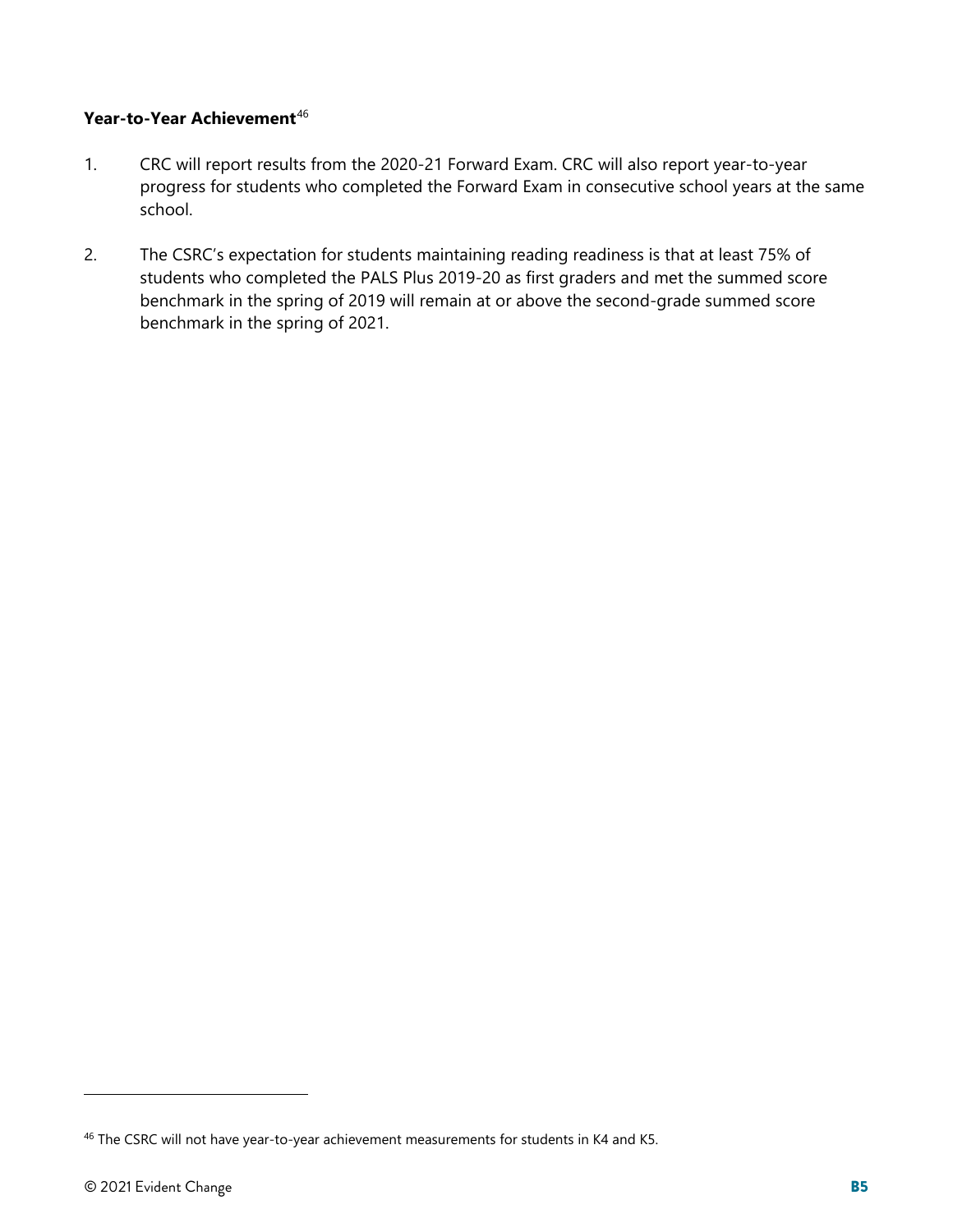**Year-to-Year Achievement**[46]

1. CRC will report results from the 2020-21 Forward Exam. CRC will also report year-to-year progress for students who completed the Forward Exam in consecutive school years at the same school.

2. The CSRC's expectation for students maintaining reading readiness is that at least 75% of students who completed the PALS Plus 2019-20 as first graders and met the summed score benchmark in the spring of 2019 will remain at or above the second-grade summed score benchmark in the spring of 2021.

---

[46] The CSRC will not have year-to-year achievement measurements for students in K4 and K5.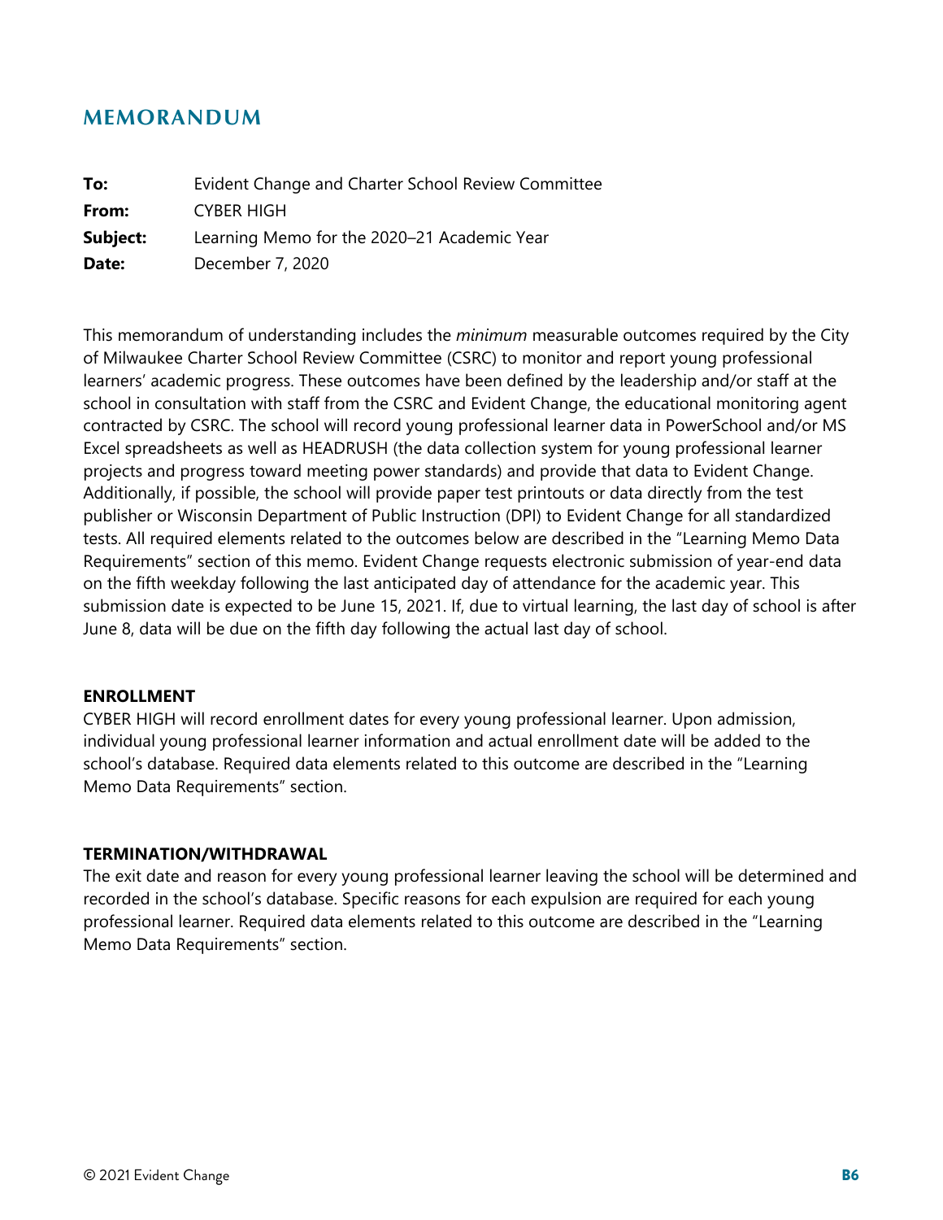## MEMORANDUM

**To:** Evident Change and Charter School Review Committee
**From:** CYBER HIGH
**Subject:** Learning Memo for the 2020–21 Academic Year
**Date:** December 7, 2020

This memorandum of understanding includes the *minimum* measurable outcomes required by the City of Milwaukee Charter School Review Committee (CSRC) to monitor and report young professional learners' academic progress. These outcomes have been defined by the leadership and/or staff at the school in consultation with staff from the CSRC and Evident Change, the educational monitoring agent contracted by CSRC. The school will record young professional learner data in PowerSchool and/or MS Excel spreadsheets as well as HEADRUSH (the data collection system for young professional learner projects and progress toward meeting power standards) and provide that data to Evident Change. Additionally, if possible, the school will provide paper test printouts or data directly from the test publisher or Wisconsin Department of Public Instruction (DPI) to Evident Change for all standardized tests. All required elements related to the outcomes below are described in the "Learning Memo Data Requirements" section of this memo. Evident Change requests electronic submission of year-end data on the fifth weekday following the last anticipated day of attendance for the academic year. This submission date is expected to be June 15, 2021. If, due to virtual learning, the last day of school is after June 8, data will be due on the fifth day following the actual last day of school.

### ENROLLMENT

CYBER HIGH will record enrollment dates for every young professional learner. Upon admission, individual young professional learner information and actual enrollment date will be added to the school's database. Required data elements related to this outcome are described in the "Learning Memo Data Requirements" section.

### TERMINATION/WITHDRAWAL

The exit date and reason for every young professional learner leaving the school will be determined and recorded in the school's database. Specific reasons for each expulsion are required for each young professional learner. Required data elements related to this outcome are described in the "Learning Memo Data Requirements" section.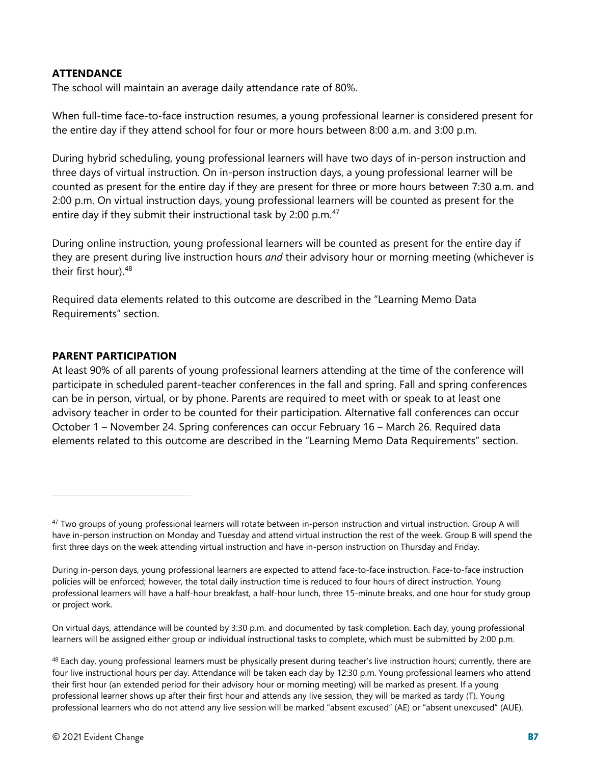**ATTENDANCE**

The school will maintain an average daily attendance rate of 80%.

When full-time face-to-face instruction resumes, a young professional learner is considered present for the entire day if they attend school for four or more hours between 8:00 a.m. and 3:00 p.m.

During hybrid scheduling, young professional learners will have two days of in-person instruction and three days of virtual instruction. On in-person instruction days, a young professional learner will be counted as present for the entire day if they are present for three or more hours between 7:30 a.m. and 2:00 p.m. On virtual instruction days, young professional learners will be counted as present for the entire day if they submit their instructional task by 2:00 p.m.[47]

During online instruction, young professional learners will be counted as present for the entire day if they are present during live instruction hours *and* their advisory hour or morning meeting (whichever is their first hour).[48]

Required data elements related to this outcome are described in the "Learning Memo Data Requirements" section.

**PARENT PARTICIPATION**

At least 90% of all parents of young professional learners attending at the time of the conference will participate in scheduled parent-teacher conferences in the fall and spring. Fall and spring conferences can be in person, virtual, or by phone. Parents are required to meet with or speak to at least one advisory teacher in order to be counted for their participation. Alternative fall conferences can occur October 1 – November 24. Spring conferences can occur February 16 – March 26. Required data elements related to this outcome are described in the "Learning Memo Data Requirements" section.

---

[47] Two groups of young professional learners will rotate between in-person instruction and virtual instruction. Group A will have in-person instruction on Monday and Tuesday and attend virtual instruction the rest of the week. Group B will spend the first three days on the week attending virtual instruction and have in-person instruction on Thursday and Friday.

During in-person days, young professional learners are expected to attend face-to-face instruction. Face-to-face instruction policies will be enforced; however, the total daily instruction time is reduced to four hours of direct instruction. Young professional learners will have a half-hour breakfast, a half-hour lunch, three 15-minute breaks, and one hour for study group or project work.

On virtual days, attendance will be counted by 3:30 p.m. and documented by task completion. Each day, young professional learners will be assigned either group or individual instructional tasks to complete, which must be submitted by 2:00 p.m.

[48] Each day, young professional learners must be physically present during teacher's live instruction hours; currently, there are four live instructional hours per day. Attendance will be taken each day by 12:30 p.m. Young professional learners who attend their first hour (an extended period for their advisory hour or morning meeting) will be marked as present. If a young professional learner shows up after their first hour and attends any live session, they will be marked as tardy (T). Young professional learners who do not attend any live session will be marked "absent excused" (AE) or "absent unexcused" (AUE).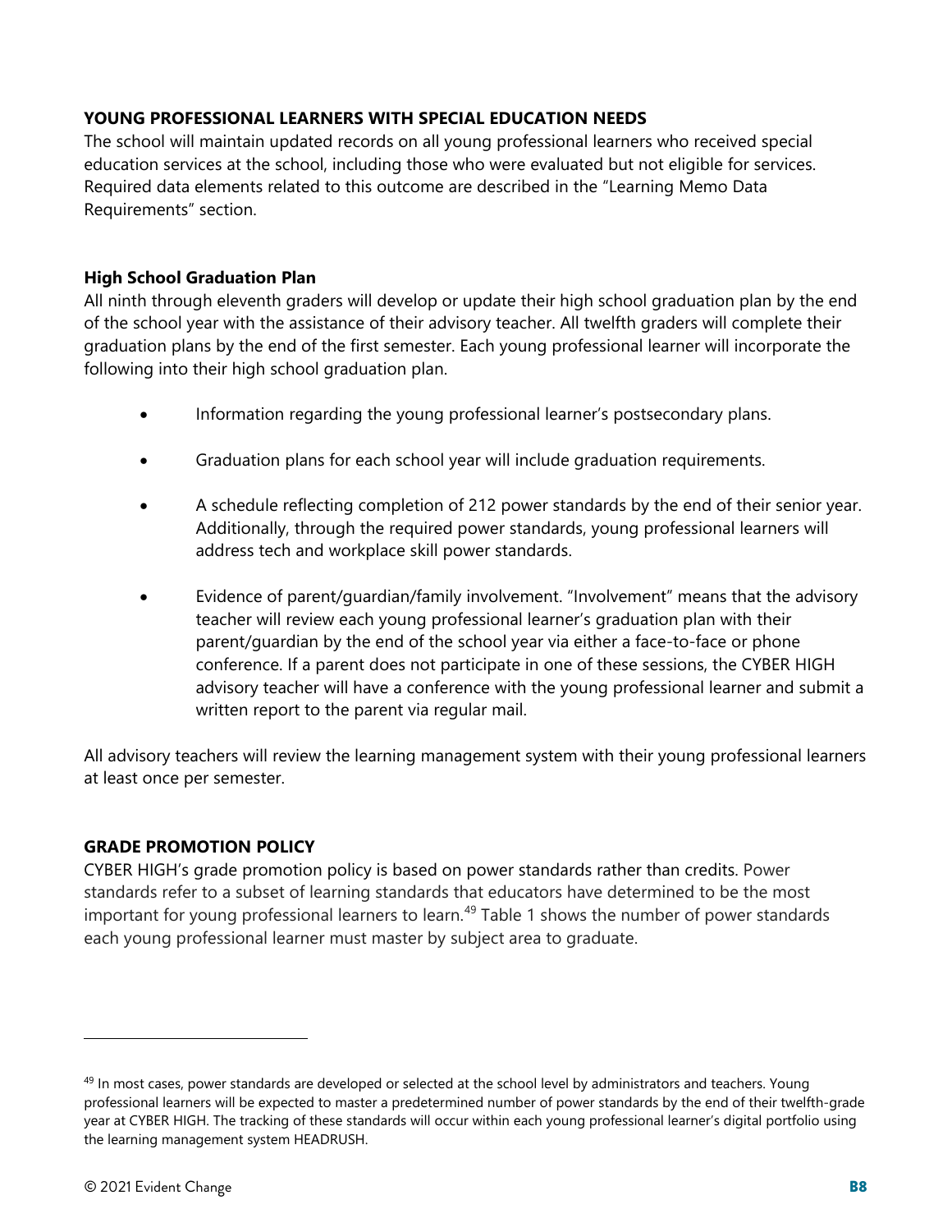### YOUNG PROFESSIONAL LEARNERS WITH SPECIAL EDUCATION NEEDS

The school will maintain updated records on all young professional learners who received special education services at the school, including those who were evaluated but not eligible for services. Required data elements related to this outcome are described in the "Learning Memo Data Requirements" section.

#### High School Graduation Plan

All ninth through eleventh graders will develop or update their high school graduation plan by the end of the school year with the assistance of their advisory teacher. All twelfth graders will complete their graduation plans by the end of the first semester. Each young professional learner will incorporate the following into their high school graduation plan.

- Information regarding the young professional learner's postsecondary plans.
- Graduation plans for each school year will include graduation requirements.
- A schedule reflecting completion of 212 power standards by the end of their senior year. Additionally, through the required power standards, young professional learners will address tech and workplace skill power standards.
- Evidence of parent/guardian/family involvement. "Involvement" means that the advisory teacher will review each young professional learner's graduation plan with their parent/guardian by the end of the school year via either a face-to-face or phone conference. If a parent does not participate in one of these sessions, the CYBER HIGH advisory teacher will have a conference with the young professional learner and submit a written report to the parent via regular mail.

All advisory teachers will review the learning management system with their young professional learners at least once per semester.

### GRADE PROMOTION POLICY

CYBER HIGH's grade promotion policy is based on power standards rather than credits. Power standards refer to a subset of learning standards that educators have determined to be the most important for young professional learners to learn.[49] Table 1 shows the number of power standards each young professional learner must master by subject area to graduate.

---

[49] In most cases, power standards are developed or selected at the school level by administrators and teachers. Young professional learners will be expected to master a predetermined number of power standards by the end of their twelfth-grade year at CYBER HIGH. The tracking of these standards will occur within each young professional learner's digital portfolio using the learning management system HEADRUSH.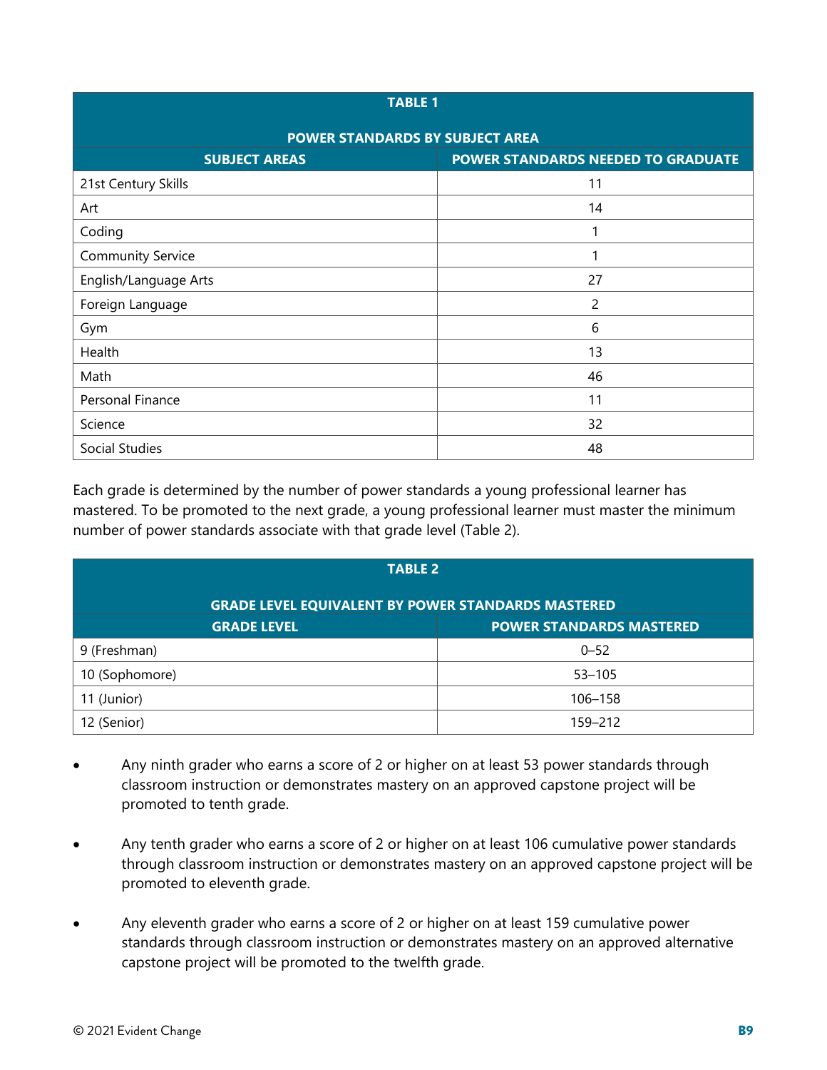| TABLE 1 | |
|---|---|
| **POWER STANDARDS BY SUBJECT AREA** | |
| **SUBJECT AREAS** | **POWER STANDARDS NEEDED TO GRADUATE** |
| 21st Century Skills | 11 |
| Art | 14 |
| Coding | 1 |
| Community Service | 1 |
| English/Language Arts | 27 |
| Foreign Language | 2 |
| Gym | 6 |
| Health | 13 |
| Math | 46 |
| Personal Finance | 11 |
| Science | 32 |
| Social Studies | 48 |

Each grade is determined by the number of power standards a young professional learner has mastered. To be promoted to the next grade, a young professional learner must master the minimum number of power standards associate with that grade level (Table 2).

| TABLE 2 | |
|---|---|
| **GRADE LEVEL EQUIVALENT BY POWER STANDARDS MASTERED** | |
| **GRADE LEVEL** | **POWER STANDARDS MASTERED** |
| 9 (Freshman) | 0–52 |
| 10 (Sophomore) | 53–105 |
| 11 (Junior) | 106–158 |
| 12 (Senior) | 159–212 |

- Any ninth grader who earns a score of 2 or higher on at least 53 power standards through classroom instruction or demonstrates mastery on an approved capstone project will be promoted to tenth grade.
- Any tenth grader who earns a score of 2 or higher on at least 106 cumulative power standards through classroom instruction or demonstrates mastery on an approved capstone project will be promoted to eleventh grade.
- Any eleventh grader who earns a score of 2 or higher on at least 159 cumulative power standards through classroom instruction or demonstrates mastery on an approved alternative capstone project will be promoted to the twelfth grade.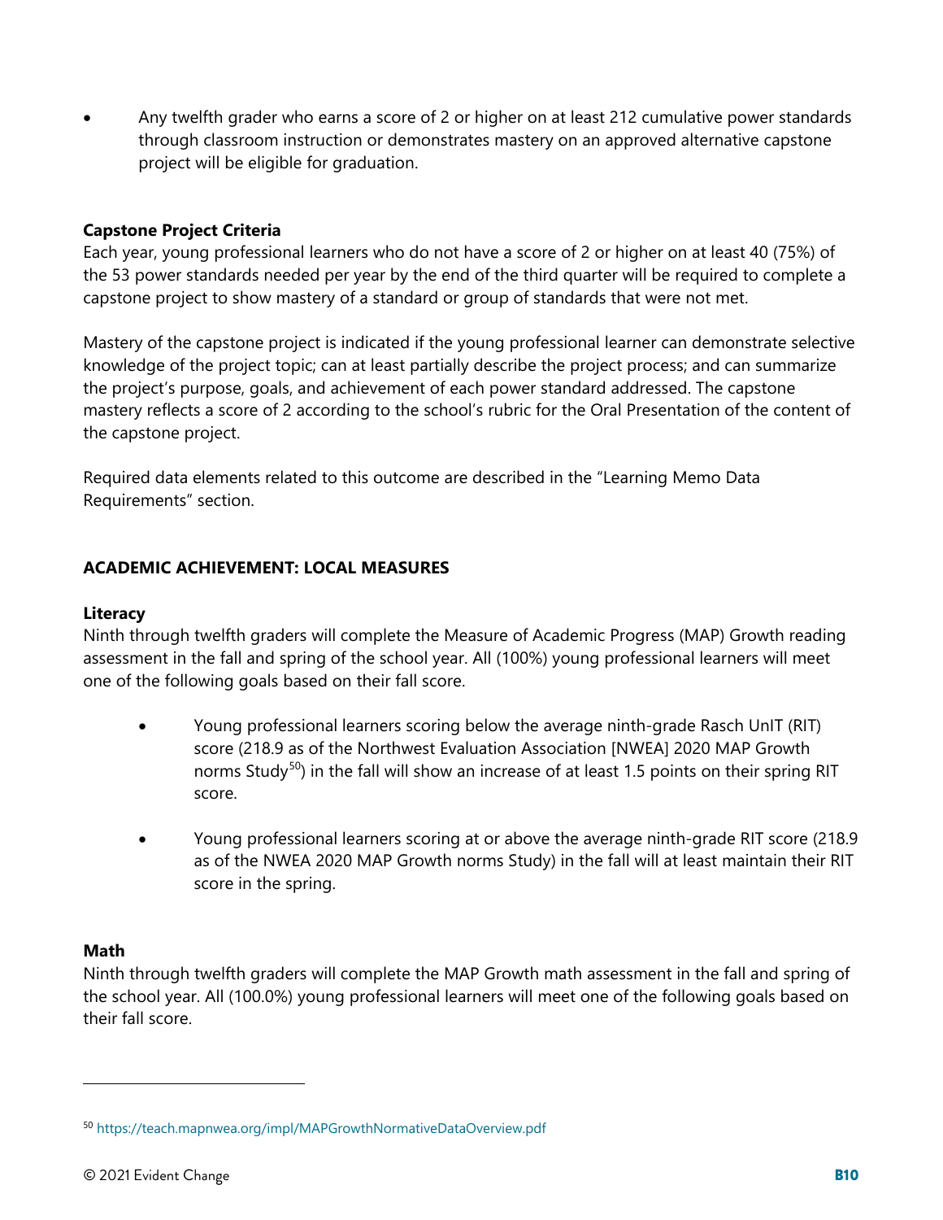- Any twelfth grader who earns a score of 2 or higher on at least 212 cumulative power standards through classroom instruction or demonstrates mastery on an approved alternative capstone project will be eligible for graduation.

**Capstone Project Criteria**

Each year, young professional learners who do not have a score of 2 or higher on at least 40 (75%) of the 53 power standards needed per year by the end of the third quarter will be required to complete a capstone project to show mastery of a standard or group of standards that were not met.

Mastery of the capstone project is indicated if the young professional learner can demonstrate selective knowledge of the project topic; can at least partially describe the project process; and can summarize the project's purpose, goals, and achievement of each power standard addressed. The capstone mastery reflects a score of 2 according to the school's rubric for the Oral Presentation of the content of the capstone project.

Required data elements related to this outcome are described in the "Learning Memo Data Requirements" section.

**ACADEMIC ACHIEVEMENT: LOCAL MEASURES**

**Literacy**

Ninth through twelfth graders will complete the Measure of Academic Progress (MAP) Growth reading assessment in the fall and spring of the school year. All (100%) young professional learners will meet one of the following goals based on their fall score.

- Young professional learners scoring below the average ninth-grade Rasch UnIT (RIT) score (218.9 as of the Northwest Evaluation Association [NWEA] 2020 MAP Growth norms Study[50]) in the fall will show an increase of at least 1.5 points on their spring RIT score.
- Young professional learners scoring at or above the average ninth-grade RIT score (218.9 as of the NWEA 2020 MAP Growth norms Study) in the fall will at least maintain their RIT score in the spring.

**Math**

Ninth through twelfth graders will complete the MAP Growth math assessment in the fall and spring of the school year. All (100.0%) young professional learners will meet one of the following goals based on their fall score.

---

[50] https://teach.mapnwea.org/impl/MAPGrowthNormativeDataOverview.pdf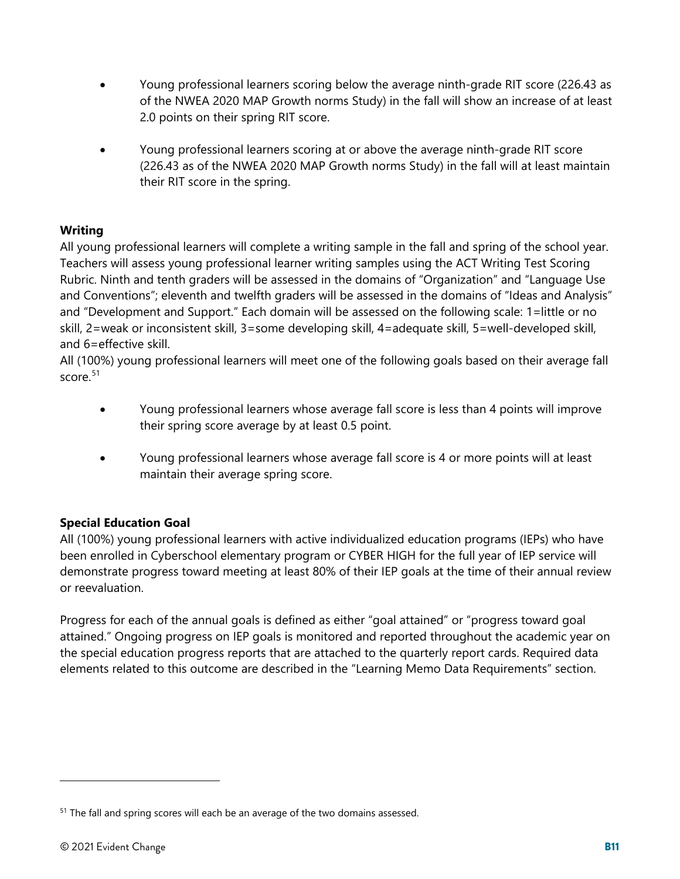- Young professional learners scoring below the average ninth-grade RIT score (226.43 as of the NWEA 2020 MAP Growth norms Study) in the fall will show an increase of at least 2.0 points on their spring RIT score.

- Young professional learners scoring at or above the average ninth-grade RIT score (226.43 as of the NWEA 2020 MAP Growth norms Study) in the fall will at least maintain their RIT score in the spring.

**Writing**

All young professional learners will complete a writing sample in the fall and spring of the school year. Teachers will assess young professional learner writing samples using the ACT Writing Test Scoring Rubric. Ninth and tenth graders will be assessed in the domains of "Organization" and "Language Use and Conventions"; eleventh and twelfth graders will be assessed in the domains of "Ideas and Analysis" and "Development and Support." Each domain will be assessed on the following scale: 1=little or no skill, 2=weak or inconsistent skill, 3=some developing skill, 4=adequate skill, 5=well-developed skill, and 6=effective skill.

All (100%) young professional learners will meet one of the following goals based on their average fall score.[51]

- Young professional learners whose average fall score is less than 4 points will improve their spring score average by at least 0.5 point.

- Young professional learners whose average fall score is 4 or more points will at least maintain their average spring score.

**Special Education Goal**

All (100%) young professional learners with active individualized education programs (IEPs) who have been enrolled in Cyberschool elementary program or CYBER HIGH for the full year of IEP service will demonstrate progress toward meeting at least 80% of their IEP goals at the time of their annual review or reevaluation.

Progress for each of the annual goals is defined as either "goal attained" or "progress toward goal attained." Ongoing progress on IEP goals is monitored and reported throughout the academic year on the special education progress reports that are attached to the quarterly report cards. Required data elements related to this outcome are described in the "Learning Memo Data Requirements" section.

---

[51] The fall and spring scores will each be an average of the two domains assessed.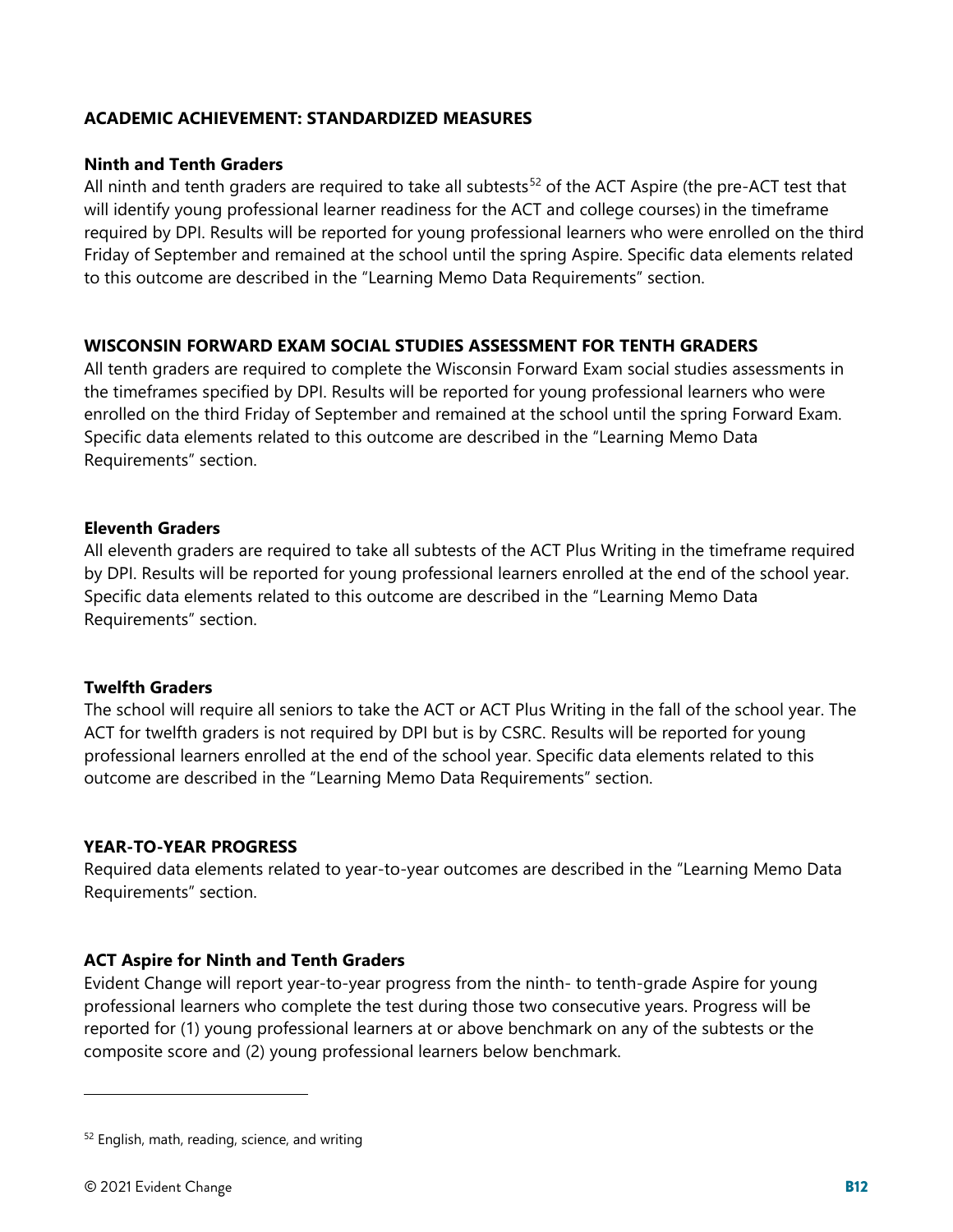**ACADEMIC ACHIEVEMENT: STANDARDIZED MEASURES**

**Ninth and Tenth Graders**

All ninth and tenth graders are required to take all subtests[52] of the ACT Aspire (the pre-ACT test that will identify young professional learner readiness for the ACT and college courses) in the timeframe required by DPI. Results will be reported for young professional learners who were enrolled on the third Friday of September and remained at the school until the spring Aspire. Specific data elements related to this outcome are described in the "Learning Memo Data Requirements" section.

**WISCONSIN FORWARD EXAM SOCIAL STUDIES ASSESSMENT FOR TENTH GRADERS**

All tenth graders are required to complete the Wisconsin Forward Exam social studies assessments in the timeframes specified by DPI. Results will be reported for young professional learners who were enrolled on the third Friday of September and remained at the school until the spring Forward Exam. Specific data elements related to this outcome are described in the "Learning Memo Data Requirements" section.

**Eleventh Graders**

All eleventh graders are required to take all subtests of the ACT Plus Writing in the timeframe required by DPI. Results will be reported for young professional learners enrolled at the end of the school year. Specific data elements related to this outcome are described in the "Learning Memo Data Requirements" section.

**Twelfth Graders**

The school will require all seniors to take the ACT or ACT Plus Writing in the fall of the school year. The ACT for twelfth graders is not required by DPI but is by CSRC. Results will be reported for young professional learners enrolled at the end of the school year. Specific data elements related to this outcome are described in the "Learning Memo Data Requirements" section.

**YEAR-TO-YEAR PROGRESS**

Required data elements related to year-to-year outcomes are described in the "Learning Memo Data Requirements" section.

**ACT Aspire for Ninth and Tenth Graders**

Evident Change will report year-to-year progress from the ninth- to tenth-grade Aspire for young professional learners who complete the test during those two consecutive years. Progress will be reported for (1) young professional learners at or above benchmark on any of the subtests or the composite score and (2) young professional learners below benchmark.

---

[52] English, math, reading, science, and writing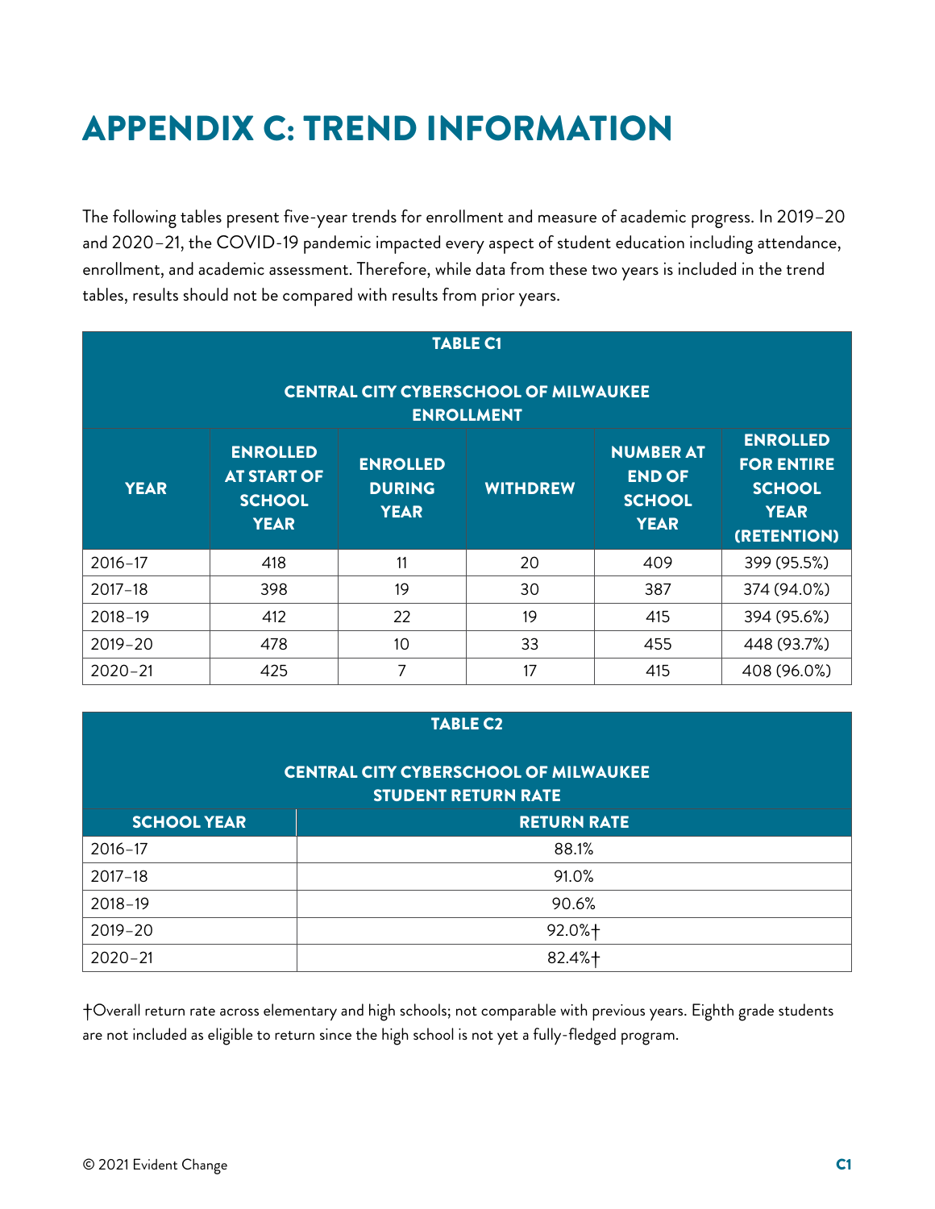# APPENDIX C: TREND INFORMATION

The following tables present five-year trends for enrollment and measure of academic progress. In 2019–20 and 2020–21, the COVID-19 pandemic impacted every aspect of student education including attendance, enrollment, and academic assessment. Therefore, while data from these two years is included in the trend tables, results should not be compared with results from prior years.

**TABLE C1**

**CENTRAL CITY CYBERSCHOOL OF MILWAUKEE ENROLLMENT**

| YEAR | ENROLLED AT START OF SCHOOL YEAR | ENROLLED DURING YEAR | WITHDREW | NUMBER AT END OF SCHOOL YEAR | ENROLLED FOR ENTIRE SCHOOL YEAR (RETENTION) |
|---|---|---|---|---|---|
| 2016–17 | 418 | 11 | 20 | 409 | 399 (95.5%) |
| 2017–18 | 398 | 19 | 30 | 387 | 374 (94.0%) |
| 2018–19 | 412 | 22 | 19 | 415 | 394 (95.6%) |
| 2019–20 | 478 | 10 | 33 | 455 | 448 (93.7%) |
| 2020–21 | 425 | 7 | 17 | 415 | 408 (96.0%) |

**TABLE C2**

**CENTRAL CITY CYBERSCHOOL OF MILWAUKEE STUDENT RETURN RATE**

| SCHOOL YEAR | RETURN RATE |
|---|---|
| 2016–17 | 88.1% |
| 2017–18 | 91.0% |
| 2018–19 | 90.6% |
| 2019–20 | 92.0%† |
| 2020–21 | 82.4%† |

†Overall return rate across elementary and high schools; not comparable with previous years. Eighth grade students are not included as eligible to return since the high school is not yet a fully-fledged program.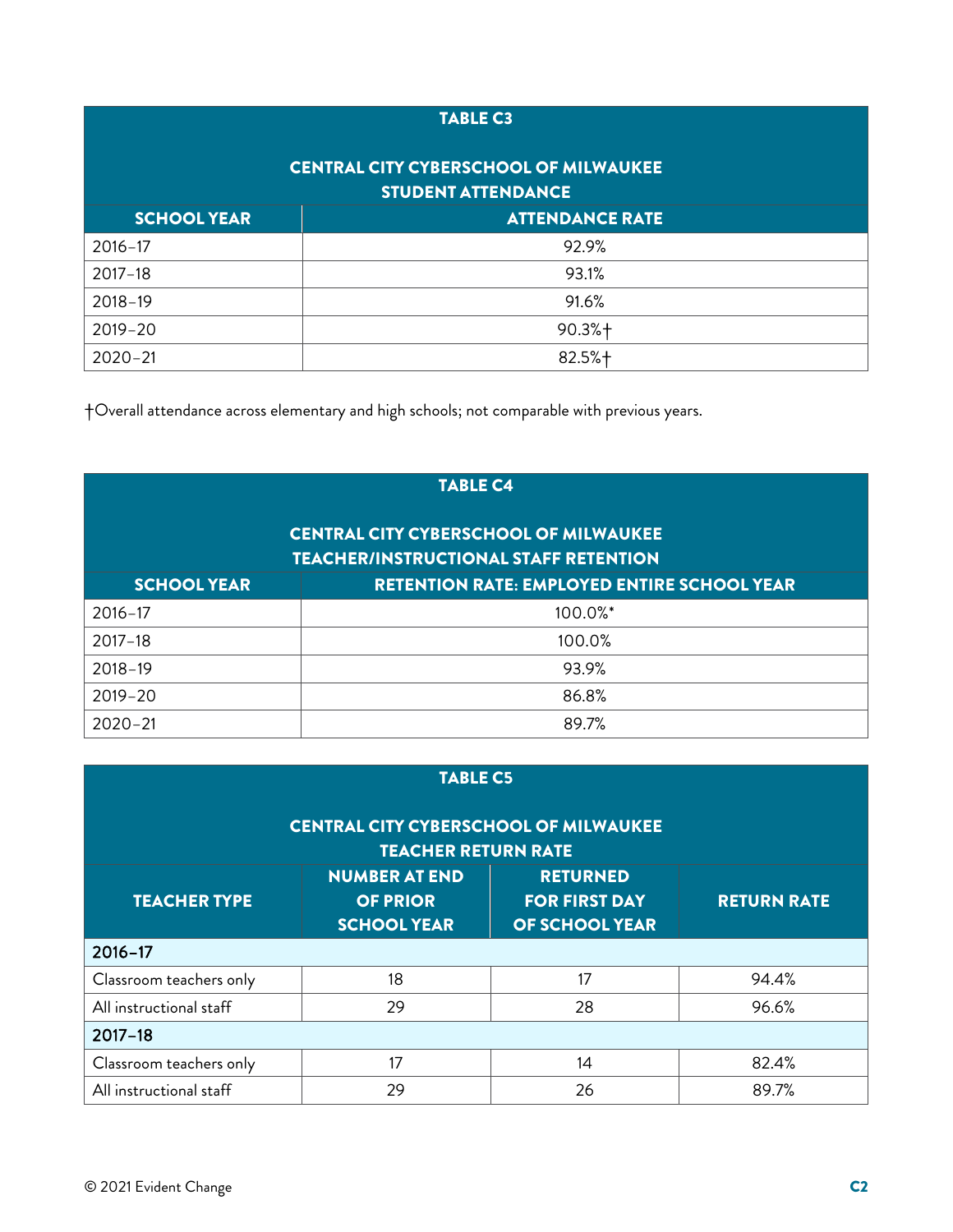**TABLE C3**

**CENTRAL CITY CYBERSCHOOL OF MILWAUKEE**
**STUDENT ATTENDANCE**

| SCHOOL YEAR | ATTENDANCE RATE |
|---|---|
| 2016–17 | 92.9% |
| 2017–18 | 93.1% |
| 2018–19 | 91.6% |
| 2019–20 | 90.3%† |
| 2020–21 | 82.5%† |

†Overall attendance across elementary and high schools; not comparable with previous years.

**TABLE C4**

**CENTRAL CITY CYBERSCHOOL OF MILWAUKEE**
**TEACHER/INSTRUCTIONAL STAFF RETENTION**

| SCHOOL YEAR | RETENTION RATE: EMPLOYED ENTIRE SCHOOL YEAR |
|---|---|
| 2016–17 | 100.0%* |
| 2017–18 | 100.0% |
| 2018–19 | 93.9% |
| 2019–20 | 86.8% |
| 2020–21 | 89.7% |

**TABLE C5**

**CENTRAL CITY CYBERSCHOOL OF MILWAUKEE**
**TEACHER RETURN RATE**

| TEACHER TYPE | NUMBER AT END OF PRIOR SCHOOL YEAR | RETURNED FOR FIRST DAY OF SCHOOL YEAR | RETURN RATE |
|---|---|---|---|
| **2016–17** | | | |
| Classroom teachers only | 18 | 17 | 94.4% |
| All instructional staff | 29 | 28 | 96.6% |
| **2017–18** | | | |
| Classroom teachers only | 17 | 14 | 82.4% |
| All instructional staff | 29 | 26 | 89.7% |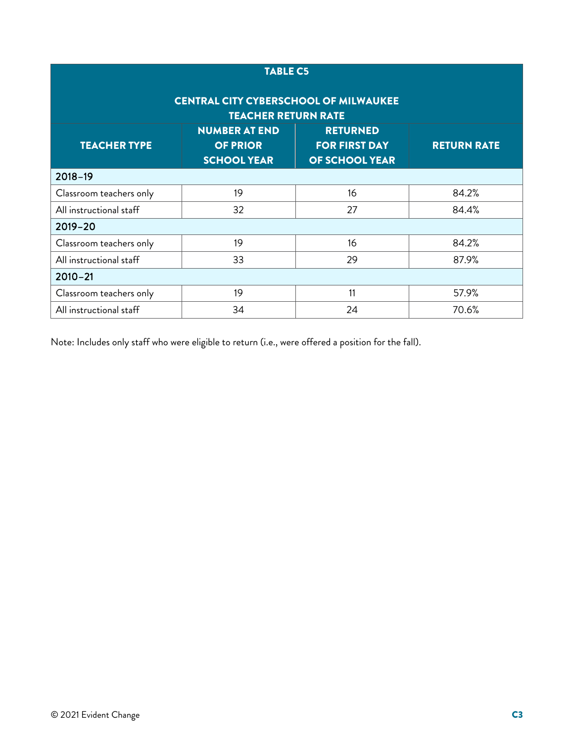| TABLE C5 | | | |
|---|---|---|---|
| CENTRAL CITY CYBERSCHOOL OF MILWAUKEE TEACHER RETURN RATE | | | |
| TEACHER TYPE | NUMBER AT END OF PRIOR SCHOOL YEAR | RETURNED FOR FIRST DAY OF SCHOOL YEAR | RETURN RATE |
| 2018–19 | | | |
| Classroom teachers only | 19 | 16 | 84.2% |
| All instructional staff | 32 | 27 | 84.4% |
| 2019–20 | | | |
| Classroom teachers only | 19 | 16 | 84.2% |
| All instructional staff | 33 | 29 | 87.9% |
| 2010–21 | | | |
| Classroom teachers only | 19 | 11 | 57.9% |
| All instructional staff | 34 | 24 | 70.6% |

Note: Includes only staff who were eligible to return (i.e., were offered a position for the fall).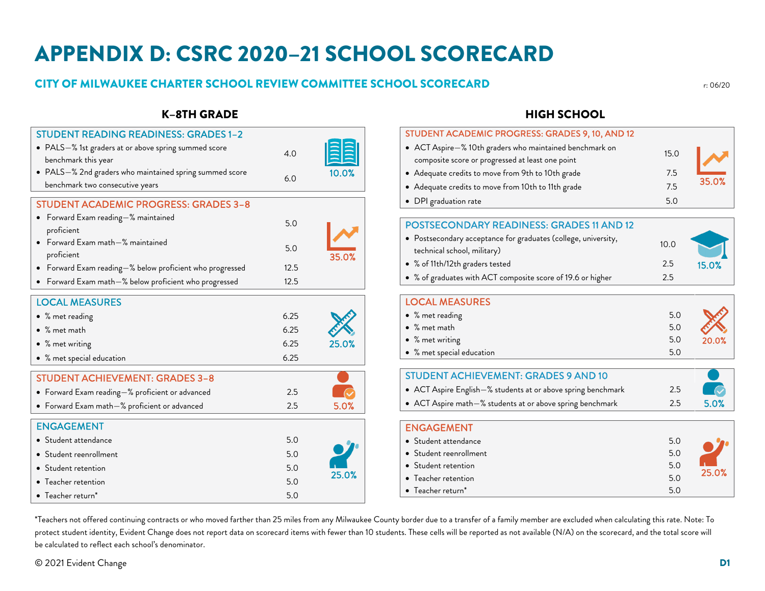# APPENDIX D: CSRC 2020–21 SCHOOL SCORECARD

## CITY OF MILWAUKEE CHARTER SCHOOL REVIEW COMMITTEE SCHOOL SCORECARD

r: 06/20

### K–8TH GRADE

| STUDENT READING READINESS: GRADES 1–2 | | 10.0% |
|---|---|---|
| • PALS—% 1st graders at or above spring summed score benchmark this year | 4.0 | |
| • PALS—% 2nd graders who maintained spring summed score benchmark two consecutive years | 6.0 | |

| STUDENT ACADEMIC PROGRESS: GRADES 3–8 | | 35.0% |
|---|---|---|
| • Forward Exam reading—% maintained proficient | 5.0 | |
| • Forward Exam math—% maintained proficient | 5.0 | |
| • Forward Exam reading—% below proficient who progressed | 12.5 | |
| • Forward Exam math—% below proficient who progressed | 12.5 | |

| LOCAL MEASURES | | 25.0% |
|---|---|---|
| • % met reading | 6.25 | |
| • % met math | 6.25 | |
| • % met writing | 6.25 | |
| • % met special education | 6.25 | |

| STUDENT ACHIEVEMENT: GRADES 3–8 | | 5.0% |
|---|---|---|
| • Forward Exam reading—% proficient or advanced | 2.5 | |
| • Forward Exam math—% proficient or advanced | 2.5 | |

| ENGAGEMENT | | 25.0% |
|---|---|---|
| • Student attendance | 5.0 | |
| • Student reenrollment | 5.0 | |
| • Student retention | 5.0 | |
| • Teacher retention | 5.0 | |
| • Teacher return* | 5.0 | |

### HIGH SCHOOL

| STUDENT ACADEMIC PROGRESS: GRADES 9, 10, AND 12 | | 35.0% |
|---|---|---|
| • ACT Aspire—% 10th graders who maintained benchmark on composite score or progressed at least one point | 15.0 | |
| • Adequate credits to move from 9th to 10th grade | 7.5 | |
| • Adequate credits to move from 10th to 11th grade | 7.5 | |
| • DPI graduation rate | 5.0 | |

| POSTSECONDARY READINESS: GRADES 11 AND 12 | | 15.0% |
|---|---|---|
| • Postsecondary acceptance for graduates (college, university, technical school, military) | 10.0 | |
| • % of 11th/12th graders tested | 2.5 | |
| • % of graduates with ACT composite score of 19.6 or higher | 2.5 | |

| LOCAL MEASURES | | 20.0% |
|---|---|---|
| • % met reading | 5.0 | |
| • % met math | 5.0 | |
| • % met writing | 5.0 | |
| • % met special education | 5.0 | |

| STUDENT ACHIEVEMENT: GRADES 9 AND 10 | | 5.0% |
|---|---|---|
| • ACT Aspire English—% students at or above spring benchmark | 2.5 | |
| • ACT Aspire math—% students at or above spring benchmark | 2.5 | |

| ENGAGEMENT | | 25.0% |
|---|---|---|
| • Student attendance | 5.0 | |
| • Student reenrollment | 5.0 | |
| • Student retention | 5.0 | |
| • Teacher retention | 5.0 | |
| • Teacher return* | 5.0 | |

*Teachers not offered continuing contracts or who moved farther than 25 miles from any Milwaukee County border due to a transfer of a family member are excluded when calculating this rate. Note: To protect student identity, Evident Change does not report data on scorecard items with fewer than 10 students. These cells will be reported as not available (N/A) on the scorecard, and the total score will be calculated to reflect each school's denominator.

© 2021 Evident Change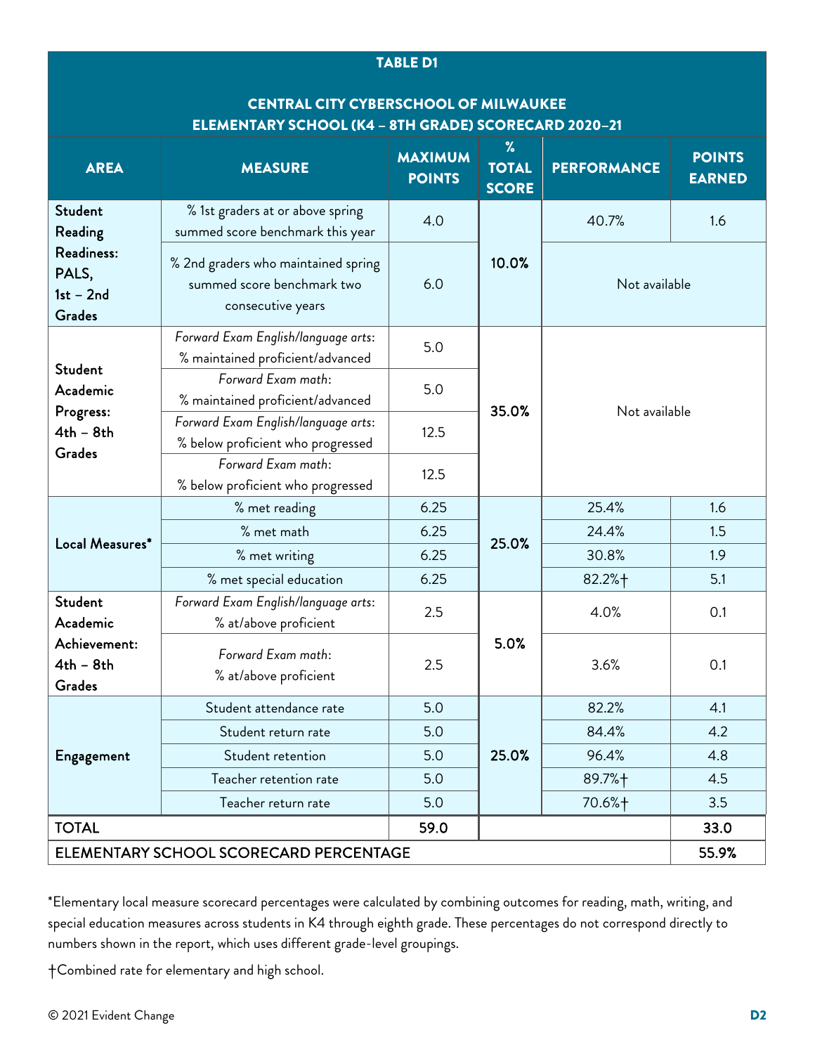**TABLE D1**

**CENTRAL CITY CYBERSCHOOL OF MILWAUKEE ELEMENTARY SCHOOL (K4 – 8TH GRADE) SCORECARD 2020–21**

| AREA | MEASURE | MAXIMUM POINTS | % TOTAL SCORE | PERFORMANCE | POINTS EARNED |
|---|---|---|---|---|---|
| Student Reading Readiness: PALS, 1st – 2nd Grades | % 1st graders at or above spring summed score benchmark this year | 4.0 | 10.0% | 40.7% | 1.6 |
| | % 2nd graders who maintained spring summed score benchmark two consecutive years | 6.0 | | Not available | |
| Student Academic Progress: 4th – 8th Grades | *Forward Exam English/language arts*: % maintained proficient/advanced | 5.0 | 35.0% | Not available | |
| | *Forward Exam math*: % maintained proficient/advanced | 5.0 | | | |
| | *Forward Exam English/language arts*: % below proficient who progressed | 12.5 | | | |
| | *Forward Exam math*: % below proficient who progressed | 12.5 | | | |
| Local Measures* | % met reading | 6.25 | 25.0% | 25.4% | 1.6 |
| | % met math | 6.25 | | 24.4% | 1.5 |
| | % met writing | 6.25 | | 30.8% | 1.9 |
| | % met special education | 6.25 | | 82.2%† | 5.1 |
| Student Academic Achievement: 4th – 8th Grades | *Forward Exam English/language arts*: % at/above proficient | 2.5 | 5.0% | 4.0% | 0.1 |
| | *Forward Exam math*: % at/above proficient | 2.5 | | 3.6% | 0.1 |
| Engagement | Student attendance rate | 5.0 | 25.0% | 82.2% | 4.1 |
| | Student return rate | 5.0 | | 84.4% | 4.2 |
| | Student retention | 5.0 | | 96.4% | 4.8 |
| | Teacher retention rate | 5.0 | | 89.7%† | 4.5 |
| | Teacher return rate | 5.0 | | 70.6%† | 3.5 |
| TOTAL | | 59.0 | | | 33.0 |
| ELEMENTARY SCHOOL SCORECARD PERCENTAGE | | | | | 55.9% |

*Elementary local measure scorecard percentages were calculated by combining outcomes for reading, math, writing, and special education measures across students in K4 through eighth grade. These percentages do not correspond directly to numbers shown in the report, which uses different grade-level groupings.

†Combined rate for elementary and high school.

© 2021 Evident Change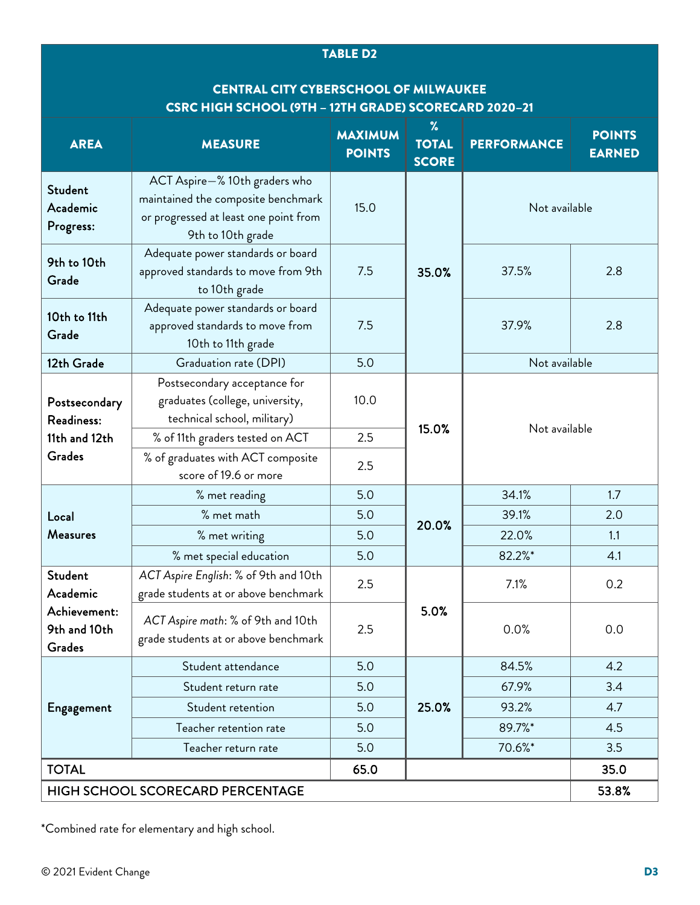**TABLE D2**

**CENTRAL CITY CYBERSCHOOL OF MILWAUKEE**
**CSRC HIGH SCHOOL (9TH – 12TH GRADE) SCORECARD 2020–21**

| AREA | MEASURE | MAXIMUM POINTS | % TOTAL SCORE | PERFORMANCE | POINTS EARNED |
|---|---|---|---|---|---|
| Student Academic Progress: | ACT Aspire—% 10th graders who maintained the composite benchmark or progressed at least one point from 9th to 10th grade | 15.0 | 35.0% | Not available | |
| 9th to 10th Grade | Adequate power standards or board approved standards to move from 9th to 10th grade | 7.5 | | 37.5% | 2.8 |
| 10th to 11th Grade | Adequate power standards or board approved standards to move from 10th to 11th grade | 7.5 | | 37.9% | 2.8 |
| 12th Grade | Graduation rate (DPI) | 5.0 | | Not available | |
| Postsecondary Readiness: 11th and 12th Grades | Postsecondary acceptance for graduates (college, university, technical school, military) | 10.0 | 15.0% | Not available | |
| | % of 11th graders tested on ACT | 2.5 | | | |
| | % of graduates with ACT composite score of 19.6 or more | 2.5 | | | |
| Local Measures | % met reading | 5.0 | 20.0% | 34.1% | 1.7 |
| | % met math | 5.0 | | 39.1% | 2.0 |
| | % met writing | 5.0 | | 22.0% | 1.1 |
| | % met special education | 5.0 | | 82.2%* | 4.1 |
| Student Academic Achievement: 9th and 10th Grades | *ACT Aspire English*: % of 9th and 10th grade students at or above benchmark | 2.5 | 5.0% | 7.1% | 0.2 |
| | *ACT Aspire math*: % of 9th and 10th grade students at or above benchmark | 2.5 | | 0.0% | 0.0 |
| Engagement | Student attendance | 5.0 | 25.0% | 84.5% | 4.2 |
| | Student return rate | 5.0 | | 67.9% | 3.4 |
| | Student retention | 5.0 | | 93.2% | 4.7 |
| | Teacher retention rate | 5.0 | | 89.7%* | 4.5 |
| | Teacher return rate | 5.0 | | 70.6%* | 3.5 |
| TOTAL | | 65.0 | | | 35.0 |
| HIGH SCHOOL SCORECARD PERCENTAGE | | | | | 53.8% |

*Combined rate for elementary and high school.

© 2021 Evident Change